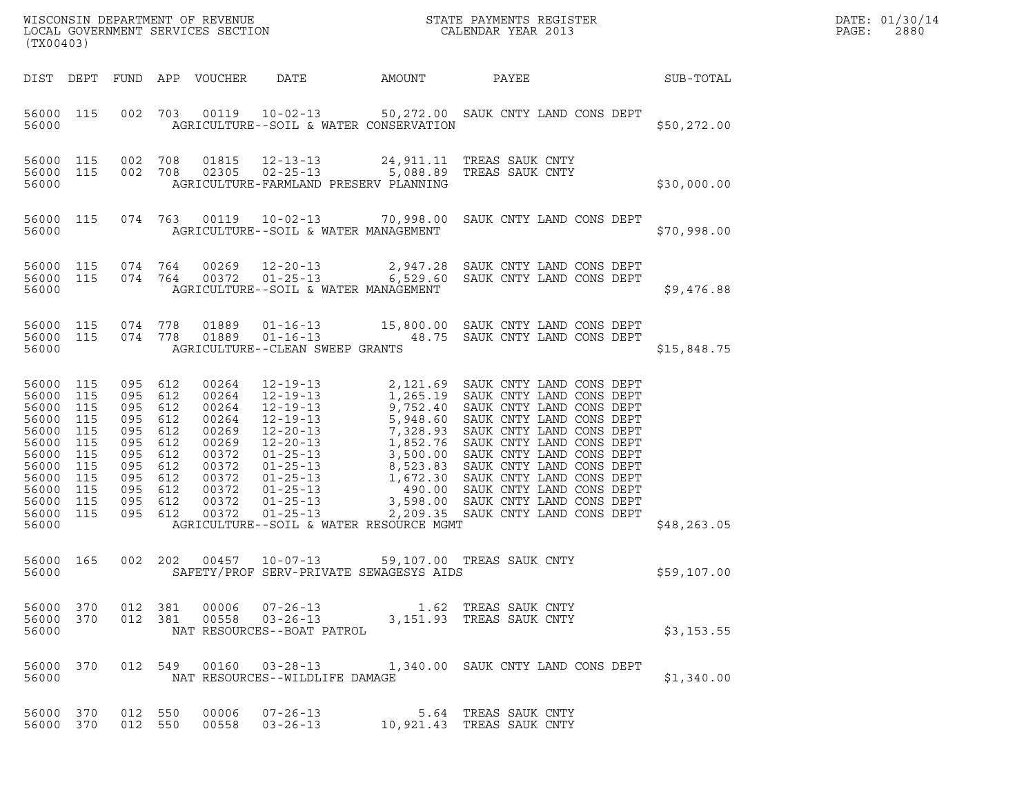WISCONSIN DEPARTMENT OF REVENUE
LOCAL GOVERNMENT SERVICES SECTION
(TX00403)

STATE PAYMENTS REGISTER
CALENDAR YEAR 2013

DATE: 01/30/14
PAGE: 2880

| DIST | DEPT | FUND | APP | VOUCHER | DATE | AMOUNT | PAYEE | SUB-TOTAL |
|---|---|---|---|---|---|---|---|---|
| 56000 | 115 | 002 | 703 | 00119 | 10-02-13 | 50,272.00 | SAUK CNTY LAND CONS DEPT | |
| 56000 | | | | | AGRICULTURE--SOIL & WATER CONSERVATION | | | $50,272.00 |
| 56000 | 115 | 002 | 708 | 01815 | 12-13-13 | 24,911.11 | TREAS SAUK CNTY | |
| 56000 | 115 | 002 | 708 | 02305 | 02-25-13 | 5,088.89 | TREAS SAUK CNTY | |
| 56000 | | | | | AGRICULTURE-FARMLAND PRESERV PLANNING | | | $30,000.00 |
| 56000 | 115 | 074 | 763 | 00119 | 10-02-13 | 70,998.00 | SAUK CNTY LAND CONS DEPT | |
| 56000 | | | | | AGRICULTURE--SOIL & WATER MANAGEMENT | | | $70,998.00 |
| 56000 | 115 | 074 | 764 | 00269 | 12-20-13 | 2,947.28 | SAUK CNTY LAND CONS DEPT | |
| 56000 | 115 | 074 | 764 | 00372 | 01-25-13 | 6,529.60 | SAUK CNTY LAND CONS DEPT | |
| 56000 | | | | | AGRICULTURE--SOIL & WATER MANAGEMENT | | | $9,476.88 |
| 56000 | 115 | 074 | 778 | 01889 | 01-16-13 | 15,800.00 | SAUK CNTY LAND CONS DEPT | |
| 56000 | 115 | 074 | 778 | 01889 | 01-16-13 | 48.75 | SAUK CNTY LAND CONS DEPT | |
| 56000 | | | | | AGRICULTURE--CLEAN SWEEP GRANTS | | | $15,848.75 |
| 56000 | 115 | 095 | 612 | 00264 | 12-19-13 | 2,121.69 | SAUK CNTY LAND CONS DEPT | |
| 56000 | 115 | 095 | 612 | 00264 | 12-19-13 | 1,265.19 | SAUK CNTY LAND CONS DEPT | |
| 56000 | 115 | 095 | 612 | 00264 | 12-19-13 | 9,752.40 | SAUK CNTY LAND CONS DEPT | |
| 56000 | 115 | 095 | 612 | 00264 | 12-19-13 | 5,948.60 | SAUK CNTY LAND CONS DEPT | |
| 56000 | 115 | 095 | 612 | 00269 | 12-20-13 | 7,328.93 | SAUK CNTY LAND CONS DEPT | |
| 56000 | 115 | 095 | 612 | 00269 | 12-20-13 | 1,852.76 | SAUK CNTY LAND CONS DEPT | |
| 56000 | 115 | 095 | 612 | 00372 | 01-25-13 | 3,500.00 | SAUK CNTY LAND CONS DEPT | |
| 56000 | 115 | 095 | 612 | 00372 | 01-25-13 | 8,523.83 | SAUK CNTY LAND CONS DEPT | |
| 56000 | 115 | 095 | 612 | 00372 | 01-25-13 | 1,672.30 | SAUK CNTY LAND CONS DEPT | |
| 56000 | 115 | 095 | 612 | 00372 | 01-25-13 | 490.00 | SAUK CNTY LAND CONS DEPT | |
| 56000 | 115 | 095 | 612 | 00372 | 01-25-13 | 3,598.00 | SAUK CNTY LAND CONS DEPT | |
| 56000 | 115 | 095 | 612 | 00372 | 01-25-13 | 2,209.35 | SAUK CNTY LAND CONS DEPT | |
| 56000 | | | | | AGRICULTURE--SOIL & WATER RESOURCE MGMT | | | $48,263.05 |
| 56000 | 165 | 002 | 202 | 00457 | 10-07-13 | 59,107.00 | TREAS SAUK CNTY | |
| 56000 | | | | | SAFETY/PROF SERV-PRIVATE SEWAGESYS AIDS | | | $59,107.00 |
| 56000 | 370 | 012 | 381 | 00006 | 07-26-13 | 1.62 | TREAS SAUK CNTY | |
| 56000 | 370 | 012 | 381 | 00558 | 03-26-13 | 3,151.93 | TREAS SAUK CNTY | |
| 56000 | | | | | NAT RESOURCES--BOAT PATROL | | | $3,153.55 |
| 56000 | 370 | 012 | 549 | 00160 | 03-28-13 | 1,340.00 | SAUK CNTY LAND CONS DEPT | |
| 56000 | | | | | NAT RESOURCES--WILDLIFE DAMAGE | | | $1,340.00 |
| 56000 | 370 | 012 | 550 | 00006 | 07-26-13 | 5.64 | TREAS SAUK CNTY | |
| 56000 | 370 | 012 | 550 | 00558 | 03-26-13 | 10,921.43 | TREAS SAUK CNTY | |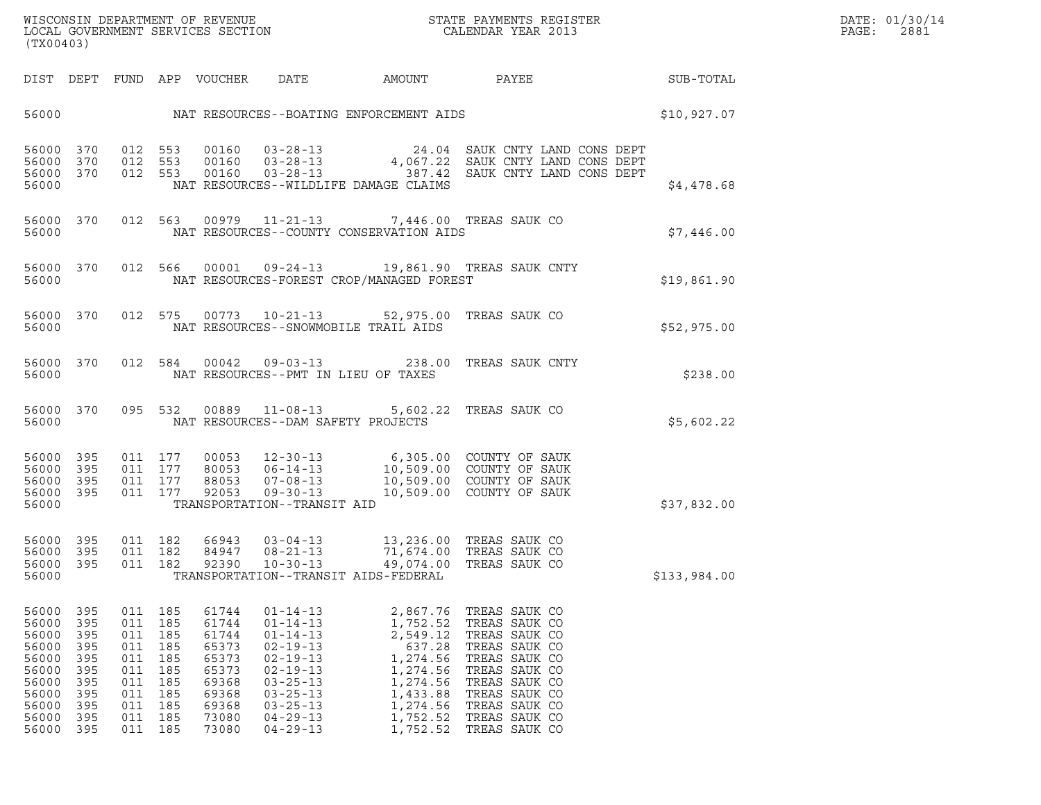| DIST | DEPT | FUND | APP | VOUCHER | DATE | AMOUNT | PAYEE | SUB-TOTAL |
|---|---|---|---|---|---|---|---|---|
| 56000 | | | | | NAT RESOURCES--BOATING ENFORCEMENT AIDS | | | $10,927.07 |
| 56000 | 370 | 012 | 553 | 00160 | 03-28-13 | 24.04 | SAUK CNTY LAND CONS DEPT | |
| 56000 | 370 | 012 | 553 | 00160 | 03-28-13 | 4,067.22 | SAUK CNTY LAND CONS DEPT | |
| 56000 | 370 | 012 | 553 | 00160 | 03-28-13 | 387.42 | SAUK CNTY LAND CONS DEPT | |
| 56000 | | | | | NAT RESOURCES--WILDLIFE DAMAGE CLAIMS | | | $4,478.68 |
| 56000 | 370 | 012 | 563 | 00979 | 11-21-13 | 7,446.00 | TREAS SAUK CO | |
| 56000 | | | | | NAT RESOURCES--COUNTY CONSERVATION AIDS | | | $7,446.00 |
| 56000 | 370 | 012 | 566 | 00001 | 09-24-13 | 19,861.90 | TREAS SAUK CNTY | |
| 56000 | | | | | NAT RESOURCES-FOREST CROP/MANAGED FOREST | | | $19,861.90 |
| 56000 | 370 | 012 | 575 | 00773 | 10-21-13 | 52,975.00 | TREAS SAUK CO | |
| 56000 | | | | | NAT RESOURCES--SNOWMOBILE TRAIL AIDS | | | $52,975.00 |
| 56000 | 370 | 012 | 584 | 00042 | 09-03-13 | 238.00 | TREAS SAUK CNTY | |
| 56000 | | | | | NAT RESOURCES--PMT IN LIEU OF TAXES | | | $238.00 |
| 56000 | 370 | 095 | 532 | 00889 | 11-08-13 | 5,602.22 | TREAS SAUK CO | |
| 56000 | | | | | NAT RESOURCES--DAM SAFETY PROJECTS | | | $5,602.22 |
| 56000 | 395 | 011 | 177 | 00053 | 12-30-13 | 6,305.00 | COUNTY OF SAUK | |
| 56000 | 395 | 011 | 177 | 80053 | 06-14-13 | 10,509.00 | COUNTY OF SAUK | |
| 56000 | 395 | 011 | 177 | 88053 | 07-08-13 | 10,509.00 | COUNTY OF SAUK | |
| 56000 | 395 | 011 | 177 | 92053 | 09-30-13 | 10,509.00 | COUNTY OF SAUK | |
| 56000 | | | | | TRANSPORTATION--TRANSIT AID | | | $37,832.00 |
| 56000 | 395 | 011 | 182 | 66943 | 03-04-13 | 13,236.00 | TREAS SAUK CO | |
| 56000 | 395 | 011 | 182 | 84947 | 08-21-13 | 71,674.00 | TREAS SAUK CO | |
| 56000 | 395 | 011 | 182 | 92390 | 10-30-13 | 49,074.00 | TREAS SAUK CO | |
| 56000 | | | | | TRANSPORTATION--TRANSIT AIDS-FEDERAL | | | $133,984.00 |
| 56000 | 395 | 011 | 185 | 61744 | 01-14-13 | 2,867.76 | TREAS SAUK CO | |
| 56000 | 395 | 011 | 185 | 61744 | 01-14-13 | 1,752.52 | TREAS SAUK CO | |
| 56000 | 395 | 011 | 185 | 61744 | 01-14-13 | 2,549.12 | TREAS SAUK CO | |
| 56000 | 395 | 011 | 185 | 65373 | 02-19-13 | 637.28 | TREAS SAUK CO | |
| 56000 | 395 | 011 | 185 | 65373 | 02-19-13 | 1,274.56 | TREAS SAUK CO | |
| 56000 | 395 | 011 | 185 | 65373 | 02-19-13 | 1,274.56 | TREAS SAUK CO | |
| 56000 | 395 | 011 | 185 | 69368 | 03-25-13 | 1,274.56 | TREAS SAUK CO | |
| 56000 | 395 | 011 | 185 | 69368 | 03-25-13 | 1,433.88 | TREAS SAUK CO | |
| 56000 | 395 | 011 | 185 | 69368 | 03-25-13 | 1,274.56 | TREAS SAUK CO | |
| 56000 | 395 | 011 | 185 | 73080 | 04-29-13 | 1,752.52 | TREAS SAUK CO | |
| 56000 | 395 | 011 | 185 | 73080 | 04-29-13 | 1,752.52 | TREAS SAUK CO | |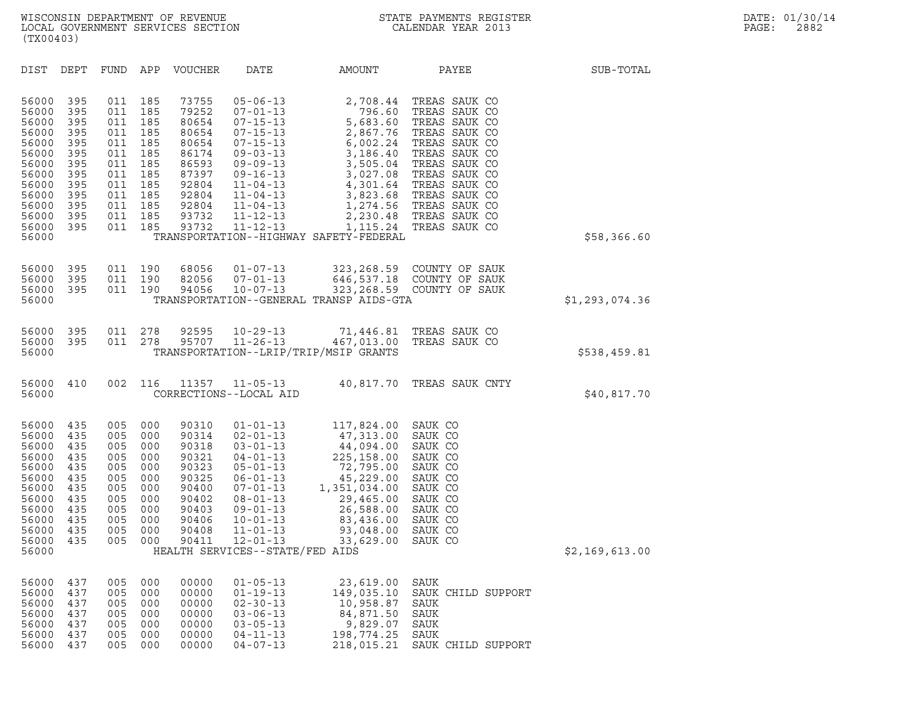| DIST | DEPT | FUND | APP | VOUCHER | DATE | AMOUNT | PAYEE | SUB-TOTAL |
|---|---|---|---|---|---|---|---|---|
| 56000 | 395 | 011 | 185 | 73755 | 05-06-13 | 2,708.44 | TREAS SAUK CO | |
| 56000 | 395 | 011 | 185 | 79252 | 07-01-13 | 796.60 | TREAS SAUK CO | |
| 56000 | 395 | 011 | 185 | 80654 | 07-15-13 | 5,683.60 | TREAS SAUK CO | |
| 56000 | 395 | 011 | 185 | 80654 | 07-15-13 | 2,867.76 | TREAS SAUK CO | |
| 56000 | 395 | 011 | 185 | 80654 | 07-15-13 | 6,002.24 | TREAS SAUK CO | |
| 56000 | 395 | 011 | 185 | 86174 | 09-03-13 | 3,186.40 | TREAS SAUK CO | |
| 56000 | 395 | 011 | 185 | 86593 | 09-09-13 | 3,505.04 | TREAS SAUK CO | |
| 56000 | 395 | 011 | 185 | 87397 | 09-16-13 | 3,027.08 | TREAS SAUK CO | |
| 56000 | 395 | 011 | 185 | 92804 | 11-04-13 | 4,301.64 | TREAS SAUK CO | |
| 56000 | 395 | 011 | 185 | 92804 | 11-04-13 | 3,823.68 | TREAS SAUK CO | |
| 56000 | 395 | 011 | 185 | 92804 | 11-04-13 | 1,274.56 | TREAS SAUK CO | |
| 56000 | 395 | 011 | 185 | 93732 | 11-12-13 | 2,230.48 | TREAS SAUK CO | |
| 56000 | 395 | 011 | 185 | 93732 | 11-12-13 | 1,115.24 | TREAS SAUK CO | |
| 56000 | | | | | TRANSPORTATION--HIGHWAY SAFETY-FEDERAL | | | $58,366.60 |
| 56000 | 395 | 011 | 190 | 68056 | 01-07-13 | 323,268.59 | COUNTY OF SAUK | |
| 56000 | 395 | 011 | 190 | 82056 | 07-01-13 | 646,537.18 | COUNTY OF SAUK | |
| 56000 | 395 | 011 | 190 | 94056 | 10-07-13 | 323,268.59 | COUNTY OF SAUK | |
| 56000 | | | | | TRANSPORTATION--GENERAL TRANSP AIDS-GTA | | | $1,293,074.36 |
| 56000 | 395 | 011 | 278 | 92595 | 10-29-13 | 71,446.81 | TREAS SAUK CO | |
| 56000 | 395 | 011 | 278 | 95707 | 11-26-13 | 467,013.00 | TREAS SAUK CO | |
| 56000 | | | | | TRANSPORTATION--LRIP/TRIP/MSIP GRANTS | | | $538,459.81 |
| 56000 | 410 | 002 | 116 | 11357 | 11-05-13 | 40,817.70 | TREAS SAUK CNTY | |
| 56000 | | | | | CORRECTIONS--LOCAL AID | | | $40,817.70 |
| 56000 | 435 | 005 | 000 | 90310 | 01-01-13 | 117,824.00 | SAUK CO | |
| 56000 | 435 | 005 | 000 | 90314 | 02-01-13 | 47,313.00 | SAUK CO | |
| 56000 | 435 | 005 | 000 | 90318 | 03-01-13 | 44,094.00 | SAUK CO | |
| 56000 | 435 | 005 | 000 | 90321 | 04-01-13 | 225,158.00 | SAUK CO | |
| 56000 | 435 | 005 | 000 | 90323 | 05-01-13 | 72,795.00 | SAUK CO | |
| 56000 | 435 | 005 | 000 | 90325 | 06-01-13 | 45,229.00 | SAUK CO | |
| 56000 | 435 | 005 | 000 | 90400 | 07-01-13 | 1,351,034.00 | SAUK CO | |
| 56000 | 435 | 005 | 000 | 90402 | 08-01-13 | 29,465.00 | SAUK CO | |
| 56000 | 435 | 005 | 000 | 90403 | 09-01-13 | 26,588.00 | SAUK CO | |
| 56000 | 435 | 005 | 000 | 90406 | 10-01-13 | 83,436.00 | SAUK CO | |
| 56000 | 435 | 005 | 000 | 90408 | 11-01-13 | 93,048.00 | SAUK CO | |
| 56000 | 435 | 005 | 000 | 90411 | 12-01-13 | 33,629.00 | SAUK CO | |
| 56000 | | | | | HEALTH SERVICES--STATE/FED AIDS | | | $2,169,613.00 |
| 56000 | 437 | 005 | 000 | 00000 | 01-05-13 | 23,619.00 | SAUK | |
| 56000 | 437 | 005 | 000 | 00000 | 01-19-13 | 149,035.10 | SAUK CHILD SUPPORT | |
| 56000 | 437 | 005 | 000 | 00000 | 02-30-13 | 10,958.87 | SAUK | |
| 56000 | 437 | 005 | 000 | 00000 | 03-06-13 | 84,871.50 | SAUK | |
| 56000 | 437 | 005 | 000 | 00000 | 03-05-13 | 9,829.07 | SAUK | |
| 56000 | 437 | 005 | 000 | 00000 | 04-11-13 | 198,774.25 | SAUK | |
| 56000 | 437 | 005 | 000 | 00000 | 04-07-13 | 218,015.21 | SAUK CHILD SUPPORT | |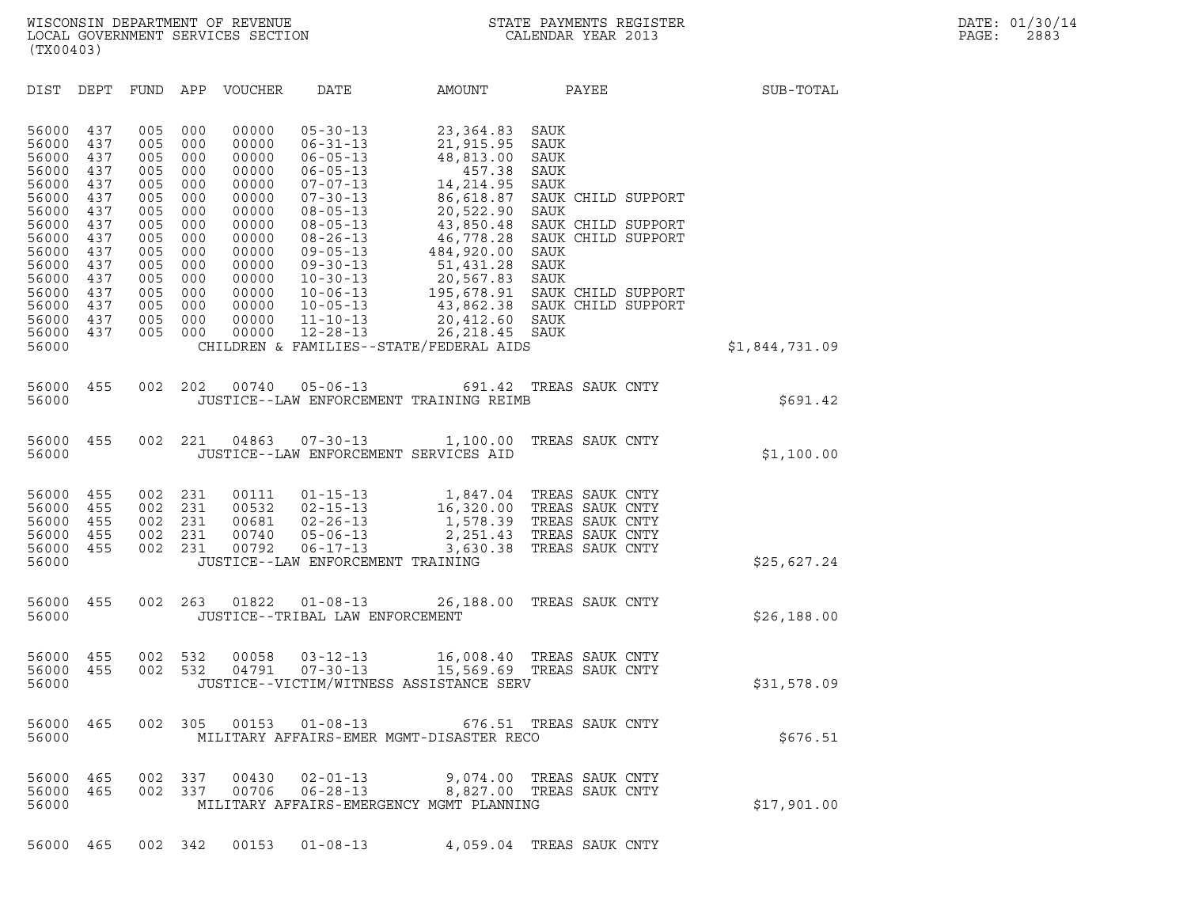WISCONSIN DEPARTMENT OF REVENUE
LOCAL GOVERNMENT SERVICES SECTION
(TX00403)

STATE PAYMENTS REGISTER
CALENDAR YEAR 2013

DATE: 01/30/14
PAGE: 2883

| DIST | DEPT | FUND | APP | VOUCHER | DATE | AMOUNT | PAYEE | SUB-TOTAL |
|---|---|---|---|---|---|---|---|---|
| 56000 | 437 | 005 | 000 | 00000 | 05-30-13 | 23,364.83 | SAUK | |
| 56000 | 437 | 005 | 000 | 00000 | 06-31-13 | 21,915.95 | SAUK | |
| 56000 | 437 | 005 | 000 | 00000 | 06-05-13 | 48,813.00 | SAUK | |
| 56000 | 437 | 005 | 000 | 00000 | 06-05-13 | 457.38 | SAUK | |
| 56000 | 437 | 005 | 000 | 00000 | 07-07-13 | 14,214.95 | SAUK | |
| 56000 | 437 | 005 | 000 | 00000 | 07-30-13 | 86,618.87 | SAUK CHILD SUPPORT | |
| 56000 | 437 | 005 | 000 | 00000 | 08-05-13 | 20,522.90 | SAUK | |
| 56000 | 437 | 005 | 000 | 00000 | 08-05-13 | 43,850.48 | SAUK CHILD SUPPORT | |
| 56000 | 437 | 005 | 000 | 00000 | 08-26-13 | 46,778.28 | SAUK CHILD SUPPORT | |
| 56000 | 437 | 005 | 000 | 00000 | 09-05-13 | 484,920.00 | SAUK | |
| 56000 | 437 | 005 | 000 | 00000 | 09-30-13 | 51,431.28 | SAUK | |
| 56000 | 437 | 005 | 000 | 00000 | 10-30-13 | 20,567.83 | SAUK | |
| 56000 | 437 | 005 | 000 | 00000 | 10-06-13 | 195,678.91 | SAUK CHILD SUPPORT | |
| 56000 | 437 | 005 | 000 | 00000 | 10-05-13 | 43,862.38 | SAUK CHILD SUPPORT | |
| 56000 | 437 | 005 | 000 | 00000 | 11-10-13 | 20,412.60 | SAUK | |
| 56000 | 437 | 005 | 000 | 00000 | 12-28-13 | 26,218.45 | SAUK | |
| 56000 | | | | | CHILDREN & FAMILIES--STATE/FEDERAL AIDS | | | $1,844,731.09 |
| 56000 | 455 | 002 | 202 | 00740 | 05-06-13 | 691.42 | TREAS SAUK CNTY | |
| 56000 | | | | | JUSTICE--LAW ENFORCEMENT TRAINING REIMB | | | $691.42 |
| 56000 | 455 | 002 | 221 | 04863 | 07-30-13 | 1,100.00 | TREAS SAUK CNTY | |
| 56000 | | | | | JUSTICE--LAW ENFORCEMENT SERVICES AID | | | $1,100.00 |
| 56000 | 455 | 002 | 231 | 00111 | 01-15-13 | 1,847.04 | TREAS SAUK CNTY | |
| 56000 | 455 | 002 | 231 | 00532 | 02-15-13 | 16,320.00 | TREAS SAUK CNTY | |
| 56000 | 455 | 002 | 231 | 00681 | 02-26-13 | 1,578.39 | TREAS SAUK CNTY | |
| 56000 | 455 | 002 | 231 | 00740 | 05-06-13 | 2,251.43 | TREAS SAUK CNTY | |
| 56000 | 455 | 002 | 231 | 00792 | 06-17-13 | 3,630.38 | TREAS SAUK CNTY | |
| 56000 | | | | | JUSTICE--LAW ENFORCEMENT TRAINING | | | $25,627.24 |
| 56000 | 455 | 002 | 263 | 01822 | 01-08-13 | 26,188.00 | TREAS SAUK CNTY | |
| 56000 | | | | | JUSTICE--TRIBAL LAW ENFORCEMENT | | | $26,188.00 |
| 56000 | 455 | 002 | 532 | 00058 | 03-12-13 | 16,008.40 | TREAS SAUK CNTY | |
| 56000 | 455 | 002 | 532 | 04791 | 07-30-13 | 15,569.69 | TREAS SAUK CNTY | |
| 56000 | | | | | JUSTICE--VICTIM/WITNESS ASSISTANCE SERV | | | $31,578.09 |
| 56000 | 465 | 002 | 305 | 00153 | 01-08-13 | 676.51 | TREAS SAUK CNTY | |
| 56000 | | | | | MILITARY AFFAIRS-EMER MGMT-DISASTER RECO | | | $676.51 |
| 56000 | 465 | 002 | 337 | 00430 | 02-01-13 | 9,074.00 | TREAS SAUK CNTY | |
| 56000 | 465 | 002 | 337 | 00706 | 06-28-13 | 8,827.00 | TREAS SAUK CNTY | |
| 56000 | | | | | MILITARY AFFAIRS-EMERGENCY MGMT PLANNING | | | $17,901.00 |
| 56000 | 465 | 002 | 342 | 00153 | 01-08-13 | 4,059.04 | TREAS SAUK CNTY | |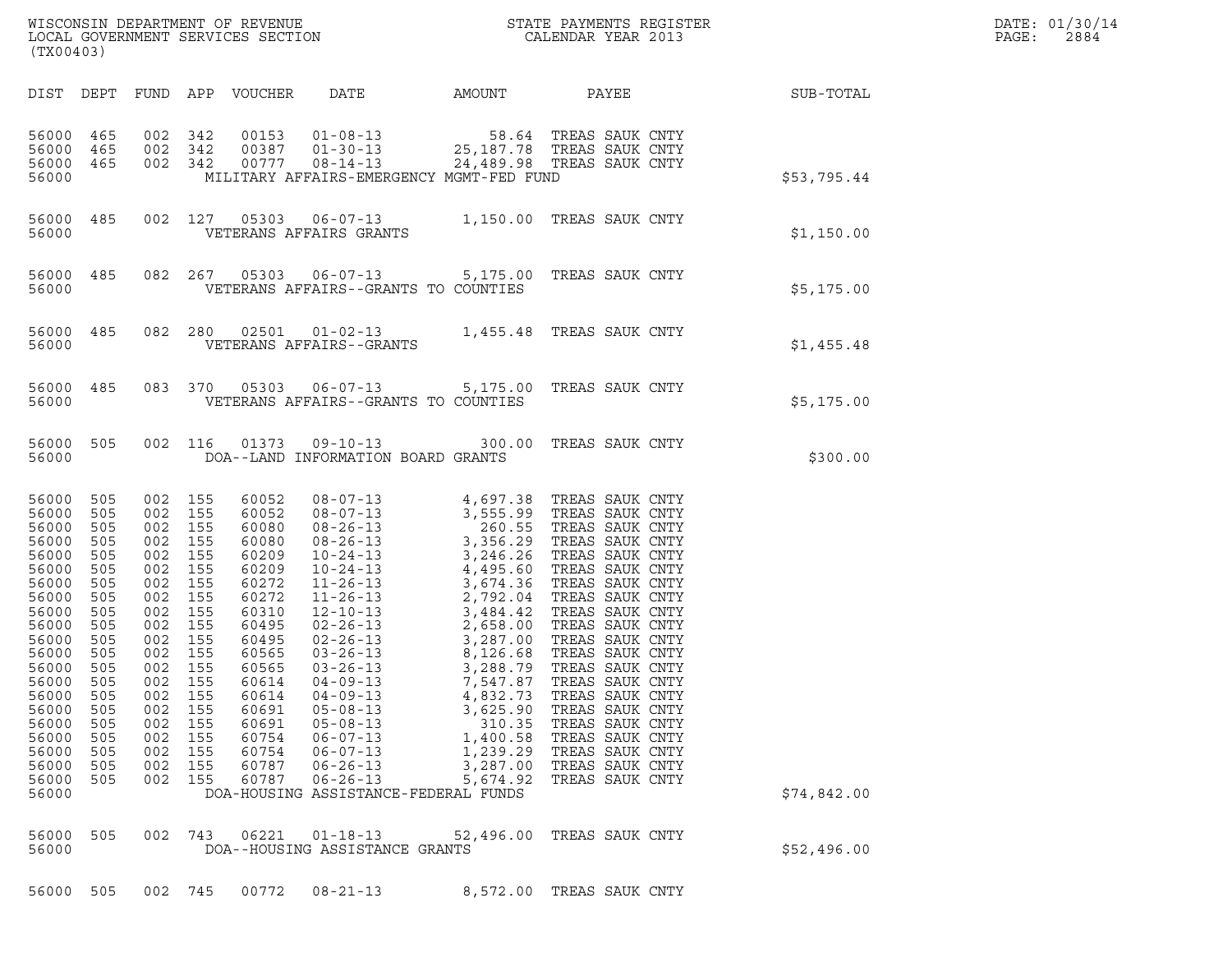WISCONSIN DEPARTMENT OF REVENUE
LOCAL GOVERNMENT SERVICES SECTION
(TX00403)

STATE PAYMENTS REGISTER
CALENDAR YEAR 2013

DATE: 01/30/14
PAGE: 2884

| DIST | DEPT | FUND | APP | VOUCHER | DATE | AMOUNT | PAYEE | SUB-TOTAL |
|---|---|---|---|---|---|---|---|---|
| 56000 | 465 | 002 | 342 | 00153 | 01-08-13 | 58.64 | TREAS SAUK CNTY | |
| 56000 | 465 | 002 | 342 | 00387 | 01-30-13 | 25,187.78 | TREAS SAUK CNTY | |
| 56000 | 465 | 002 | 342 | 00777 | 08-14-13 | 24,489.98 | TREAS SAUK CNTY | |
| 56000 | | | | MILITARY AFFAIRS-EMERGENCY MGMT-FED FUND | | | | $53,795.44 |
| 56000 | 485 | 002 | 127 | 05303 | 06-07-13 | 1,150.00 | TREAS SAUK CNTY | |
| 56000 | | | | VETERANS AFFAIRS GRANTS | | | | $1,150.00 |
| 56000 | 485 | 082 | 267 | 05303 | 06-07-13 | 5,175.00 | TREAS SAUK CNTY | |
| 56000 | | | | VETERANS AFFAIRS--GRANTS TO COUNTIES | | | | $5,175.00 |
| 56000 | 485 | 082 | 280 | 02501 | 01-02-13 | 1,455.48 | TREAS SAUK CNTY | |
| 56000 | | | | VETERANS AFFAIRS--GRANTS | | | | $1,455.48 |
| 56000 | 485 | 083 | 370 | 05303 | 06-07-13 | 5,175.00 | TREAS SAUK CNTY | |
| 56000 | | | | VETERANS AFFAIRS--GRANTS TO COUNTIES | | | | $5,175.00 |
| 56000 | 505 | 002 | 116 | 01373 | 09-10-13 | 300.00 | TREAS SAUK CNTY | |
| 56000 | | | | DOA--LAND INFORMATION BOARD GRANTS | | | | $300.00 |
| 56000 | 505 | 002 | 155 | 60052 | 08-07-13 | 4,697.38 | TREAS SAUK CNTY | |
| 56000 | 505 | 002 | 155 | 60052 | 08-07-13 | 3,555.99 | TREAS SAUK CNTY | |
| 56000 | 505 | 002 | 155 | 60080 | 08-26-13 | 260.55 | TREAS SAUK CNTY | |
| 56000 | 505 | 002 | 155 | 60080 | 08-26-13 | 3,356.29 | TREAS SAUK CNTY | |
| 56000 | 505 | 002 | 155 | 60209 | 10-24-13 | 3,246.26 | TREAS SAUK CNTY | |
| 56000 | 505 | 002 | 155 | 60209 | 10-24-13 | 4,495.60 | TREAS SAUK CNTY | |
| 56000 | 505 | 002 | 155 | 60272 | 11-26-13 | 3,674.36 | TREAS SAUK CNTY | |
| 56000 | 505 | 002 | 155 | 60272 | 11-26-13 | 2,792.04 | TREAS SAUK CNTY | |
| 56000 | 505 | 002 | 155 | 60310 | 12-10-13 | 3,484.42 | TREAS SAUK CNTY | |
| 56000 | 505 | 002 | 155 | 60495 | 02-26-13 | 2,658.00 | TREAS SAUK CNTY | |
| 56000 | 505 | 002 | 155 | 60495 | 02-26-13 | 3,287.00 | TREAS SAUK CNTY | |
| 56000 | 505 | 002 | 155 | 60565 | 03-26-13 | 8,126.68 | TREAS SAUK CNTY | |
| 56000 | 505 | 002 | 155 | 60565 | 03-26-13 | 3,288.79 | TREAS SAUK CNTY | |
| 56000 | 505 | 002 | 155 | 60614 | 04-09-13 | 7,547.87 | TREAS SAUK CNTY | |
| 56000 | 505 | 002 | 155 | 60614 | 04-09-13 | 4,832.73 | TREAS SAUK CNTY | |
| 56000 | 505 | 002 | 155 | 60691 | 05-08-13 | 3,625.90 | TREAS SAUK CNTY | |
| 56000 | 505 | 002 | 155 | 60691 | 05-08-13 | 310.35 | TREAS SAUK CNTY | |
| 56000 | 505 | 002 | 155 | 60754 | 06-07-13 | 1,400.58 | TREAS SAUK CNTY | |
| 56000 | 505 | 002 | 155 | 60754 | 06-07-13 | 1,239.29 | TREAS SAUK CNTY | |
| 56000 | 505 | 002 | 155 | 60787 | 06-26-13 | 3,287.00 | TREAS SAUK CNTY | |
| 56000 | 505 | 002 | 155 | 60787 | 06-26-13 | 5,674.92 | TREAS SAUK CNTY | |
| 56000 | | | | DOA-HOUSING ASSISTANCE-FEDERAL FUNDS | | | | $74,842.00 |
| 56000 | 505 | 002 | 743 | 06221 | 01-18-13 | 52,496.00 | TREAS SAUK CNTY | |
| 56000 | | | | DOA--HOUSING ASSISTANCE GRANTS | | | | $52,496.00 |
| 56000 | 505 | 002 | 745 | 00772 | 08-21-13 | 8,572.00 | TREAS SAUK CNTY | |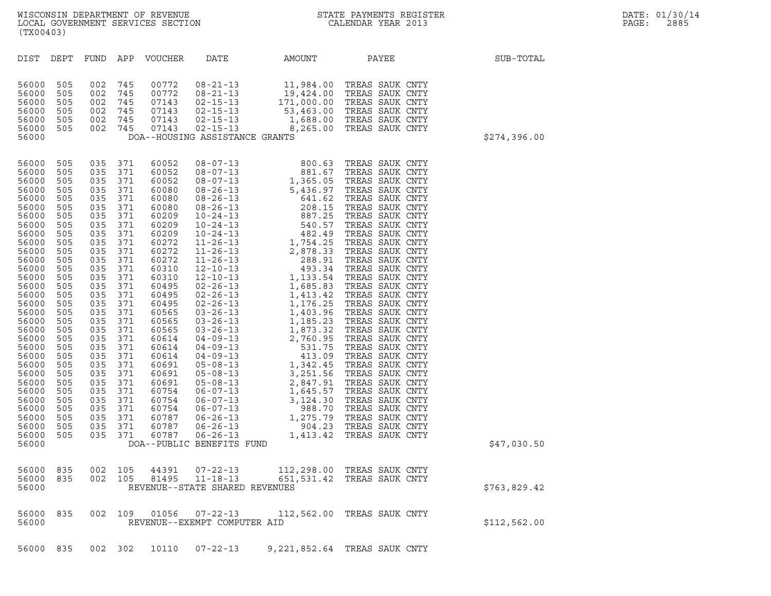WISCONSIN DEPARTMENT OF REVENUE
LOCAL GOVERNMENT SERVICES SECTION
(TX00403)

STATE PAYMENTS REGISTER
CALENDAR YEAR 2013

DATE: 01/30/14

| DIST | DEPT | FUND | APP | VOUCHER | DATE | AMOUNT | PAYEE | SUB-TOTAL |
|---|---|---|---|---|---|---|---|---|
| 56000 | 505 | 002 | 745 | 00772 | 08-21-13 | 11,984.00 | TREAS SAUK CNTY | |
| 56000 | 505 | 002 | 745 | 00772 | 08-21-13 | 19,424.00 | TREAS SAUK CNTY | |
| 56000 | 505 | 002 | 745 | 07143 | 02-15-13 | 171,000.00 | TREAS SAUK CNTY | |
| 56000 | 505 | 002 | 745 | 07143 | 02-15-13 | 53,463.00 | TREAS SAUK CNTY | |
| 56000 | 505 | 002 | 745 | 07143 | 02-15-13 | 1,688.00 | TREAS SAUK CNTY | |
| 56000 | 505 | 002 | 745 | 07143 | 02-15-13 | 8,265.00 | TREAS SAUK CNTY | |
| 56000 | | | | DOA--HOUSING ASSISTANCE GRANTS | | | | $274,396.00 |
| 56000 | 505 | 035 | 371 | 60052 | 08-07-13 | 800.63 | TREAS SAUK CNTY | |
| 56000 | 505 | 035 | 371 | 60052 | 08-07-13 | 881.67 | TREAS SAUK CNTY | |
| 56000 | 505 | 035 | 371 | 60052 | 08-07-13 | 1,365.05 | TREAS SAUK CNTY | |
| 56000 | 505 | 035 | 371 | 60080 | 08-26-13 | 5,436.97 | TREAS SAUK CNTY | |
| 56000 | 505 | 035 | 371 | 60080 | 08-26-13 | 641.62 | TREAS SAUK CNTY | |
| 56000 | 505 | 035 | 371 | 60080 | 08-26-13 | 208.15 | TREAS SAUK CNTY | |
| 56000 | 505 | 035 | 371 | 60209 | 10-24-13 | 887.25 | TREAS SAUK CNTY | |
| 56000 | 505 | 035 | 371 | 60209 | 10-24-13 | 540.57 | TREAS SAUK CNTY | |
| 56000 | 505 | 035 | 371 | 60209 | 10-24-13 | 482.49 | TREAS SAUK CNTY | |
| 56000 | 505 | 035 | 371 | 60272 | 11-26-13 | 1,754.25 | TREAS SAUK CNTY | |
| 56000 | 505 | 035 | 371 | 60272 | 11-26-13 | 2,878.33 | TREAS SAUK CNTY | |
| 56000 | 505 | 035 | 371 | 60272 | 11-26-13 | 288.91 | TREAS SAUK CNTY | |
| 56000 | 505 | 035 | 371 | 60310 | 12-10-13 | 493.34 | TREAS SAUK CNTY | |
| 56000 | 505 | 035 | 371 | 60310 | 12-10-13 | 1,133.54 | TREAS SAUK CNTY | |
| 56000 | 505 | 035 | 371 | 60495 | 02-26-13 | 1,685.83 | TREAS SAUK CNTY | |
| 56000 | 505 | 035 | 371 | 60495 | 02-26-13 | 1,413.42 | TREAS SAUK CNTY | |
| 56000 | 505 | 035 | 371 | 60495 | 02-26-13 | 1,176.25 | TREAS SAUK CNTY | |
| 56000 | 505 | 035 | 371 | 60565 | 03-26-13 | 1,403.96 | TREAS SAUK CNTY | |
| 56000 | 505 | 035 | 371 | 60565 | 03-26-13 | 1,185.23 | TREAS SAUK CNTY | |
| 56000 | 505 | 035 | 371 | 60565 | 03-26-13 | 1,873.32 | TREAS SAUK CNTY | |
| 56000 | 505 | 035 | 371 | 60614 | 04-09-13 | 2,760.95 | TREAS SAUK CNTY | |
| 56000 | 505 | 035 | 371 | 60614 | 04-09-13 | 531.75 | TREAS SAUK CNTY | |
| 56000 | 505 | 035 | 371 | 60614 | 04-09-13 | 413.09 | TREAS SAUK CNTY | |
| 56000 | 505 | 035 | 371 | 60691 | 05-08-13 | 1,342.45 | TREAS SAUK CNTY | |
| 56000 | 505 | 035 | 371 | 60691 | 05-08-13 | 3,251.56 | TREAS SAUK CNTY | |
| 56000 | 505 | 035 | 371 | 60691 | 05-08-13 | 2,847.91 | TREAS SAUK CNTY | |
| 56000 | 505 | 035 | 371 | 60754 | 06-07-13 | 1,645.57 | TREAS SAUK CNTY | |
| 56000 | 505 | 035 | 371 | 60754 | 06-07-13 | 3,124.30 | TREAS SAUK CNTY | |
| 56000 | 505 | 035 | 371 | 60754 | 06-07-13 | 988.70 | TREAS SAUK CNTY | |
| 56000 | 505 | 035 | 371 | 60787 | 06-26-13 | 1,275.79 | TREAS SAUK CNTY | |
| 56000 | 505 | 035 | 371 | 60787 | 06-26-13 | 904.23 | TREAS SAUK CNTY | |
| 56000 | 505 | 035 | 371 | 60787 | 06-26-13 | 1,413.42 | TREAS SAUK CNTY | |
| 56000 | | | | DOA--PUBLIC BENEFITS FUND | | | | $47,030.50 |
| 56000 | 835 | 002 | 105 | 44391 | 07-22-13 | 112,298.00 | TREAS SAUK CNTY | |
| 56000 | 835 | 002 | 105 | 81495 | 11-18-13 | 651,531.42 | TREAS SAUK CNTY | |
| 56000 | | | | REVENUE--STATE SHARED REVENUES | | | | $763,829.42 |
| 56000 | 835 | 002 | 109 | 01056 | 07-22-13 | 112,562.00 | TREAS SAUK CNTY | |
| 56000 | | | | REVENUE--EXEMPT COMPUTER AID | | | | $112,562.00 |
| 56000 | 835 | 002 | 302 | 10110 | 07-22-13 | 9,221,852.64 | TREAS SAUK CNTY | |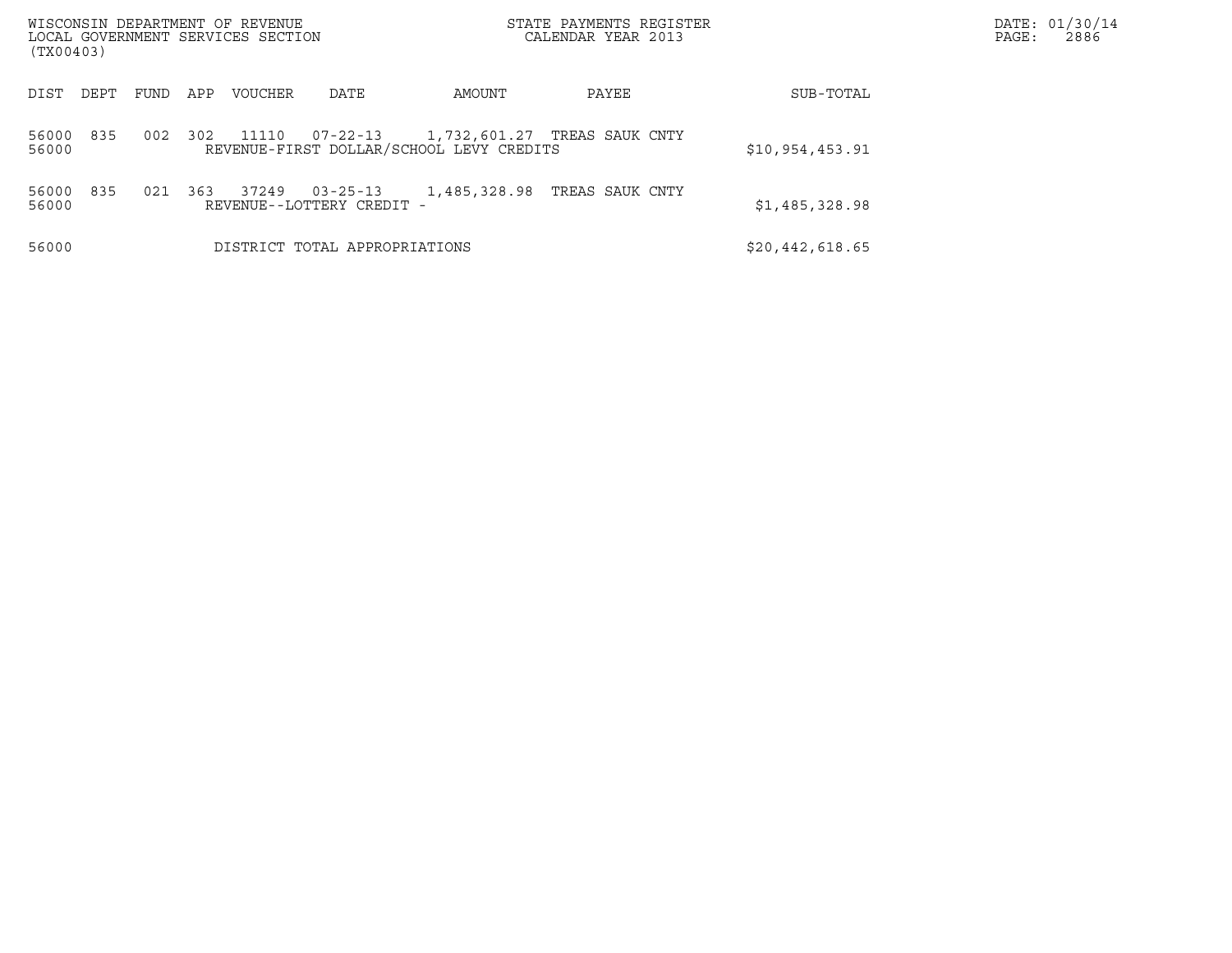WISCONSIN DEPARTMENT OF REVENUE
LOCAL GOVERNMENT SERVICES SECTION
(TX00403)

STATE PAYMENTS REGISTER
CALENDAR YEAR 2013

DATE: 01/30/14

| DIST | DEPT | FUND | APP | VOUCHER | DATE | AMOUNT | PAYEE | SUB-TOTAL |
|---|---|---|---|---|---|---|---|---|
| 56000 | 835 | 002 | 302 | 11110 | 07-22-13 | 1,732,601.27 | TREAS SAUK CNTY | |
| 56000 | | | | REVENUE-FIRST DOLLAR/SCHOOL LEVY CREDITS | | | | $10,954,453.91 |
| 56000 | 835 | 021 | 363 | 37249 | 03-25-13 | 1,485,328.98 | TREAS SAUK CNTY | |
| 56000 | | | | REVENUE--LOTTERY CREDIT - | | | | $1,485,328.98 |
| 56000 | | | | DISTRICT TOTAL APPROPRIATIONS | | | | $20,442,618.65 |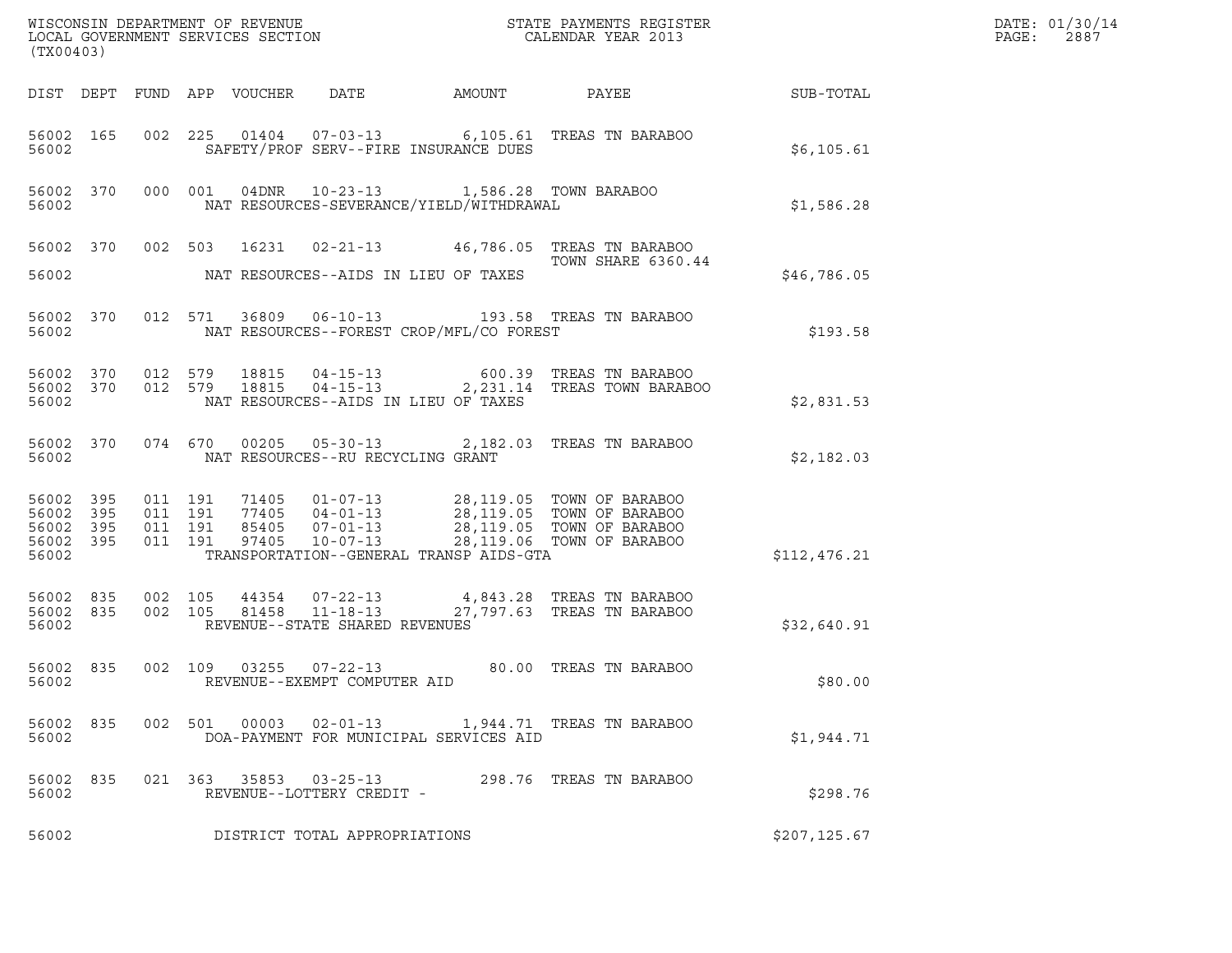WISCONSIN DEPARTMENT OF REVENUE
LOCAL GOVERNMENT SERVICES SECTION
(TX00403)

STATE PAYMENTS REGISTER
CALENDAR YEAR 2013

DATE: 01/30/14
PAGE: 2887

| DIST | DEPT | FUND | APP | VOUCHER | DATE | AMOUNT | PAYEE | SUB-TOTAL |
|---|---|---|---|---|---|---|---|---|
| 56002 | 165 | 002 | 225 | 01404 | 07-03-13 | 6,105.61 | TREAS TN BARABOO | |
| 56002 | | | | SAFETY/PROF SERV--FIRE INSURANCE DUES | | | | $6,105.61 |
| 56002 | 370 | 000 | 001 | 04DNR | 10-23-13 | 1,586.28 | TOWN BARABOO | |
| 56002 | | | | NAT RESOURCES-SEVERANCE/YIELD/WITHDRAWAL | | | | $1,586.28 |
| 56002 | 370 | 002 | 503 | 16231 | 02-21-13 | 46,786.05 | TREAS TN BARABOO TOWN SHARE 6360.44 | |
| 56002 | | | | NAT RESOURCES--AIDS IN LIEU OF TAXES | | | | $46,786.05 |
| 56002 | 370 | 012 | 571 | 36809 | 06-10-13 | 193.58 | TREAS TN BARABOO | |
| 56002 | | | | NAT RESOURCES--FOREST CROP/MFL/CO FOREST | | | | $193.58 |
| 56002 | 370 | 012 | 579 | 18815 | 04-15-13 | 600.39 | TREAS TN BARABOO | |
| 56002 | 370 | 012 | 579 | 18815 | 04-15-13 | 2,231.14 | TREAS TOWN BARABOO | |
| 56002 | | | | NAT RESOURCES--AIDS IN LIEU OF TAXES | | | | $2,831.53 |
| 56002 | 370 | 074 | 670 | 00205 | 05-30-13 | 2,182.03 | TREAS TN BARABOO | |
| 56002 | | | | NAT RESOURCES--RU RECYCLING GRANT | | | | $2,182.03 |
| 56002 | 395 | 011 | 191 | 71405 | 01-07-13 | 28,119.05 | TOWN OF BARABOO | |
| 56002 | 395 | 011 | 191 | 77405 | 04-01-13 | 28,119.05 | TOWN OF BARABOO | |
| 56002 | 395 | 011 | 191 | 85405 | 07-01-13 | 28,119.05 | TOWN OF BARABOO | |
| 56002 | 395 | 011 | 191 | 97405 | 10-07-13 | 28,119.06 | TOWN OF BARABOO | |
| 56002 | | | | TRANSPORTATION--GENERAL TRANSP AIDS-GTA | | | | $112,476.21 |
| 56002 | 835 | 002 | 105 | 44354 | 07-22-13 | 4,843.28 | TREAS TN BARABOO | |
| 56002 | 835 | 002 | 105 | 81458 | 11-18-13 | 27,797.63 | TREAS TN BARABOO | |
| 56002 | | | | REVENUE--STATE SHARED REVENUES | | | | $32,640.91 |
| 56002 | 835 | 002 | 109 | 03255 | 07-22-13 | 80.00 | TREAS TN BARABOO | |
| 56002 | | | | REVENUE--EXEMPT COMPUTER AID | | | | $80.00 |
| 56002 | 835 | 002 | 501 | 00003 | 02-01-13 | 1,944.71 | TREAS TN BARABOO | |
| 56002 | | | | DOA-PAYMENT FOR MUNICIPAL SERVICES AID | | | | $1,944.71 |
| 56002 | 835 | 021 | 363 | 35853 | 03-25-13 | 298.76 | TREAS TN BARABOO | |
| 56002 | | | | REVENUE--LOTTERY CREDIT - | | | | $298.76 |
| 56002 | | | | DISTRICT TOTAL APPROPRIATIONS | | | | $207,125.67 |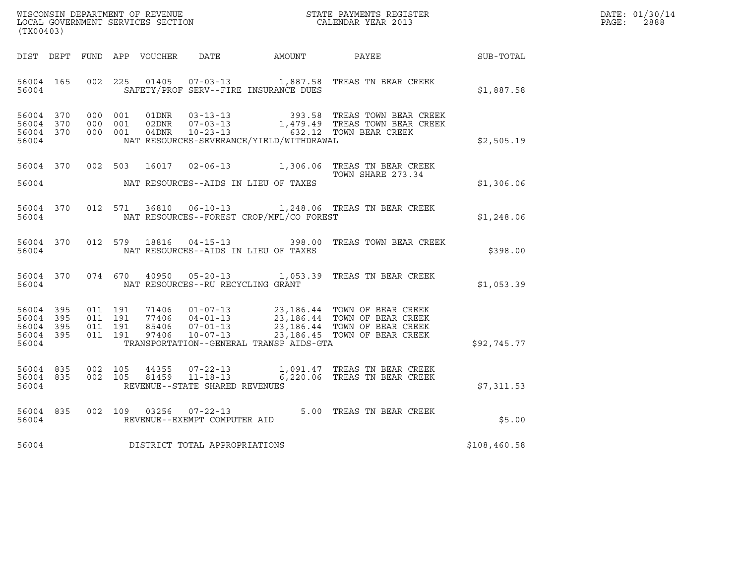WISCONSIN DEPARTMENT OF REVENUE
LOCAL GOVERNMENT SERVICES SECTION
(TX00403)

STATE PAYMENTS REGISTER
CALENDAR YEAR 2013

DATE: 01/30/14
PAGE: 2888

| DIST | DEPT | FUND | APP | VOUCHER | DATE | AMOUNT | PAYEE | SUB-TOTAL |
|---|---|---|---|---|---|---|---|---|
| 56004 | 165 | 002 | 225 | 01405 | 07-03-13 | 1,887.58 | TREAS TN BEAR CREEK | |
| 56004 | | | | | SAFETY/PROF SERV--FIRE INSURANCE DUES | | | $1,887.58 |
| 56004 | 370 | 000 | 001 | 01DNR | 03-13-13 | 393.58 | TREAS TOWN BEAR CREEK | |
| 56004 | 370 | 000 | 001 | 02DNR | 07-03-13 | 1,479.49 | TREAS TOWN BEAR CREEK | |
| 56004 | 370 | 000 | 001 | 04DNR | 10-23-13 | 632.12 | TOWN BEAR CREEK | |
| 56004 | | | | | NAT RESOURCES-SEVERANCE/YIELD/WITHDRAWAL | | | $2,505.19 |
| 56004 | 370 | 002 | 503 | 16017 | 02-06-13 | 1,306.06 | TREAS TN BEAR CREEK TOWN SHARE 273.34 | |
| 56004 | | | | | NAT RESOURCES--AIDS IN LIEU OF TAXES | | | $1,306.06 |
| 56004 | 370 | 012 | 571 | 36810 | 06-10-13 | 1,248.06 | TREAS TN BEAR CREEK | |
| 56004 | | | | | NAT RESOURCES--FOREST CROP/MFL/CO FOREST | | | $1,248.06 |
| 56004 | 370 | 012 | 579 | 18816 | 04-15-13 | 398.00 | TREAS TOWN BEAR CREEK | |
| 56004 | | | | | NAT RESOURCES--AIDS IN LIEU OF TAXES | | | $398.00 |
| 56004 | 370 | 074 | 670 | 40950 | 05-20-13 | 1,053.39 | TREAS TN BEAR CREEK | |
| 56004 | | | | | NAT RESOURCES--RU RECYCLING GRANT | | | $1,053.39 |
| 56004 | 395 | 011 | 191 | 71406 | 01-07-13 | 23,186.44 | TOWN OF BEAR CREEK | |
| 56004 | 395 | 011 | 191 | 77406 | 04-01-13 | 23,186.44 | TOWN OF BEAR CREEK | |
| 56004 | 395 | 011 | 191 | 85406 | 07-01-13 | 23,186.44 | TOWN OF BEAR CREEK | |
| 56004 | 395 | 011 | 191 | 97406 | 10-07-13 | 23,186.45 | TOWN OF BEAR CREEK | |
| 56004 | | | | | TRANSPORTATION--GENERAL TRANSP AIDS-GTA | | | $92,745.77 |
| 56004 | 835 | 002 | 105 | 44355 | 07-22-13 | 1,091.47 | TREAS TN BEAR CREEK | |
| 56004 | 835 | 002 | 105 | 81459 | 11-18-13 | 6,220.06 | TREAS TN BEAR CREEK | |
| 56004 | | | | | REVENUE--STATE SHARED REVENUES | | | $7,311.53 |
| 56004 | 835 | 002 | 109 | 03256 | 07-22-13 | 5.00 | TREAS TN BEAR CREEK | |
| 56004 | | | | | REVENUE--EXEMPT COMPUTER AID | | | $5.00 |
| 56004 | | | | | DISTRICT TOTAL APPROPRIATIONS | | | $108,460.58 |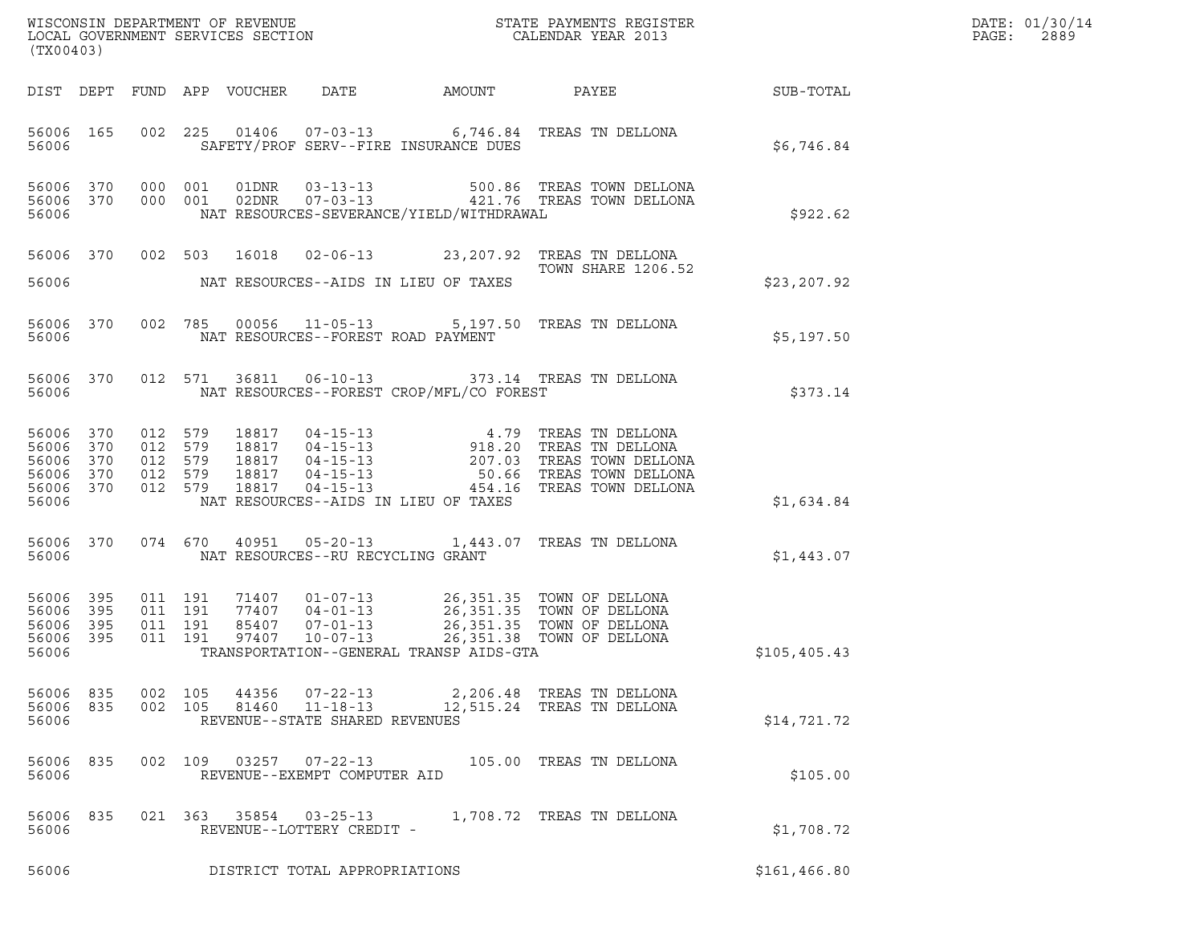WISCONSIN DEPARTMENT OF REVENUE
LOCAL GOVERNMENT SERVICES SECTION
(TX00403)

STATE PAYMENTS REGISTER
CALENDAR YEAR 2013

DATE: 01/30/14

| DIST | DEPT | FUND | APP | VOUCHER | DATE | AMOUNT | PAYEE | SUB-TOTAL |
|---|---|---|---|---|---|---|---|---|
| 56006 | 165 | 002 | 225 | 01406 | 07-03-13 | 6,746.84 | TREAS TN DELLONA | |
| 56006 | | | | SAFETY/PROF SERV--FIRE INSURANCE DUES | | | | $6,746.84 |
| 56006 | 370 | 000 | 001 | 01DNR | 03-13-13 | 500.86 | TREAS TOWN DELLONA | |
| 56006 | 370 | 000 | 001 | 02DNR | 07-03-13 | 421.76 | TREAS TOWN DELLONA | |
| 56006 | | | | NAT RESOURCES-SEVERANCE/YIELD/WITHDRAWAL | | | | $922.62 |
| 56006 | 370 | 002 | 503 | 16018 | 02-06-13 | 23,207.92 | TREAS TN DELLONA TOWN SHARE 1206.52 | |
| 56006 | | | | NAT RESOURCES--AIDS IN LIEU OF TAXES | | | | $23,207.92 |
| 56006 | 370 | 002 | 785 | 00056 | 11-05-13 | 5,197.50 | TREAS TN DELLONA | |
| 56006 | | | | NAT RESOURCES--FOREST ROAD PAYMENT | | | | $5,197.50 |
| 56006 | 370 | 012 | 571 | 36811 | 06-10-13 | 373.14 | TREAS TN DELLONA | |
| 56006 | | | | NAT RESOURCES--FOREST CROP/MFL/CO FOREST | | | | $373.14 |
| 56006 | 370 | 012 | 579 | 18817 | 04-15-13 | 4.79 | TREAS TN DELLONA | |
| 56006 | 370 | 012 | 579 | 18817 | 04-15-13 | 918.20 | TREAS TN DELLONA | |
| 56006 | 370 | 012 | 579 | 18817 | 04-15-13 | 207.03 | TREAS TOWN DELLONA | |
| 56006 | 370 | 012 | 579 | 18817 | 04-15-13 | 50.66 | TREAS TOWN DELLONA | |
| 56006 | 370 | 012 | 579 | 18817 | 04-15-13 | 454.16 | TREAS TOWN DELLONA | |
| 56006 | | | | NAT RESOURCES--AIDS IN LIEU OF TAXES | | | | $1,634.84 |
| 56006 | 370 | 074 | 670 | 40951 | 05-20-13 | 1,443.07 | TREAS TN DELLONA | |
| 56006 | | | | NAT RESOURCES--RU RECYCLING GRANT | | | | $1,443.07 |
| 56006 | 395 | 011 | 191 | 71407 | 01-07-13 | 26,351.35 | TOWN OF DELLONA | |
| 56006 | 395 | 011 | 191 | 77407 | 04-01-13 | 26,351.35 | TOWN OF DELLONA | |
| 56006 | 395 | 011 | 191 | 85407 | 07-01-13 | 26,351.35 | TOWN OF DELLONA | |
| 56006 | 395 | 011 | 191 | 97407 | 10-07-13 | 26,351.38 | TOWN OF DELLONA | |
| 56006 | | | | TRANSPORTATION--GENERAL TRANSP AIDS-GTA | | | | $105,405.43 |
| 56006 | 835 | 002 | 105 | 44356 | 07-22-13 | 2,206.48 | TREAS TN DELLONA | |
| 56006 | 835 | 002 | 105 | 81460 | 11-18-13 | 12,515.24 | TREAS TN DELLONA | |
| 56006 | | | | REVENUE--STATE SHARED REVENUES | | | | $14,721.72 |
| 56006 | 835 | 002 | 109 | 03257 | 07-22-13 | 105.00 | TREAS TN DELLONA | |
| 56006 | | | | REVENUE--EXEMPT COMPUTER AID | | | | $105.00 |
| 56006 | 835 | 021 | 363 | 35854 | 03-25-13 | 1,708.72 | TREAS TN DELLONA | |
| 56006 | | | | REVENUE--LOTTERY CREDIT - | | | | $1,708.72 |
| 56006 | | | | DISTRICT TOTAL APPROPRIATIONS | | | | $161,466.80 |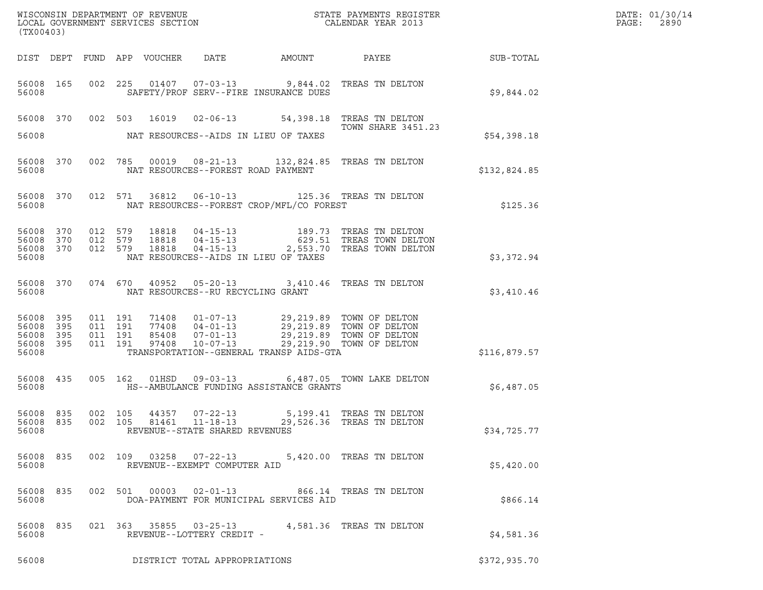WISCONSIN DEPARTMENT OF REVENUE
LOCAL GOVERNMENT SERVICES SECTION
(TX00403)

STATE PAYMENTS REGISTER
CALENDAR YEAR 2013

DATE: 01/30/14
PAGE: 2890

| DIST | DEPT | FUND | APP | VOUCHER | DATE | AMOUNT | PAYEE | SUB-TOTAL |
|---|---|---|---|---|---|---|---|---|
| 56008 | 165 | 002 | 225 | 01407 | 07-03-13 | 9,844.02 | TREAS TN DELTON | |
| 56008 | | | | SAFETY/PROF SERV--FIRE INSURANCE DUES | | | | $9,844.02 |
| 56008 | 370 | 002 | 503 | 16019 | 02-06-13 | 54,398.18 | TREAS TN DELTON TOWN SHARE 3451.23 | |
| 56008 | | | | NAT RESOURCES--AIDS IN LIEU OF TAXES | | | | $54,398.18 |
| 56008 | 370 | 002 | 785 | 00019 | 08-21-13 | 132,824.85 | TREAS TN DELTON | |
| 56008 | | | | NAT RESOURCES--FOREST ROAD PAYMENT | | | | $132,824.85 |
| 56008 | 370 | 012 | 571 | 36812 | 06-10-13 | 125.36 | TREAS TN DELTON | |
| 56008 | | | | NAT RESOURCES--FOREST CROP/MFL/CO FOREST | | | | $125.36 |
| 56008 | 370 | 012 | 579 | 18818 | 04-15-13 | 189.73 | TREAS TN DELTON | |
| 56008 | 370 | 012 | 579 | 18818 | 04-15-13 | 629.51 | TREAS TOWN DELTON | |
| 56008 | 370 | 012 | 579 | 18818 | 04-15-13 | 2,553.70 | TREAS TOWN DELTON | |
| 56008 | | | | NAT RESOURCES--AIDS IN LIEU OF TAXES | | | | $3,372.94 |
| 56008 | 370 | 074 | 670 | 40952 | 05-20-13 | 3,410.46 | TREAS TN DELTON | |
| 56008 | | | | NAT RESOURCES--RU RECYCLING GRANT | | | | $3,410.46 |
| 56008 | 395 | 011 | 191 | 71408 | 01-07-13 | 29,219.89 | TOWN OF DELTON | |
| 56008 | 395 | 011 | 191 | 77408 | 04-01-13 | 29,219.89 | TOWN OF DELTON | |
| 56008 | 395 | 011 | 191 | 85408 | 07-01-13 | 29,219.89 | TOWN OF DELTON | |
| 56008 | 395 | 011 | 191 | 97408 | 10-07-13 | 29,219.90 | TOWN OF DELTON | |
| 56008 | | | | TRANSPORTATION--GENERAL TRANSP AIDS-GTA | | | | $116,879.57 |
| 56008 | 435 | 005 | 162 | 01HSD | 09-03-13 | 6,487.05 | TOWN LAKE DELTON | |
| 56008 | | | | HS--AMBULANCE FUNDING ASSISTANCE GRANTS | | | | $6,487.05 |
| 56008 | 835 | 002 | 105 | 44357 | 07-22-13 | 5,199.41 | TREAS TN DELTON | |
| 56008 | 835 | 002 | 105 | 81461 | 11-18-13 | 29,526.36 | TREAS TN DELTON | |
| 56008 | | | | REVENUE--STATE SHARED REVENUES | | | | $34,725.77 |
| 56008 | 835 | 002 | 109 | 03258 | 07-22-13 | 5,420.00 | TREAS TN DELTON | |
| 56008 | | | | REVENUE--EXEMPT COMPUTER AID | | | | $5,420.00 |
| 56008 | 835 | 002 | 501 | 00003 | 02-01-13 | 866.14 | TREAS TN DELTON | |
| 56008 | | | | DOA-PAYMENT FOR MUNICIPAL SERVICES AID | | | | $866.14 |
| 56008 | 835 | 021 | 363 | 35855 | 03-25-13 | 4,581.36 | TREAS TN DELTON | |
| 56008 | | | | REVENUE--LOTTERY CREDIT - | | | | $4,581.36 |
| 56008 | | | | DISTRICT TOTAL APPROPRIATIONS | | | | $372,935.70 |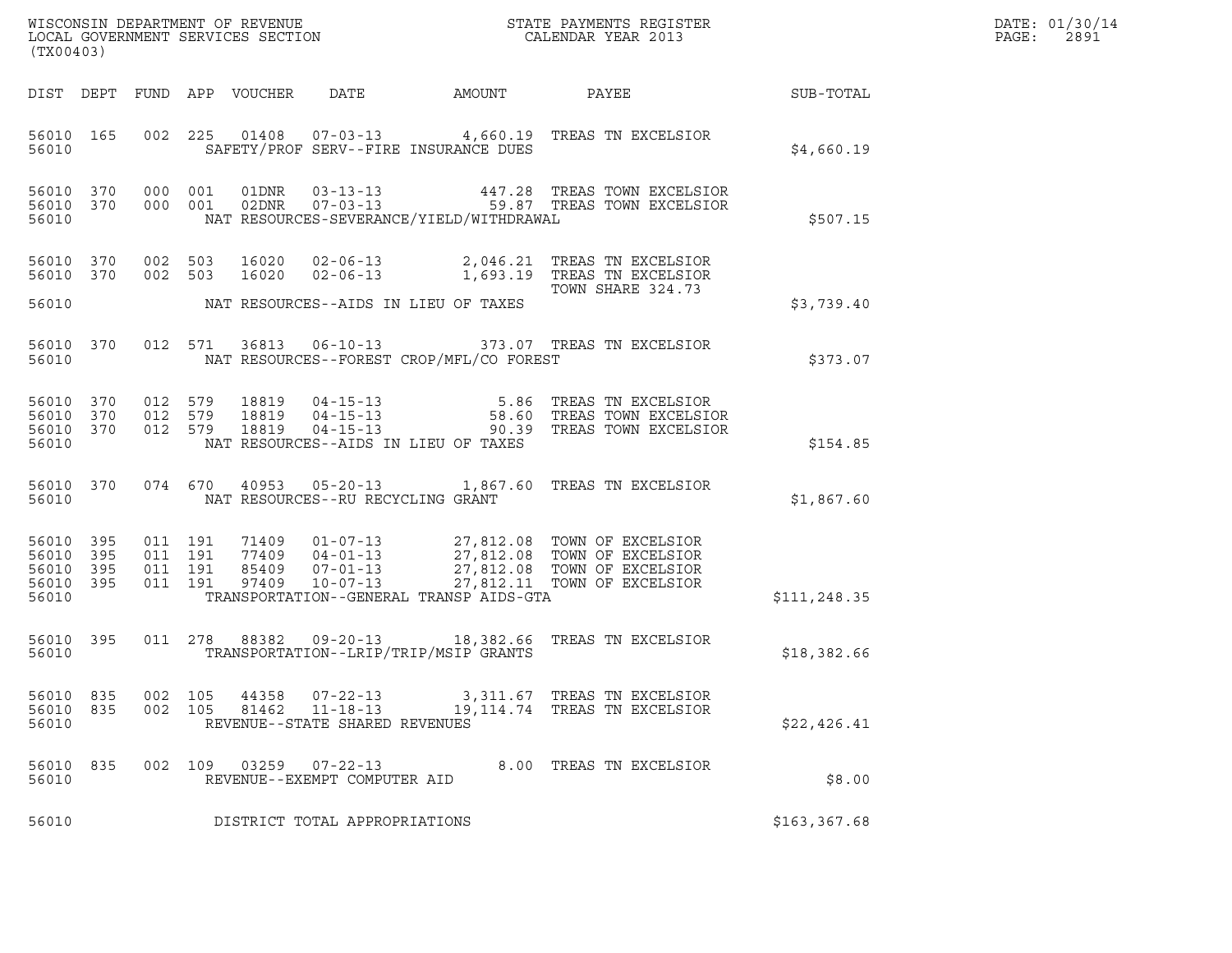WISCONSIN DEPARTMENT OF REVENUE
LOCAL GOVERNMENT SERVICES SECTION
(TX00403)

STATE PAYMENTS REGISTER
CALENDAR YEAR 2013

DATE: 01/30/14

| DIST | DEPT | FUND | APP | VOUCHER | DATE | AMOUNT | PAYEE | SUB-TOTAL |
|---|---|---|---|---|---|---|---|---|
| 56010 | 165 | 002 | 225 | 01408 | 07-03-13 | 4,660.19 | TREAS TN EXCELSIOR | |
| 56010 | | | | SAFETY/PROF SERV--FIRE INSURANCE DUES | | | | $4,660.19 |
| 56010 | 370 | 000 | 001 | 01DNR | 03-13-13 | 447.28 | TREAS TOWN EXCELSIOR | |
| 56010 | 370 | 000 | 001 | 02DNR | 07-03-13 | 59.87 | TREAS TOWN EXCELSIOR | |
| 56010 | | | | NAT RESOURCES-SEVERANCE/YIELD/WITHDRAWAL | | | | $507.15 |
| 56010 | 370 | 002 | 503 | 16020 | 02-06-13 | 2,046.21 | TREAS TN EXCELSIOR | |
| 56010 | 370 | 002 | 503 | 16020 | 02-06-13 | 1,693.19 | TREAS TN EXCELSIOR TOWN SHARE 324.73 | |
| 56010 | | | | NAT RESOURCES--AIDS IN LIEU OF TAXES | | | | $3,739.40 |
| 56010 | 370 | 012 | 571 | 36813 | 06-10-13 | 373.07 | TREAS TN EXCELSIOR | |
| 56010 | | | | NAT RESOURCES--FOREST CROP/MFL/CO FOREST | | | | $373.07 |
| 56010 | 370 | 012 | 579 | 18819 | 04-15-13 | 5.86 | TREAS TN EXCELSIOR | |
| 56010 | 370 | 012 | 579 | 18819 | 04-15-13 | 58.60 | TREAS TOWN EXCELSIOR | |
| 56010 | 370 | 012 | 579 | 18819 | 04-15-13 | 90.39 | TREAS TOWN EXCELSIOR | |
| 56010 | | | | NAT RESOURCES--AIDS IN LIEU OF TAXES | | | | $154.85 |
| 56010 | 370 | 074 | 670 | 40953 | 05-20-13 | 1,867.60 | TREAS TN EXCELSIOR | |
| 56010 | | | | NAT RESOURCES--RU RECYCLING GRANT | | | | $1,867.60 |
| 56010 | 395 | 011 | 191 | 71409 | 01-07-13 | 27,812.08 | TOWN OF EXCELSIOR | |
| 56010 | 395 | 011 | 191 | 77409 | 04-01-13 | 27,812.08 | TOWN OF EXCELSIOR | |
| 56010 | 395 | 011 | 191 | 85409 | 07-01-13 | 27,812.08 | TOWN OF EXCELSIOR | |
| 56010 | 395 | 011 | 191 | 97409 | 10-07-13 | 27,812.11 | TOWN OF EXCELSIOR | |
| 56010 | | | | TRANSPORTATION--GENERAL TRANSP AIDS-GTA | | | | $111,248.35 |
| 56010 | 395 | 011 | 278 | 88382 | 09-20-13 | 18,382.66 | TREAS TN EXCELSIOR | |
| 56010 | | | | TRANSPORTATION--LRIP/TRIP/MSIP GRANTS | | | | $18,382.66 |
| 56010 | 835 | 002 | 105 | 44358 | 07-22-13 | 3,311.67 | TREAS TN EXCELSIOR | |
| 56010 | 835 | 002 | 105 | 81462 | 11-18-13 | 19,114.74 | TREAS TN EXCELSIOR | |
| 56010 | | | | REVENUE--STATE SHARED REVENUES | | | | $22,426.41 |
| 56010 | 835 | 002 | 109 | 03259 | 07-22-13 | 8.00 | TREAS TN EXCELSIOR | |
| 56010 | | | | REVENUE--EXEMPT COMPUTER AID | | | | $8.00 |
| 56010 | | | | DISTRICT TOTAL APPROPRIATIONS | | | | $163,367.68 |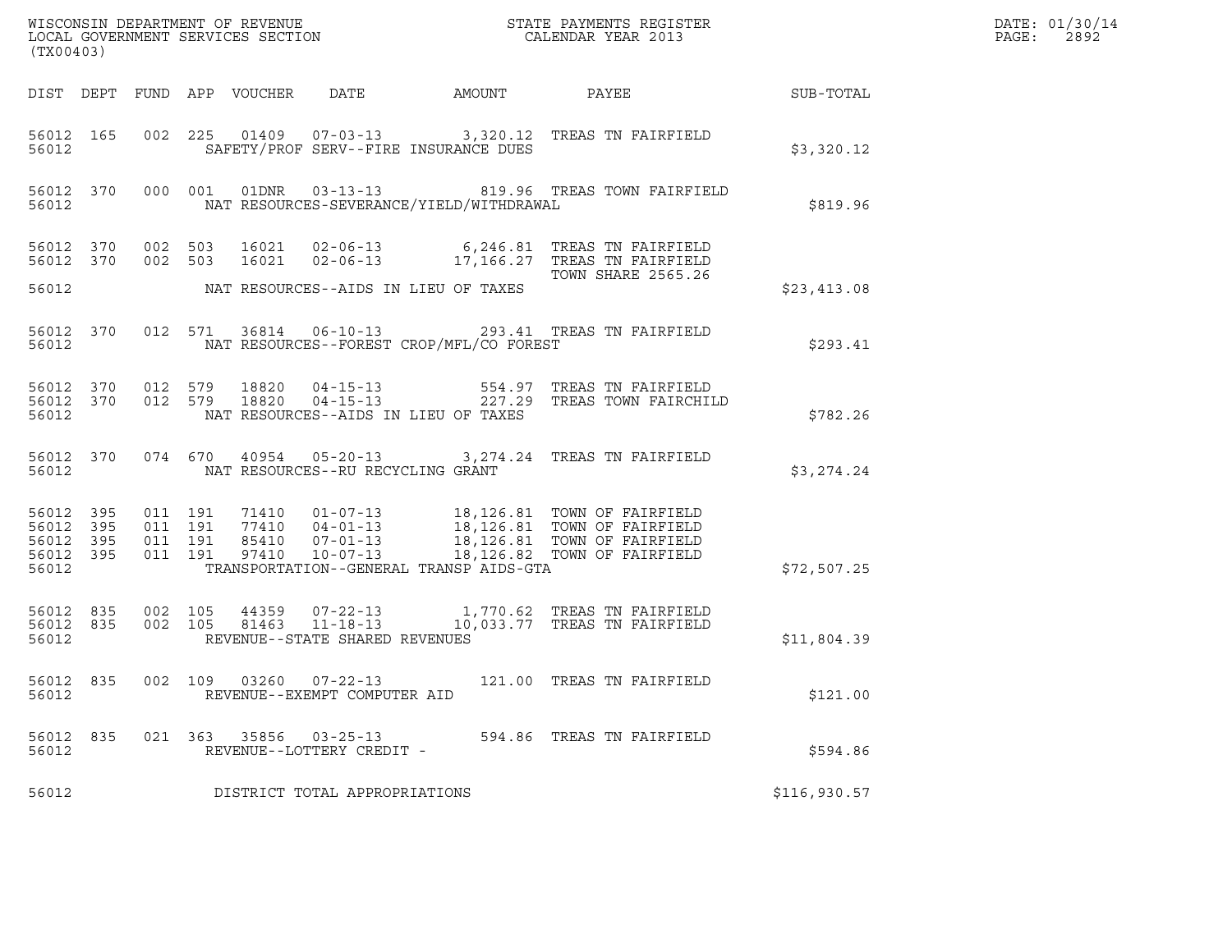WISCONSIN DEPARTMENT OF REVENUE
LOCAL GOVERNMENT SERVICES SECTION
(TX00403)

STATE PAYMENTS REGISTER
CALENDAR YEAR 2013

DATE: 01/30/14
PAGE: 2892

| DIST | DEPT | FUND | APP | VOUCHER | DATE | AMOUNT | PAYEE | SUB-TOTAL |
|---|---|---|---|---|---|---|---|---|
| 56012 | 165 | 002 | 225 | 01409 | 07-03-13 | 3,320.12 | TREAS TN FAIRFIELD | |
| 56012 | | | | | SAFETY/PROF SERV--FIRE INSURANCE DUES | | | $3,320.12 |
| 56012 | 370 | 000 | 001 | 01DNR | 03-13-13 | 819.96 | TREAS TOWN FAIRFIELD | |
| 56012 | | | | | NAT RESOURCES-SEVERANCE/YIELD/WITHDRAWAL | | | $819.96 |
| 56012 | 370 | 002 | 503 | 16021 | 02-06-13 | 6,246.81 | TREAS TN FAIRFIELD | |
| 56012 | 370 | 002 | 503 | 16021 | 02-06-13 | 17,166.27 | TREAS TN FAIRFIELD<br>TOWN SHARE 2565.26 | |
| 56012 | | | | | NAT RESOURCES--AIDS IN LIEU OF TAXES | | | $23,413.08 |
| 56012 | 370 | 012 | 571 | 36814 | 06-10-13 | 293.41 | TREAS TN FAIRFIELD | |
| 56012 | | | | | NAT RESOURCES--FOREST CROP/MFL/CO FOREST | | | $293.41 |
| 56012 | 370 | 012 | 579 | 18820 | 04-15-13 | 554.97 | TREAS TN FAIRFIELD | |
| 56012 | 370 | 012 | 579 | 18820 | 04-15-13 | 227.29 | TREAS TOWN FAIRCHILD | |
| 56012 | | | | | NAT RESOURCES--AIDS IN LIEU OF TAXES | | | $782.26 |
| 56012 | 370 | 074 | 670 | 40954 | 05-20-13 | 3,274.24 | TREAS TN FAIRFIELD | |
| 56012 | | | | | NAT RESOURCES--RU RECYCLING GRANT | | | $3,274.24 |
| 56012 | 395 | 011 | 191 | 71410 | 01-07-13 | 18,126.81 | TOWN OF FAIRFIELD | |
| 56012 | 395 | 011 | 191 | 77410 | 04-01-13 | 18,126.81 | TOWN OF FAIRFIELD | |
| 56012 | 395 | 011 | 191 | 85410 | 07-01-13 | 18,126.81 | TOWN OF FAIRFIELD | |
| 56012 | 395 | 011 | 191 | 97410 | 10-07-13 | 18,126.82 | TOWN OF FAIRFIELD | |
| 56012 | | | | | TRANSPORTATION--GENERAL TRANSP AIDS-GTA | | | $72,507.25 |
| 56012 | 835 | 002 | 105 | 44359 | 07-22-13 | 1,770.62 | TREAS TN FAIRFIELD | |
| 56012 | 835 | 002 | 105 | 81463 | 11-18-13 | 10,033.77 | TREAS TN FAIRFIELD | |
| 56012 | | | | | REVENUE--STATE SHARED REVENUES | | | $11,804.39 |
| 56012 | 835 | 002 | 109 | 03260 | 07-22-13 | 121.00 | TREAS TN FAIRFIELD | |
| 56012 | | | | | REVENUE--EXEMPT COMPUTER AID | | | $121.00 |
| 56012 | 835 | 021 | 363 | 35856 | 03-25-13 | 594.86 | TREAS TN FAIRFIELD | |
| 56012 | | | | | REVENUE--LOTTERY CREDIT - | | | $594.86 |
| 56012 | | | | | DISTRICT TOTAL APPROPRIATIONS | | | $116,930.57 |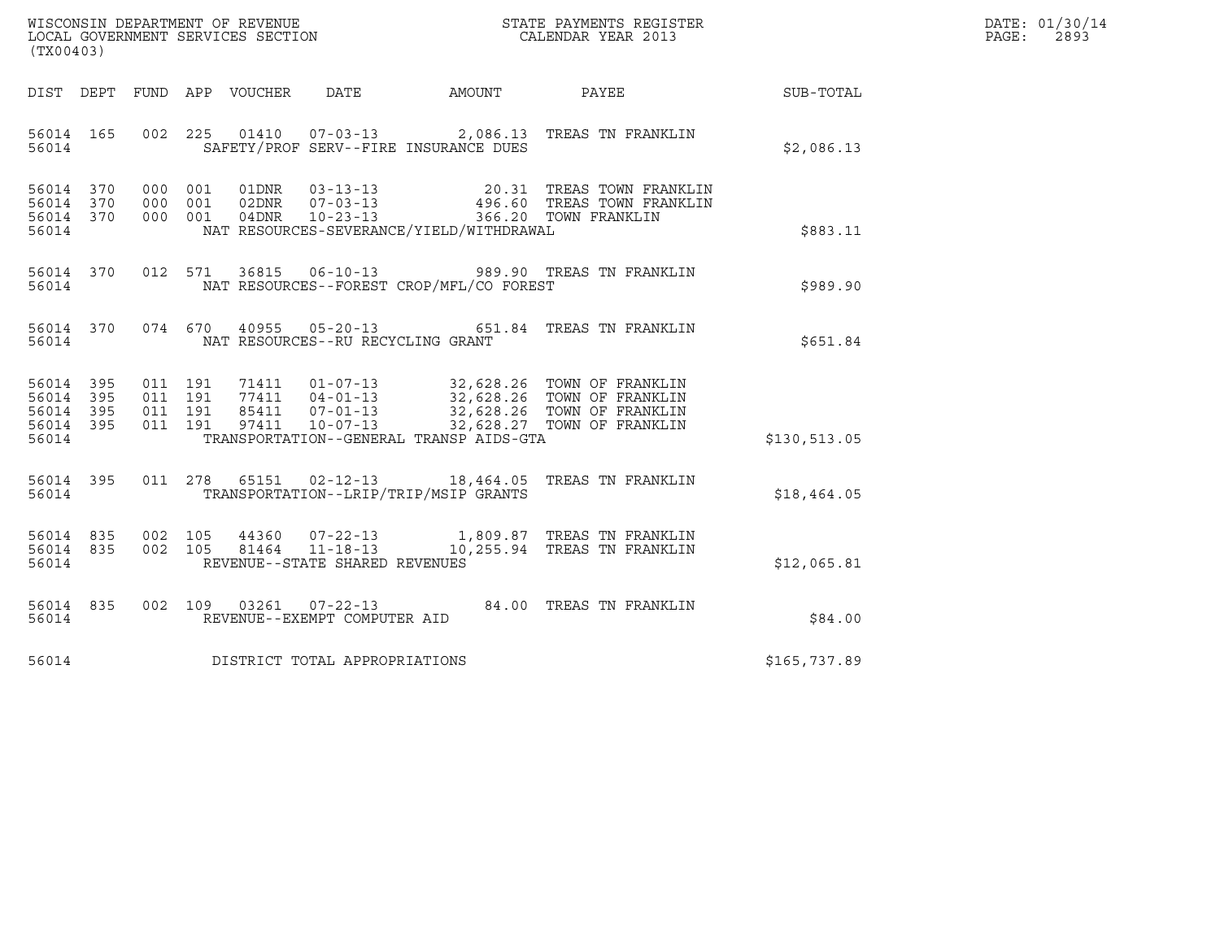WISCONSIN DEPARTMENT OF REVENUE
LOCAL GOVERNMENT SERVICES SECTION
(TX00403)

STATE PAYMENTS REGISTER
CALENDAR YEAR 2013

DATE: 01/30/14
PAGE: 2893

| DIST | DEPT | FUND | APP | VOUCHER | DATE | AMOUNT | PAYEE | SUB-TOTAL |
|---|---|---|---|---|---|---|---|---|
| 56014 | 165 | 002 | 225 | 01410 | 07-03-13 | 2,086.13 | TREAS TN FRANKLIN | |
| 56014 | | | | SAFETY/PROF SERV--FIRE INSURANCE DUES | | | | $2,086.13 |
| 56014 | 370 | 000 | 001 | 01DNR | 03-13-13 | 20.31 | TREAS TOWN FRANKLIN | |
| 56014 | 370 | 000 | 001 | 02DNR | 07-03-13 | 496.60 | TREAS TOWN FRANKLIN | |
| 56014 | 370 | 000 | 001 | 04DNR | 10-23-13 | 366.20 | TOWN FRANKLIN | |
| 56014 | | | | NAT RESOURCES-SEVERANCE/YIELD/WITHDRAWAL | | | | $883.11 |
| 56014 | 370 | 012 | 571 | 36815 | 06-10-13 | 989.90 | TREAS TN FRANKLIN | |
| 56014 | | | | NAT RESOURCES--FOREST CROP/MFL/CO FOREST | | | | $989.90 |
| 56014 | 370 | 074 | 670 | 40955 | 05-20-13 | 651.84 | TREAS TN FRANKLIN | |
| 56014 | | | | NAT RESOURCES--RU RECYCLING GRANT | | | | $651.84 |
| 56014 | 395 | 011 | 191 | 71411 | 01-07-13 | 32,628.26 | TOWN OF FRANKLIN | |
| 56014 | 395 | 011 | 191 | 77411 | 04-01-13 | 32,628.26 | TOWN OF FRANKLIN | |
| 56014 | 395 | 011 | 191 | 85411 | 07-01-13 | 32,628.26 | TOWN OF FRANKLIN | |
| 56014 | 395 | 011 | 191 | 97411 | 10-07-13 | 32,628.27 | TOWN OF FRANKLIN | |
| 56014 | | | | TRANSPORTATION--GENERAL TRANSP AIDS-GTA | | | | $130,513.05 |
| 56014 | 395 | 011 | 278 | 65151 | 02-12-13 | 18,464.05 | TREAS TN FRANKLIN | |
| 56014 | | | | TRANSPORTATION--LRIP/TRIP/MSIP GRANTS | | | | $18,464.05 |
| 56014 | 835 | 002 | 105 | 44360 | 07-22-13 | 1,809.87 | TREAS TN FRANKLIN | |
| 56014 | 835 | 002 | 105 | 81464 | 11-18-13 | 10,255.94 | TREAS TN FRANKLIN | |
| 56014 | | | | REVENUE--STATE SHARED REVENUES | | | | $12,065.81 |
| 56014 | 835 | 002 | 109 | 03261 | 07-22-13 | 84.00 | TREAS TN FRANKLIN | |
| 56014 | | | | REVENUE--EXEMPT COMPUTER AID | | | | $84.00 |
| 56014 | | | | DISTRICT TOTAL APPROPRIATIONS | | | | $165,737.89 |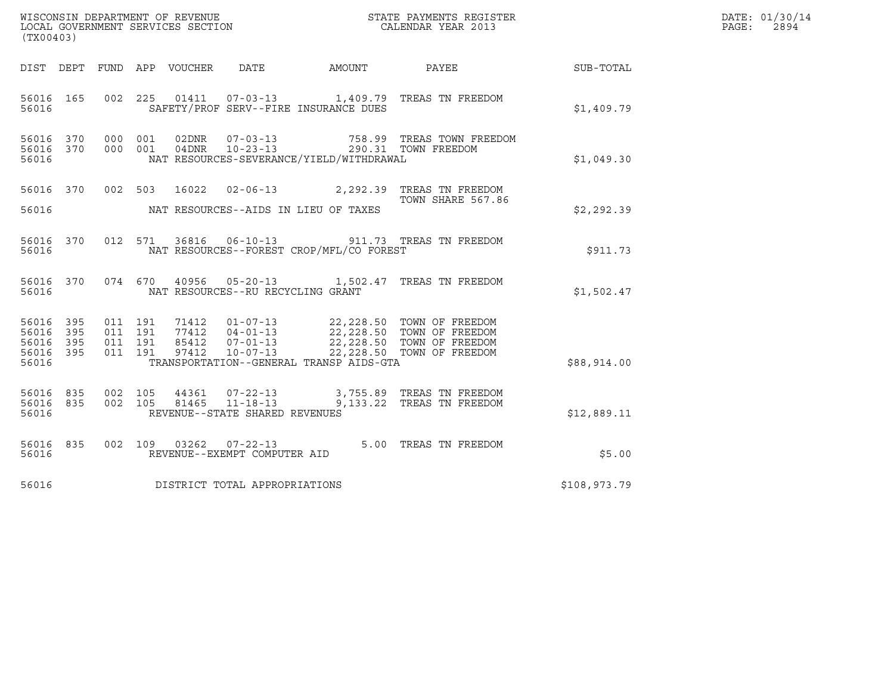WISCONSIN DEPARTMENT OF REVENUE
LOCAL GOVERNMENT SERVICES SECTION
(TX00403)

STATE PAYMENTS REGISTER
CALENDAR YEAR 2013

DATE: 01/30/14
PAGE: 2894

| DIST | DEPT | FUND | APP | VOUCHER | DATE | AMOUNT | PAYEE | SUB-TOTAL |
|---|---|---|---|---|---|---|---|---|
| 56016 | 165 | 002 | 225 | 01411 | 07-03-13 | 1,409.79 | TREAS TN FREEDOM | |
| 56016 | | | | | SAFETY/PROF SERV--FIRE INSURANCE DUES | | | $1,409.79 |
| 56016 | 370 | 000 | 001 | 02DNR | 07-03-13 | 758.99 | TREAS TOWN FREEDOM | |
| 56016 | 370 | 000 | 001 | 04DNR | 10-23-13 | 290.31 | TOWN FREEDOM | |
| 56016 | | | | | NAT RESOURCES-SEVERANCE/YIELD/WITHDRAWAL | | | $1,049.30 |
| 56016 | 370 | 002 | 503 | 16022 | 02-06-13 | 2,292.39 | TREAS TN FREEDOM TOWN SHARE 567.86 | |
| 56016 | | | | | NAT RESOURCES--AIDS IN LIEU OF TAXES | | | $2,292.39 |
| 56016 | 370 | 012 | 571 | 36816 | 06-10-13 | 911.73 | TREAS TN FREEDOM | |
| 56016 | | | | | NAT RESOURCES--FOREST CROP/MFL/CO FOREST | | | $911.73 |
| 56016 | 370 | 074 | 670 | 40956 | 05-20-13 | 1,502.47 | TREAS TN FREEDOM | |
| 56016 | | | | | NAT RESOURCES--RU RECYCLING GRANT | | | $1,502.47 |
| 56016 | 395 | 011 | 191 | 71412 | 01-07-13 | 22,228.50 | TOWN OF FREEDOM | |
| 56016 | 395 | 011 | 191 | 77412 | 04-01-13 | 22,228.50 | TOWN OF FREEDOM | |
| 56016 | 395 | 011 | 191 | 85412 | 07-01-13 | 22,228.50 | TOWN OF FREEDOM | |
| 56016 | 395 | 011 | 191 | 97412 | 10-07-13 | 22,228.50 | TOWN OF FREEDOM | |
| 56016 | | | | | TRANSPORTATION--GENERAL TRANSP AIDS-GTA | | | $88,914.00 |
| 56016 | 835 | 002 | 105 | 44361 | 07-22-13 | 3,755.89 | TREAS TN FREEDOM | |
| 56016 | 835 | 002 | 105 | 81465 | 11-18-13 | 9,133.22 | TREAS TN FREEDOM | |
| 56016 | | | | | REVENUE--STATE SHARED REVENUES | | | $12,889.11 |
| 56016 | 835 | 002 | 109 | 03262 | 07-22-13 | 5.00 | TREAS TN FREEDOM | |
| 56016 | | | | | REVENUE--EXEMPT COMPUTER AID | | | $5.00 |
| 56016 | | | | | DISTRICT TOTAL APPROPRIATIONS | | | $108,973.79 |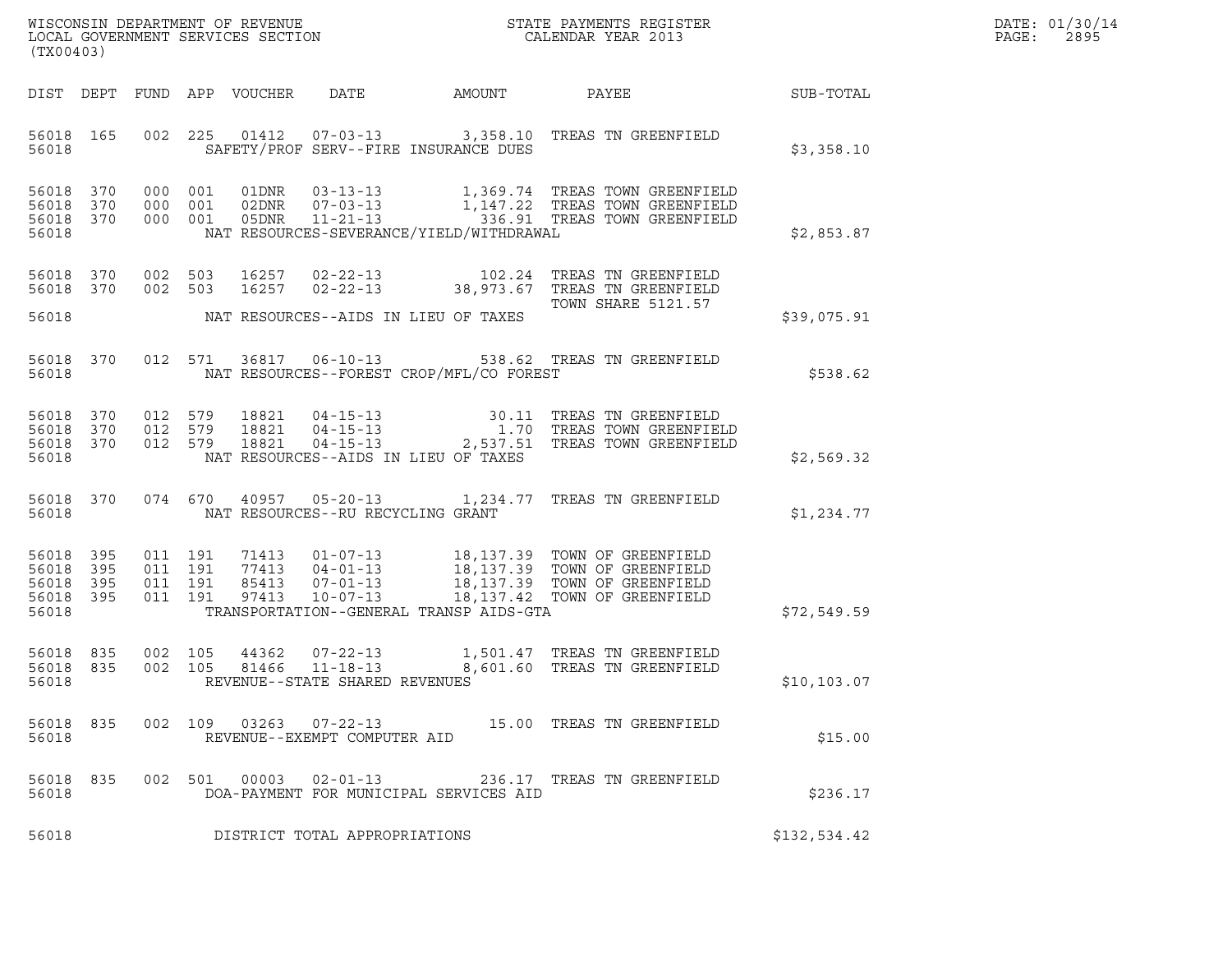WISCONSIN DEPARTMENT OF REVENUE
LOCAL GOVERNMENT SERVICES SECTION
(TX00403)

STATE PAYMENTS REGISTER
CALENDAR YEAR 2013

DATE: 01/30/14

| DIST | DEPT | FUND | APP | VOUCHER | DATE | AMOUNT | PAYEE | SUB-TOTAL |
|---|---|---|---|---|---|---|---|---|
| 56018 | 165 | 002 | 225 | 01412 | 07-03-13 | 3,358.10 | TREAS TN GREENFIELD | |
| 56018 | | | | | SAFETY/PROF SERV--FIRE INSURANCE DUES | | | $3,358.10 |
| 56018 | 370 | 000 | 001 | 01DNR | 03-13-13 | 1,369.74 | TREAS TOWN GREENFIELD | |
| 56018 | 370 | 000 | 001 | 02DNR | 07-03-13 | 1,147.22 | TREAS TOWN GREENFIELD | |
| 56018 | 370 | 000 | 001 | 05DNR | 11-21-13 | 336.91 | TREAS TOWN GREENFIELD | |
| 56018 | | | | | NAT RESOURCES-SEVERANCE/YIELD/WITHDRAWAL | | | $2,853.87 |
| 56018 | 370 | 002 | 503 | 16257 | 02-22-13 | 102.24 | TREAS TN GREENFIELD | |
| 56018 | 370 | 002 | 503 | 16257 | 02-22-13 | 38,973.67 | TREAS TN GREENFIELD TOWN SHARE 5121.57 | |
| 56018 | | | | | NAT RESOURCES--AIDS IN LIEU OF TAXES | | | $39,075.91 |
| 56018 | 370 | 012 | 571 | 36817 | 06-10-13 | 538.62 | TREAS TN GREENFIELD | |
| 56018 | | | | | NAT RESOURCES--FOREST CROP/MFL/CO FOREST | | | $538.62 |
| 56018 | 370 | 012 | 579 | 18821 | 04-15-13 | 30.11 | TREAS TN GREENFIELD | |
| 56018 | 370 | 012 | 579 | 18821 | 04-15-13 | 1.70 | TREAS TOWN GREENFIELD | |
| 56018 | 370 | 012 | 579 | 18821 | 04-15-13 | 2,537.51 | TREAS TOWN GREENFIELD | |
| 56018 | | | | | NAT RESOURCES--AIDS IN LIEU OF TAXES | | | $2,569.32 |
| 56018 | 370 | 074 | 670 | 40957 | 05-20-13 | 1,234.77 | TREAS TN GREENFIELD | |
| 56018 | | | | | NAT RESOURCES--RU RECYCLING GRANT | | | $1,234.77 |
| 56018 | 395 | 011 | 191 | 71413 | 01-07-13 | 18,137.39 | TOWN OF GREENFIELD | |
| 56018 | 395 | 011 | 191 | 77413 | 04-01-13 | 18,137.39 | TOWN OF GREENFIELD | |
| 56018 | 395 | 011 | 191 | 85413 | 07-01-13 | 18,137.39 | TOWN OF GREENFIELD | |
| 56018 | 395 | 011 | 191 | 97413 | 10-07-13 | 18,137.42 | TOWN OF GREENFIELD | |
| 56018 | | | | | TRANSPORTATION--GENERAL TRANSP AIDS-GTA | | | $72,549.59 |
| 56018 | 835 | 002 | 105 | 44362 | 07-22-13 | 1,501.47 | TREAS TN GREENFIELD | |
| 56018 | 835 | 002 | 105 | 81466 | 11-18-13 | 8,601.60 | TREAS TN GREENFIELD | |
| 56018 | | | | | REVENUE--STATE SHARED REVENUES | | | $10,103.07 |
| 56018 | 835 | 002 | 109 | 03263 | 07-22-13 | 15.00 | TREAS TN GREENFIELD | |
| 56018 | | | | | REVENUE--EXEMPT COMPUTER AID | | | $15.00 |
| 56018 | 835 | 002 | 501 | 00003 | 02-01-13 | 236.17 | TREAS TN GREENFIELD | |
| 56018 | | | | | DOA-PAYMENT FOR MUNICIPAL SERVICES AID | | | $236.17 |
| 56018 | | | | | DISTRICT TOTAL APPROPRIATIONS | | | $132,534.42 |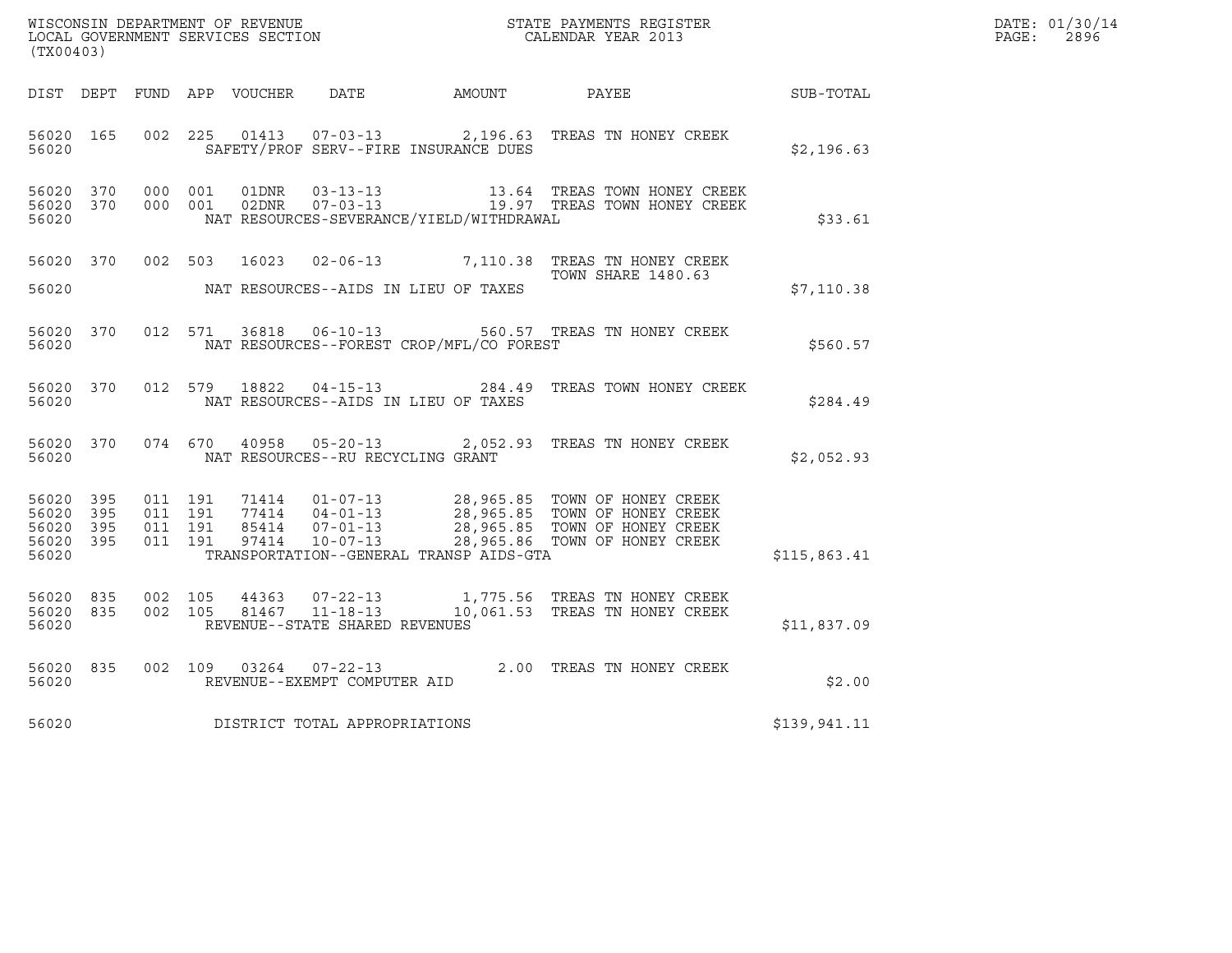WISCONSIN DEPARTMENT OF REVENUE
LOCAL GOVERNMENT SERVICES SECTION
(TX00403)

STATE PAYMENTS REGISTER
CALENDAR YEAR 2013

DATE: 01/30/14
PAGE: 2896

| DIST | DEPT | FUND | APP | VOUCHER | DATE | AMOUNT | PAYEE | SUB-TOTAL |
|---|---|---|---|---|---|---|---|---|
| 56020 | 165 | 002 | 225 | 01413 | 07-03-13 | 2,196.63 | TREAS TN HONEY CREEK | |
| 56020 | | | | SAFETY/PROF SERV--FIRE INSURANCE DUES | | | | $2,196.63 |
| 56020 | 370 | 000 | 001 | 01DNR | 03-13-13 | 13.64 | TREAS TOWN HONEY CREEK | |
| 56020 | 370 | 000 | 001 | 02DNR | 07-03-13 | 19.97 | TREAS TOWN HONEY CREEK | |
| 56020 | | | | NAT RESOURCES-SEVERANCE/YIELD/WITHDRAWAL | | | | $33.61 |
| 56020 | 370 | 002 | 503 | 16023 | 02-06-13 | 7,110.38 | TREAS TN HONEY CREEK TOWN SHARE 1480.63 | |
| 56020 | | | | NAT RESOURCES--AIDS IN LIEU OF TAXES | | | | $7,110.38 |
| 56020 | 370 | 012 | 571 | 36818 | 06-10-13 | 560.57 | TREAS TN HONEY CREEK | |
| 56020 | | | | NAT RESOURCES--FOREST CROP/MFL/CO FOREST | | | | $560.57 |
| 56020 | 370 | 012 | 579 | 18822 | 04-15-13 | 284.49 | TREAS TOWN HONEY CREEK | |
| 56020 | | | | NAT RESOURCES--AIDS IN LIEU OF TAXES | | | | $284.49 |
| 56020 | 370 | 074 | 670 | 40958 | 05-20-13 | 2,052.93 | TREAS TN HONEY CREEK | |
| 56020 | | | | NAT RESOURCES--RU RECYCLING GRANT | | | | $2,052.93 |
| 56020 | 395 | 011 | 191 | 71414 | 01-07-13 | 28,965.85 | TOWN OF HONEY CREEK | |
| 56020 | 395 | 011 | 191 | 77414 | 04-01-13 | 28,965.85 | TOWN OF HONEY CREEK | |
| 56020 | 395 | 011 | 191 | 85414 | 07-01-13 | 28,965.85 | TOWN OF HONEY CREEK | |
| 56020 | 395 | 011 | 191 | 97414 | 10-07-13 | 28,965.86 | TOWN OF HONEY CREEK | |
| 56020 | | | | TRANSPORTATION--GENERAL TRANSP AIDS-GTA | | | | $115,863.41 |
| 56020 | 835 | 002 | 105 | 44363 | 07-22-13 | 1,775.56 | TREAS TN HONEY CREEK | |
| 56020 | 835 | 002 | 105 | 81467 | 11-18-13 | 10,061.53 | TREAS TN HONEY CREEK | |
| 56020 | | | | REVENUE--STATE SHARED REVENUES | | | | $11,837.09 |
| 56020 | 835 | 002 | 109 | 03264 | 07-22-13 | 2.00 | TREAS TN HONEY CREEK | |
| 56020 | | | | REVENUE--EXEMPT COMPUTER AID | | | | $2.00 |
| 56020 | | | | DISTRICT TOTAL APPROPRIATIONS | | | | $139,941.11 |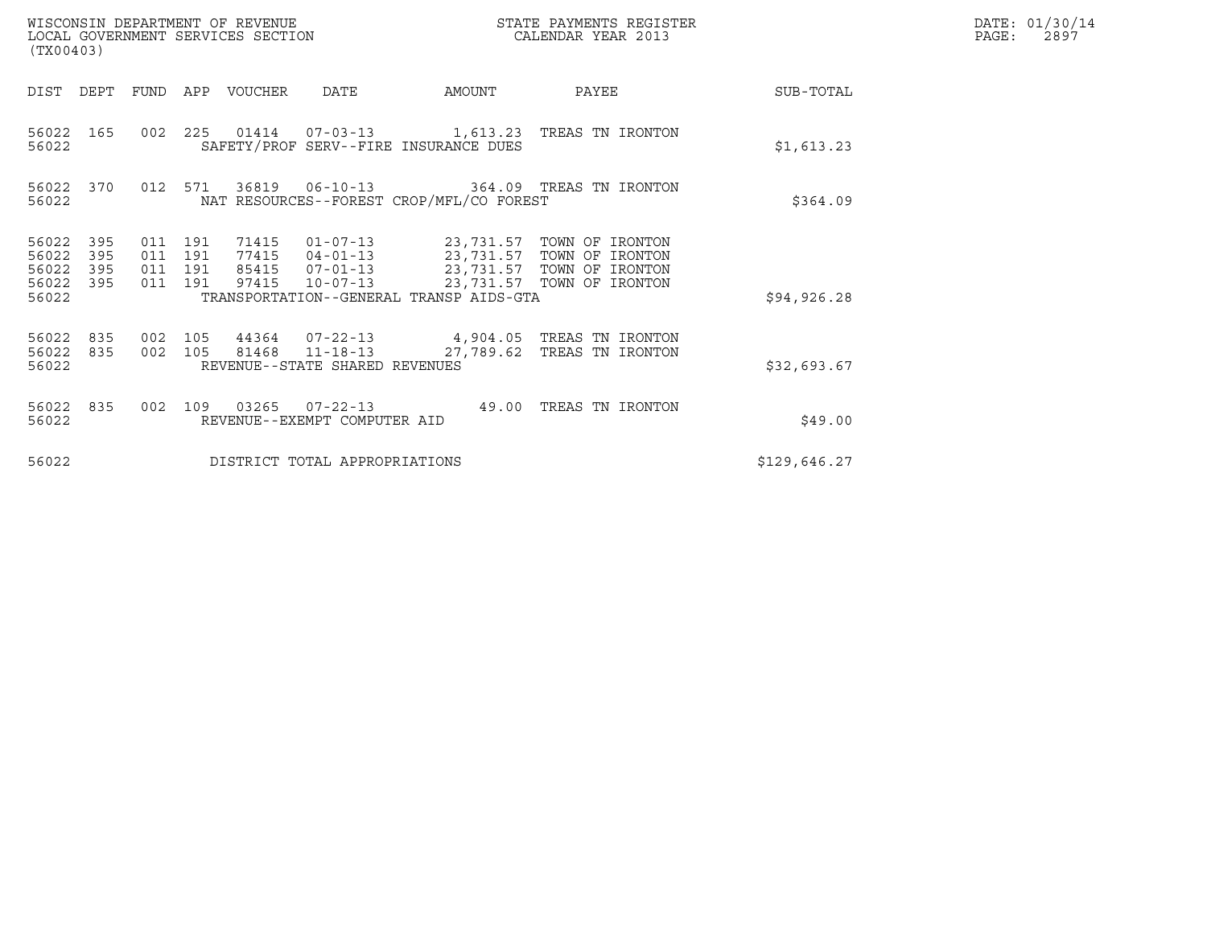WISCONSIN DEPARTMENT OF REVENUE
LOCAL GOVERNMENT SERVICES SECTION
(TX00403)

STATE PAYMENTS REGISTER
CALENDAR YEAR 2013

DATE: 01/30/14
PAGE: 2897

| DIST | DEPT | FUND | APP | VOUCHER | DATE | AMOUNT | PAYEE | SUB-TOTAL |
|---|---|---|---|---|---|---|---|---|
| 56022 | 165 | 002 | 225 | 01414 | 07-03-13 | 1,613.23 | TREAS TN IRONTON | |
| 56022 | | | | SAFETY/PROF SERV--FIRE INSURANCE DUES | | | | $1,613.23 |
| 56022 | 370 | 012 | 571 | 36819 | 06-10-13 | 364.09 | TREAS TN IRONTON | |
| 56022 | | | | NAT RESOURCES--FOREST CROP/MFL/CO FOREST | | | | $364.09 |
| 56022 | 395 | 011 | 191 | 71415 | 01-07-13 | 23,731.57 | TOWN OF IRONTON | |
| 56022 | 395 | 011 | 191 | 77415 | 04-01-13 | 23,731.57 | TOWN OF IRONTON | |
| 56022 | 395 | 011 | 191 | 85415 | 07-01-13 | 23,731.57 | TOWN OF IRONTON | |
| 56022 | 395 | 011 | 191 | 97415 | 10-07-13 | 23,731.57 | TOWN OF IRONTON | |
| 56022 | | | | TRANSPORTATION--GENERAL TRANSP AIDS-GTA | | | | $94,926.28 |
| 56022 | 835 | 002 | 105 | 44364 | 07-22-13 | 4,904.05 | TREAS TN IRONTON | |
| 56022 | 835 | 002 | 105 | 81468 | 11-18-13 | 27,789.62 | TREAS TN IRONTON | |
| 56022 | | | | REVENUE--STATE SHARED REVENUES | | | | $32,693.67 |
| 56022 | 835 | 002 | 109 | 03265 | 07-22-13 | 49.00 | TREAS TN IRONTON | |
| 56022 | | | | REVENUE--EXEMPT COMPUTER AID | | | | $49.00 |
| 56022 | | | | DISTRICT TOTAL APPROPRIATIONS | | | | $129,646.27 |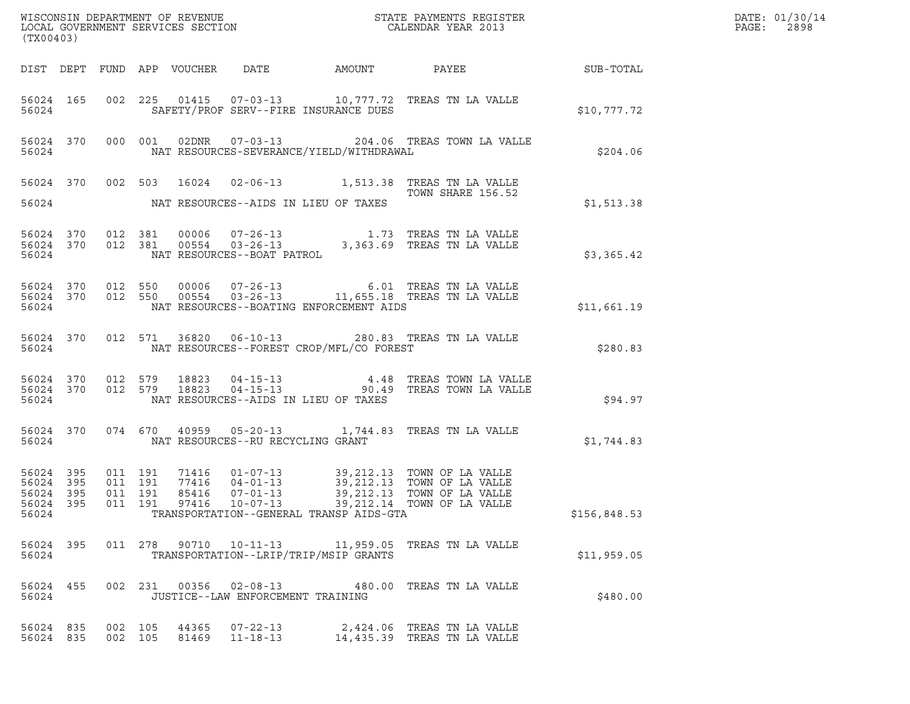WISCONSIN DEPARTMENT OF REVENUE
LOCAL GOVERNMENT SERVICES SECTION
(TX00403)

STATE PAYMENTS REGISTER
CALENDAR YEAR 2013

DATE: 01/30/14
PAGE: 2898

| DIST | DEPT | FUND | APP | VOUCHER | DATE | AMOUNT | PAYEE | SUB-TOTAL |
|---|---|---|---|---|---|---|---|---|
| 56024 | 165 | 002 | 225 | 01415 | 07-03-13 | 10,777.72 | TREAS TN LA VALLE | |
| 56024 | | | | SAFETY/PROF SERV--FIRE INSURANCE DUES | | | | $10,777.72 |
| 56024 | 370 | 000 | 001 | 02DNR | 07-03-13 | 204.06 | TREAS TOWN LA VALLE | |
| 56024 | | | | NAT RESOURCES-SEVERANCE/YIELD/WITHDRAWAL | | | | $204.06 |
| 56024 | 370 | 002 | 503 | 16024 | 02-06-13 | 1,513.38 | TREAS TN LA VALLE TOWN SHARE 156.52 | |
| 56024 | | | | NAT RESOURCES--AIDS IN LIEU OF TAXES | | | | $1,513.38 |
| 56024 | 370 | 012 | 381 | 00006 | 07-26-13 | 1.73 | TREAS TN LA VALLE | |
| 56024 | 370 | 012 | 381 | 00554 | 03-26-13 | 3,363.69 | TREAS TN LA VALLE | |
| 56024 | | | | NAT RESOURCES--BOAT PATROL | | | | $3,365.42 |
| 56024 | 370 | 012 | 550 | 00006 | 07-26-13 | 6.01 | TREAS TN LA VALLE | |
| 56024 | 370 | 012 | 550 | 00554 | 03-26-13 | 11,655.18 | TREAS TN LA VALLE | |
| 56024 | | | | NAT RESOURCES--BOATING ENFORCEMENT AIDS | | | | $11,661.19 |
| 56024 | 370 | 012 | 571 | 36820 | 06-10-13 | 280.83 | TREAS TN LA VALLE | |
| 56024 | | | | NAT RESOURCES--FOREST CROP/MFL/CO FOREST | | | | $280.83 |
| 56024 | 370 | 012 | 579 | 18823 | 04-15-13 | 4.48 | TREAS TOWN LA VALLE | |
| 56024 | 370 | 012 | 579 | 18823 | 04-15-13 | 90.49 | TREAS TOWN LA VALLE | |
| 56024 | | | | NAT RESOURCES--AIDS IN LIEU OF TAXES | | | | $94.97 |
| 56024 | 370 | 074 | 670 | 40959 | 05-20-13 | 1,744.83 | TREAS TN LA VALLE | |
| 56024 | | | | NAT RESOURCES--RU RECYCLING GRANT | | | | $1,744.83 |
| 56024 | 395 | 011 | 191 | 71416 | 01-07-13 | 39,212.13 | TOWN OF LA VALLE | |
| 56024 | 395 | 011 | 191 | 77416 | 04-01-13 | 39,212.13 | TOWN OF LA VALLE | |
| 56024 | 395 | 011 | 191 | 85416 | 07-01-13 | 39,212.13 | TOWN OF LA VALLE | |
| 56024 | 395 | 011 | 191 | 97416 | 10-07-13 | 39,212.14 | TOWN OF LA VALLE | |
| 56024 | | | | TRANSPORTATION--GENERAL TRANSP AIDS-GTA | | | | $156,848.53 |
| 56024 | 395 | 011 | 278 | 90710 | 10-11-13 | 11,959.05 | TREAS TN LA VALLE | |
| 56024 | | | | TRANSPORTATION--LRIP/TRIP/MSIP GRANTS | | | | $11,959.05 |
| 56024 | 455 | 002 | 231 | 00356 | 02-08-13 | 480.00 | TREAS TN LA VALLE | |
| 56024 | | | | JUSTICE--LAW ENFORCEMENT TRAINING | | | | $480.00 |
| 56024 | 835 | 002 | 105 | 44365 | 07-22-13 | 2,424.06 | TREAS TN LA VALLE | |
| 56024 | 835 | 002 | 105 | 81469 | 11-18-13 | 14,435.39 | TREAS TN LA VALLE | |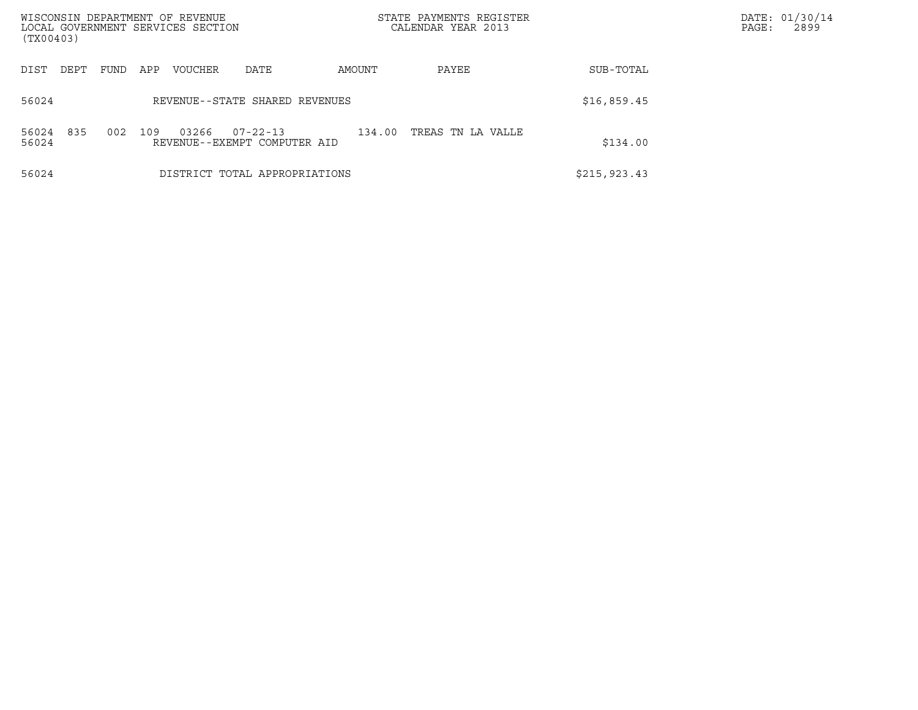| DIST | DEPT | FUND | APP | VOUCHER | DATE | AMOUNT | PAYEE | SUB-TOTAL |
|---|---|---|---|---|---|---|---|---|
| 56024 | | | | REVENUE--STATE SHARED REVENUES | | | | $16,859.45 |
| 56024 | 835 | 002 | 109 | 03266 | 07-22-13 | 134.00 | TREAS TN LA VALLE | |
| 56024 | | | | REVENUE--EXEMPT COMPUTER AID | | | | $134.00 |
| 56024 | | | | DISTRICT TOTAL APPROPRIATIONS | | | | $215,923.43 |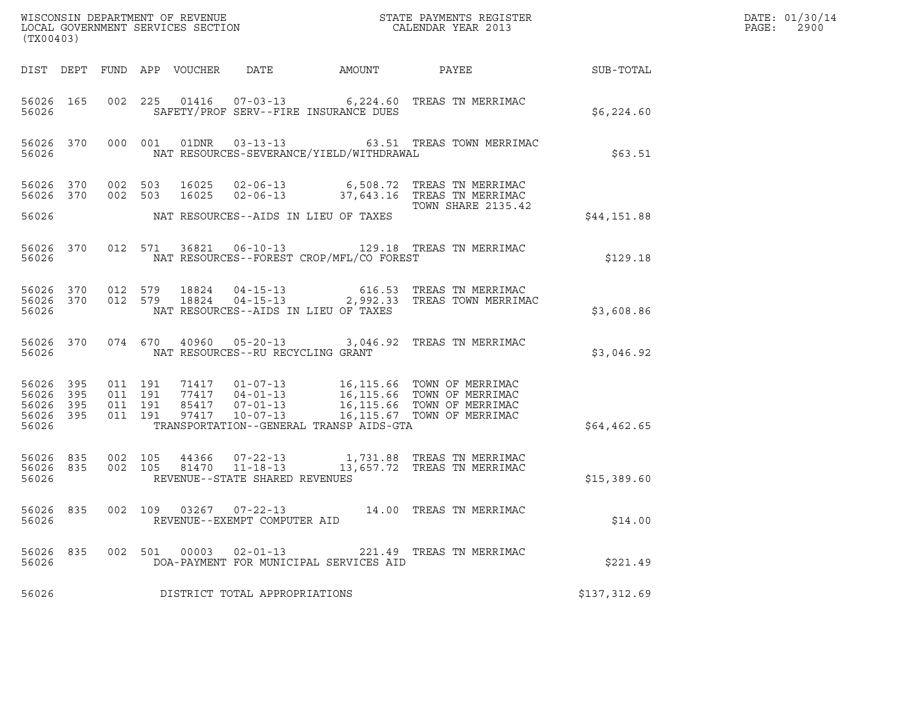WISCONSIN DEPARTMENT OF REVENUE
LOCAL GOVERNMENT SERVICES SECTION
(TX00403)

STATE PAYMENTS REGISTER
CALENDAR YEAR 2013

DATE: 01/30/14

| DIST | DEPT | FUND | APP | VOUCHER | DATE | AMOUNT | PAYEE | SUB-TOTAL |
|---|---|---|---|---|---|---|---|---|
| 56026 | 165 | 002 | 225 | 01416 | 07-03-13 | 6,224.60 | TREAS TN MERRIMAC | |
| 56026 | | | | | SAFETY/PROF SERV--FIRE INSURANCE DUES | | | $6,224.60 |
| 56026 | 370 | 000 | 001 | 01DNR | 03-13-13 | 63.51 | TREAS TOWN MERRIMAC | |
| 56026 | | | | | NAT RESOURCES-SEVERANCE/YIELD/WITHDRAWAL | | | $63.51 |
| 56026 | 370 | 002 | 503 | 16025 | 02-06-13 | 6,508.72 | TREAS TN MERRIMAC | |
| 56026 | 370 | 002 | 503 | 16025 | 02-06-13 | 37,643.16 | TREAS TN MERRIMAC TOWN SHARE 2135.42 | |
| 56026 | | | | | NAT RESOURCES--AIDS IN LIEU OF TAXES | | | $44,151.88 |
| 56026 | 370 | 012 | 571 | 36821 | 06-10-13 | 129.18 | TREAS TN MERRIMAC | |
| 56026 | | | | | NAT RESOURCES--FOREST CROP/MFL/CO FOREST | | | $129.18 |
| 56026 | 370 | 012 | 579 | 18824 | 04-15-13 | 616.53 | TREAS TN MERRIMAC | |
| 56026 | 370 | 012 | 579 | 18824 | 04-15-13 | 2,992.33 | TREAS TOWN MERRIMAC | |
| 56026 | | | | | NAT RESOURCES--AIDS IN LIEU OF TAXES | | | $3,608.86 |
| 56026 | 370 | 074 | 670 | 40960 | 05-20-13 | 3,046.92 | TREAS TN MERRIMAC | |
| 56026 | | | | | NAT RESOURCES--RU RECYCLING GRANT | | | $3,046.92 |
| 56026 | 395 | 011 | 191 | 71417 | 01-07-13 | 16,115.66 | TOWN OF MERRIMAC | |
| 56026 | 395 | 011 | 191 | 77417 | 04-01-13 | 16,115.66 | TOWN OF MERRIMAC | |
| 56026 | 395 | 011 | 191 | 85417 | 07-01-13 | 16,115.66 | TOWN OF MERRIMAC | |
| 56026 | 395 | 011 | 191 | 97417 | 10-07-13 | 16,115.67 | TOWN OF MERRIMAC | |
| 56026 | | | | | TRANSPORTATION--GENERAL TRANSP AIDS-GTA | | | $64,462.65 |
| 56026 | 835 | 002 | 105 | 44366 | 07-22-13 | 1,731.88 | TREAS TN MERRIMAC | |
| 56026 | 835 | 002 | 105 | 81470 | 11-18-13 | 13,657.72 | TREAS TN MERRIMAC | |
| 56026 | | | | | REVENUE--STATE SHARED REVENUES | | | $15,389.60 |
| 56026 | 835 | 002 | 109 | 03267 | 07-22-13 | 14.00 | TREAS TN MERRIMAC | |
| 56026 | | | | | REVENUE--EXEMPT COMPUTER AID | | | $14.00 |
| 56026 | 835 | 002 | 501 | 00003 | 02-01-13 | 221.49 | TREAS TN MERRIMAC | |
| 56026 | | | | | DOA-PAYMENT FOR MUNICIPAL SERVICES AID | | | $221.49 |
| 56026 | | | | | DISTRICT TOTAL APPROPRIATIONS | | | $137,312.69 |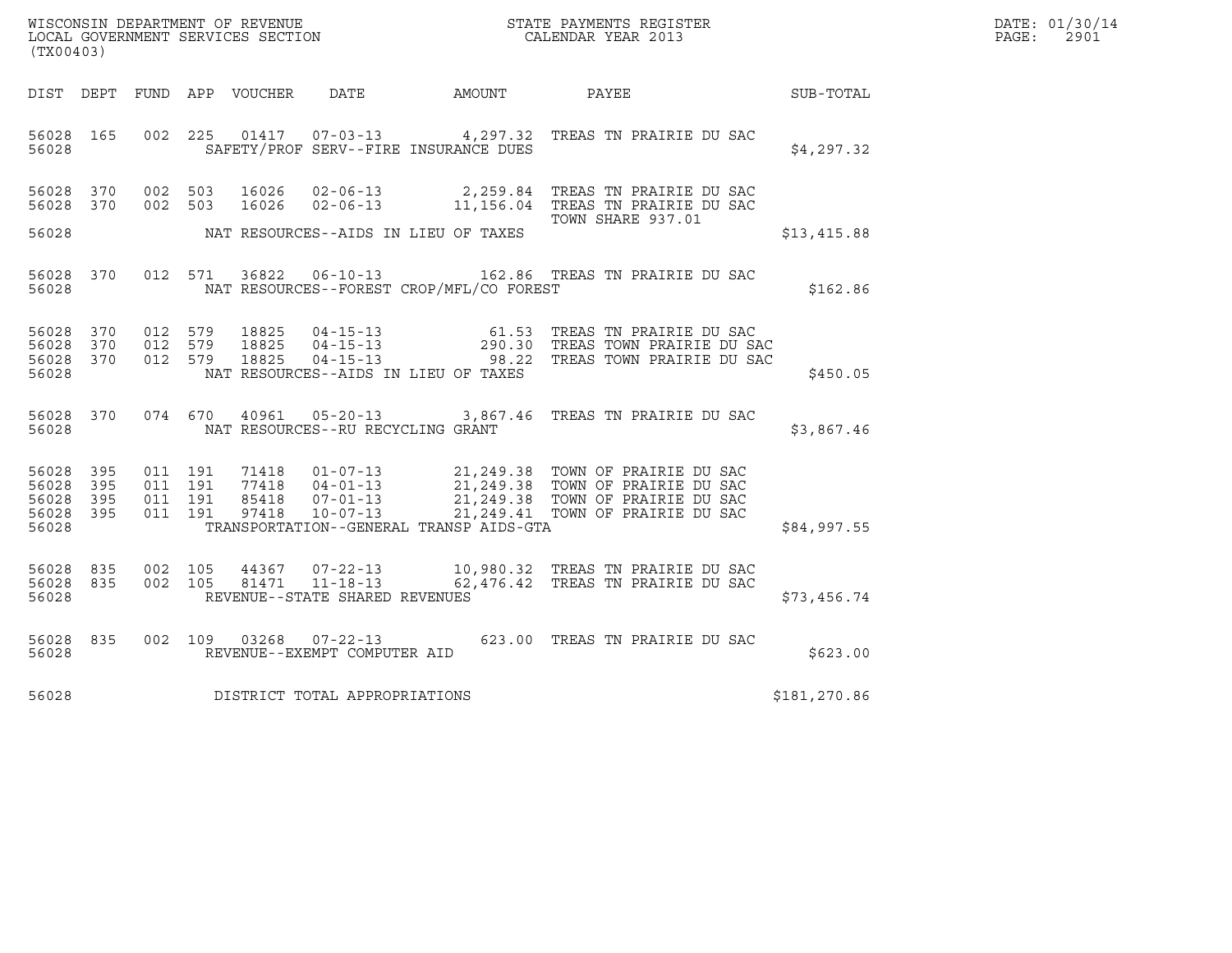WISCONSIN DEPARTMENT OF REVENUE
LOCAL GOVERNMENT SERVICES SECTION
(TX00403)

STATE PAYMENTS REGISTER
CALENDAR YEAR 2013

DATE: 01/30/14
PAGE: 2901

| DIST | DEPT | FUND | APP | VOUCHER | DATE | AMOUNT | PAYEE | SUB-TOTAL |
|---|---|---|---|---|---|---|---|---|
| 56028 | 165 | 002 | 225 | 01417 | 07-03-13 | 4,297.32 | TREAS TN PRAIRIE DU SAC | |
| 56028 | | | | | SAFETY/PROF SERV--FIRE INSURANCE DUES | | | $4,297.32 |
| 56028 | 370 | 002 | 503 | 16026 | 02-06-13 | 2,259.84 | TREAS TN PRAIRIE DU SAC | |
| 56028 | 370 | 002 | 503 | 16026 | 02-06-13 | 11,156.04 | TREAS TN PRAIRIE DU SAC TOWN SHARE 937.01 | |
| 56028 | | | | | NAT RESOURCES--AIDS IN LIEU OF TAXES | | | $13,415.88 |
| 56028 | 370 | 012 | 571 | 36822 | 06-10-13 | 162.86 | TREAS TN PRAIRIE DU SAC | |
| 56028 | | | | | NAT RESOURCES--FOREST CROP/MFL/CO FOREST | | | $162.86 |
| 56028 | 370 | 012 | 579 | 18825 | 04-15-13 | 61.53 | TREAS TN PRAIRIE DU SAC | |
| 56028 | 370 | 012 | 579 | 18825 | 04-15-13 | 290.30 | TREAS TOWN PRAIRIE DU SAC | |
| 56028 | 370 | 012 | 579 | 18825 | 04-15-13 | 98.22 | TREAS TOWN PRAIRIE DU SAC | |
| 56028 | | | | | NAT RESOURCES--AIDS IN LIEU OF TAXES | | | $450.05 |
| 56028 | 370 | 074 | 670 | 40961 | 05-20-13 | 3,867.46 | TREAS TN PRAIRIE DU SAC | |
| 56028 | | | | | NAT RESOURCES--RU RECYCLING GRANT | | | $3,867.46 |
| 56028 | 395 | 011 | 191 | 71418 | 01-07-13 | 21,249.38 | TOWN OF PRAIRIE DU SAC | |
| 56028 | 395 | 011 | 191 | 77418 | 04-01-13 | 21,249.38 | TOWN OF PRAIRIE DU SAC | |
| 56028 | 395 | 011 | 191 | 85418 | 07-01-13 | 21,249.38 | TOWN OF PRAIRIE DU SAC | |
| 56028 | 395 | 011 | 191 | 97418 | 10-07-13 | 21,249.41 | TOWN OF PRAIRIE DU SAC | |
| 56028 | | | | | TRANSPORTATION--GENERAL TRANSP AIDS-GTA | | | $84,997.55 |
| 56028 | 835 | 002 | 105 | 44367 | 07-22-13 | 10,980.32 | TREAS TN PRAIRIE DU SAC | |
| 56028 | 835 | 002 | 105 | 81471 | 11-18-13 | 62,476.42 | TREAS TN PRAIRIE DU SAC | |
| 56028 | | | | | REVENUE--STATE SHARED REVENUES | | | $73,456.74 |
| 56028 | 835 | 002 | 109 | 03268 | 07-22-13 | 623.00 | TREAS TN PRAIRIE DU SAC | |
| 56028 | | | | | REVENUE--EXEMPT COMPUTER AID | | | $623.00 |
| 56028 | | | | | DISTRICT TOTAL APPROPRIATIONS | | | $181,270.86 |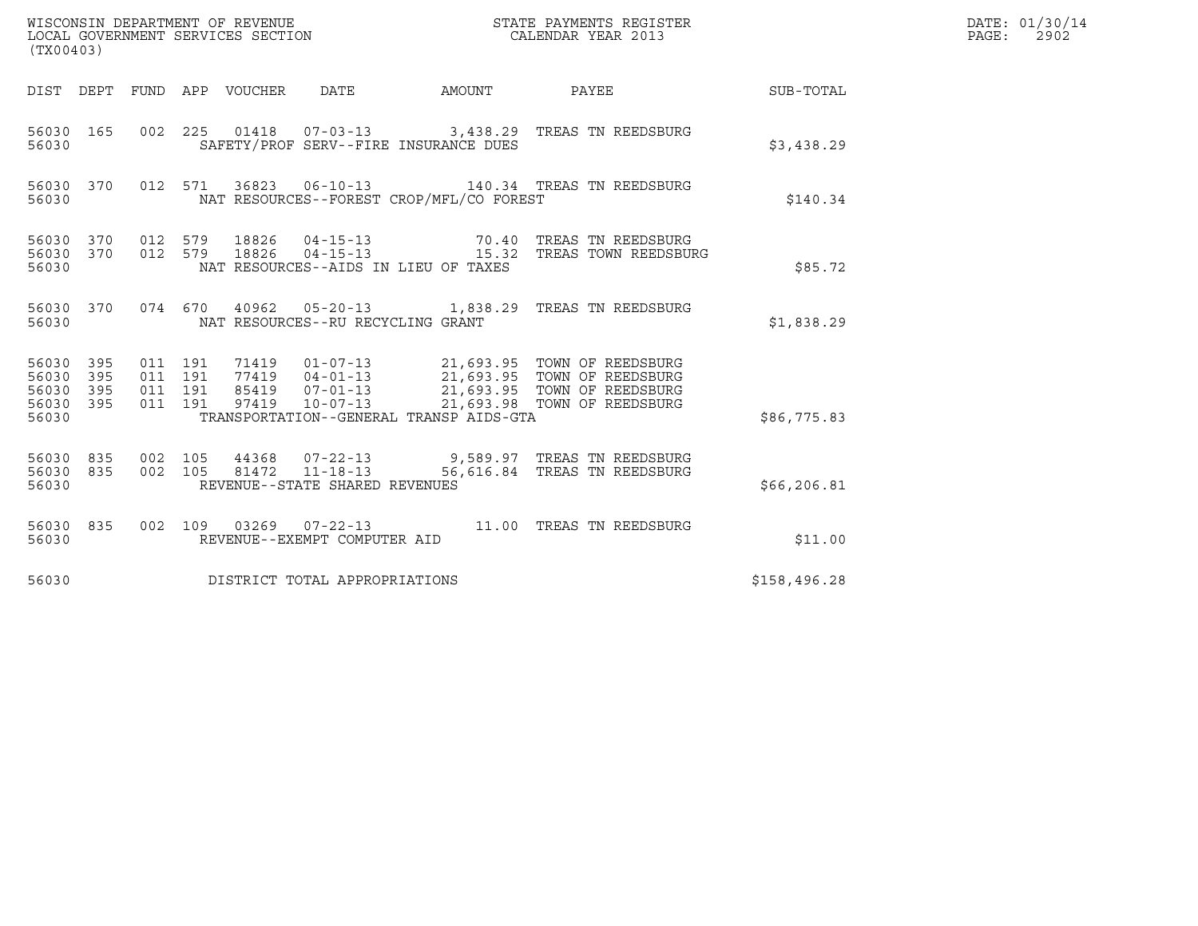WISCONSIN DEPARTMENT OF REVENUE
LOCAL GOVERNMENT SERVICES SECTION
(TX00403)

STATE PAYMENTS REGISTER
CALENDAR YEAR 2013

DATE: 01/30/14
PAGE: 2902

| DIST | DEPT | FUND | APP | VOUCHER | DATE | AMOUNT | PAYEE | SUB-TOTAL |
|---|---|---|---|---|---|---|---|---|
| 56030 | 165 | 002 | 225 | 01418 | 07-03-13 | 3,438.29 | TREAS TN REEDSBURG | |
| 56030 | | | | SAFETY/PROF SERV--FIRE INSURANCE DUES | | | | $3,438.29 |
| 56030 | 370 | 012 | 571 | 36823 | 06-10-13 | 140.34 | TREAS TN REEDSBURG | |
| 56030 | | | | NAT RESOURCES--FOREST CROP/MFL/CO FOREST | | | | $140.34 |
| 56030 | 370 | 012 | 579 | 18826 | 04-15-13 | 70.40 | TREAS TN REEDSBURG | |
| 56030 | 370 | 012 | 579 | 18826 | 04-15-13 | 15.32 | TREAS TOWN REEDSBURG | |
| 56030 | | | | NAT RESOURCES--AIDS IN LIEU OF TAXES | | | | $85.72 |
| 56030 | 370 | 074 | 670 | 40962 | 05-20-13 | 1,838.29 | TREAS TN REEDSBURG | |
| 56030 | | | | NAT RESOURCES--RU RECYCLING GRANT | | | | $1,838.29 |
| 56030 | 395 | 011 | 191 | 71419 | 01-07-13 | 21,693.95 | TOWN OF REEDSBURG | |
| 56030 | 395 | 011 | 191 | 77419 | 04-01-13 | 21,693.95 | TOWN OF REEDSBURG | |
| 56030 | 395 | 011 | 191 | 85419 | 07-01-13 | 21,693.95 | TOWN OF REEDSBURG | |
| 56030 | 395 | 011 | 191 | 97419 | 10-07-13 | 21,693.98 | TOWN OF REEDSBURG | |
| 56030 | | | | TRANSPORTATION--GENERAL TRANSP AIDS-GTA | | | | $86,775.83 |
| 56030 | 835 | 002 | 105 | 44368 | 07-22-13 | 9,589.97 | TREAS TN REEDSBURG | |
| 56030 | 835 | 002 | 105 | 81472 | 11-18-13 | 56,616.84 | TREAS TN REEDSBURG | |
| 56030 | | | | REVENUE--STATE SHARED REVENUES | | | | $66,206.81 |
| 56030 | 835 | 002 | 109 | 03269 | 07-22-13 | 11.00 | TREAS TN REEDSBURG | |
| 56030 | | | | REVENUE--EXEMPT COMPUTER AID | | | | $11.00 |
| 56030 | | | | DISTRICT TOTAL APPROPRIATIONS | | | | $158,496.28 |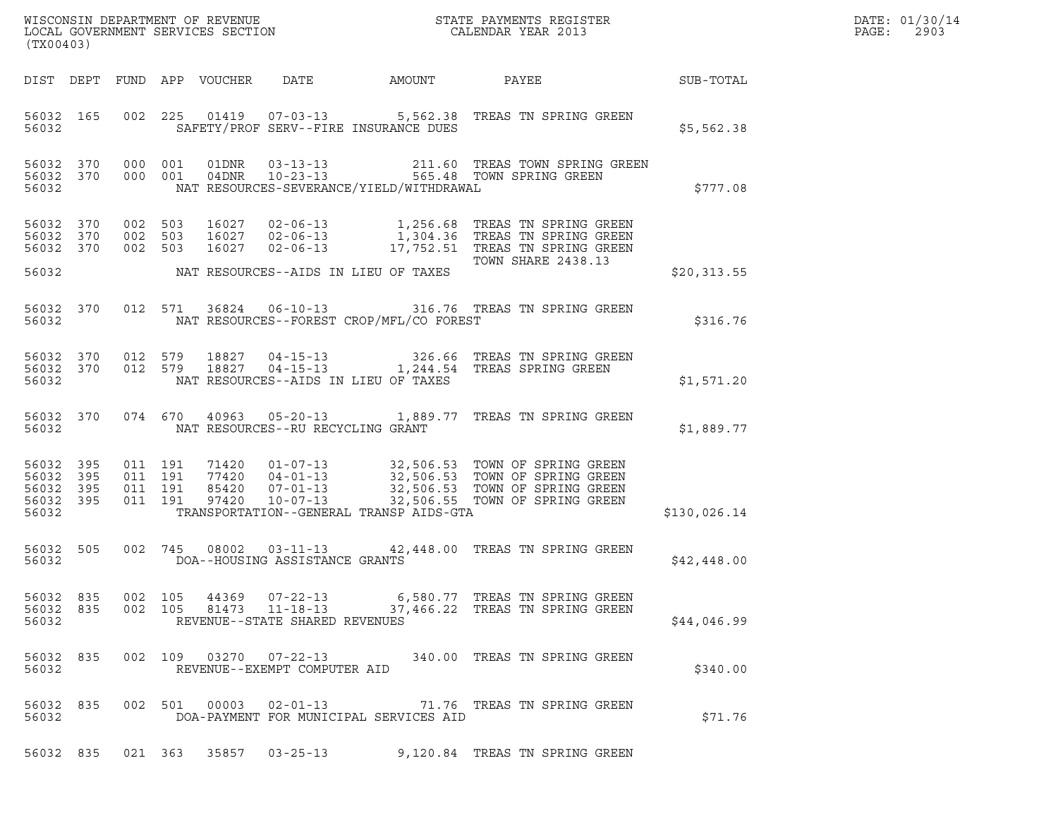WISCONSIN DEPARTMENT OF REVENUE
LOCAL GOVERNMENT SERVICES SECTION
(TX00403)

STATE PAYMENTS REGISTER
CALENDAR YEAR 2013

DATE: 01/30/14
PAGE: 2903

| DIST | DEPT | FUND | APP | VOUCHER | DATE | AMOUNT | PAYEE | SUB-TOTAL |
|---|---|---|---|---|---|---|---|---|
| 56032 | 165 | 002 | 225 | 01419 | 07-03-13 | 5,562.38 | TREAS TN SPRING GREEN | |
| 56032 | | | | SAFETY/PROF SERV--FIRE INSURANCE DUES | | | | $5,562.38 |
| 56032 | 370 | 000 | 001 | 01DNR | 03-13-13 | 211.60 | TREAS TOWN SPRING GREEN | |
| 56032 | 370 | 000 | 001 | 04DNR | 10-23-13 | 565.48 | TOWN SPRING GREEN | |
| 56032 | | | | NAT RESOURCES-SEVERANCE/YIELD/WITHDRAWAL | | | | $777.08 |
| 56032 | 370 | 002 | 503 | 16027 | 02-06-13 | 1,256.68 | TREAS TN SPRING GREEN | |
| 56032 | 370 | 002 | 503 | 16027 | 02-06-13 | 1,304.36 | TREAS TN SPRING GREEN | |
| 56032 | 370 | 002 | 503 | 16027 | 02-06-13 | 17,752.51 | TREAS TN SPRING GREEN TOWN SHARE 2438.13 | |
| 56032 | | | | NAT RESOURCES--AIDS IN LIEU OF TAXES | | | | $20,313.55 |
| 56032 | 370 | 012 | 571 | 36824 | 06-10-13 | 316.76 | TREAS TN SPRING GREEN | |
| 56032 | | | | NAT RESOURCES--FOREST CROP/MFL/CO FOREST | | | | $316.76 |
| 56032 | 370 | 012 | 579 | 18827 | 04-15-13 | 326.66 | TREAS TN SPRING GREEN | |
| 56032 | 370 | 012 | 579 | 18827 | 04-15-13 | 1,244.54 | TREAS SPRING GREEN | |
| 56032 | | | | NAT RESOURCES--AIDS IN LIEU OF TAXES | | | | $1,571.20 |
| 56032 | 370 | 074 | 670 | 40963 | 05-20-13 | 1,889.77 | TREAS TN SPRING GREEN | |
| 56032 | | | | NAT RESOURCES--RU RECYCLING GRANT | | | | $1,889.77 |
| 56032 | 395 | 011 | 191 | 71420 | 01-07-13 | 32,506.53 | TOWN OF SPRING GREEN | |
| 56032 | 395 | 011 | 191 | 77420 | 04-01-13 | 32,506.53 | TOWN OF SPRING GREEN | |
| 56032 | 395 | 011 | 191 | 85420 | 07-01-13 | 32,506.53 | TOWN OF SPRING GREEN | |
| 56032 | 395 | 011 | 191 | 97420 | 10-07-13 | 32,506.55 | TOWN OF SPRING GREEN | |
| 56032 | | | | TRANSPORTATION--GENERAL TRANSP AIDS-GTA | | | | $130,026.14 |
| 56032 | 505 | 002 | 745 | 08002 | 03-11-13 | 42,448.00 | TREAS TN SPRING GREEN | |
| 56032 | | | | DOA--HOUSING ASSISTANCE GRANTS | | | | $42,448.00 |
| 56032 | 835 | 002 | 105 | 44369 | 07-22-13 | 6,580.77 | TREAS TN SPRING GREEN | |
| 56032 | 835 | 002 | 105 | 81473 | 11-18-13 | 37,466.22 | TREAS TN SPRING GREEN | |
| 56032 | | | | REVENUE--STATE SHARED REVENUES | | | | $44,046.99 |
| 56032 | 835 | 002 | 109 | 03270 | 07-22-13 | 340.00 | TREAS TN SPRING GREEN | |
| 56032 | | | | REVENUE--EXEMPT COMPUTER AID | | | | $340.00 |
| 56032 | 835 | 002 | 501 | 00003 | 02-01-13 | 71.76 | TREAS TN SPRING GREEN | |
| 56032 | | | | DOA-PAYMENT FOR MUNICIPAL SERVICES AID | | | | $71.76 |
| 56032 | 835 | 021 | 363 | 35857 | 03-25-13 | 9,120.84 | TREAS TN SPRING GREEN | |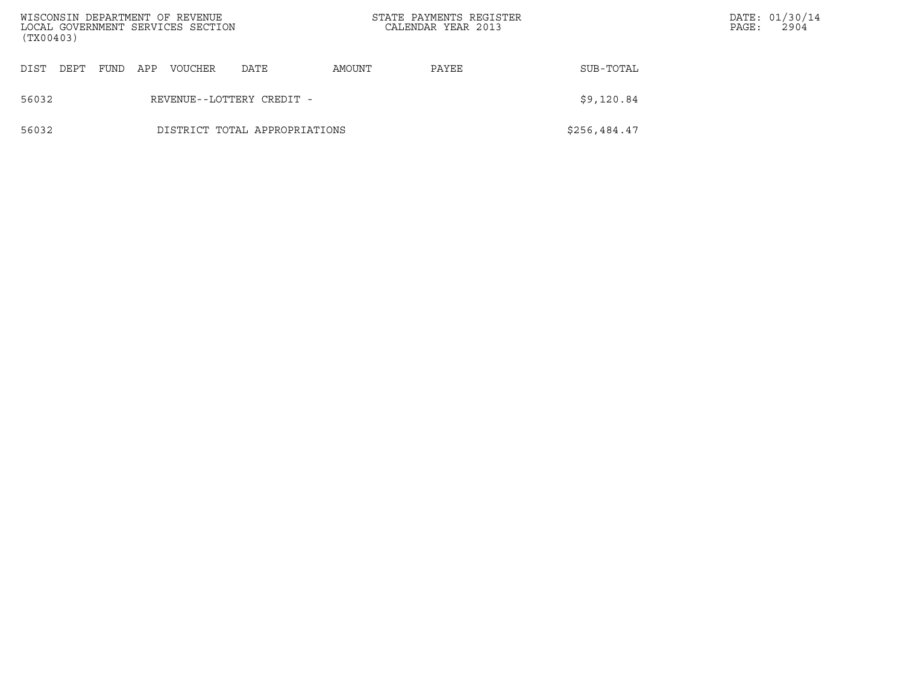| DIST | DEPT | FUND | APP | VOUCHER | DATE | AMOUNT | PAYEE | SUB-TOTAL |
|---|---|---|---|---|---|---|---|---|
| 56032 | | | REVENUE--LOTTERY CREDIT - | | | | | $9,120.84 |
| 56032 | | | DISTRICT TOTAL APPROPRIATIONS | | | | | $256,484.47 |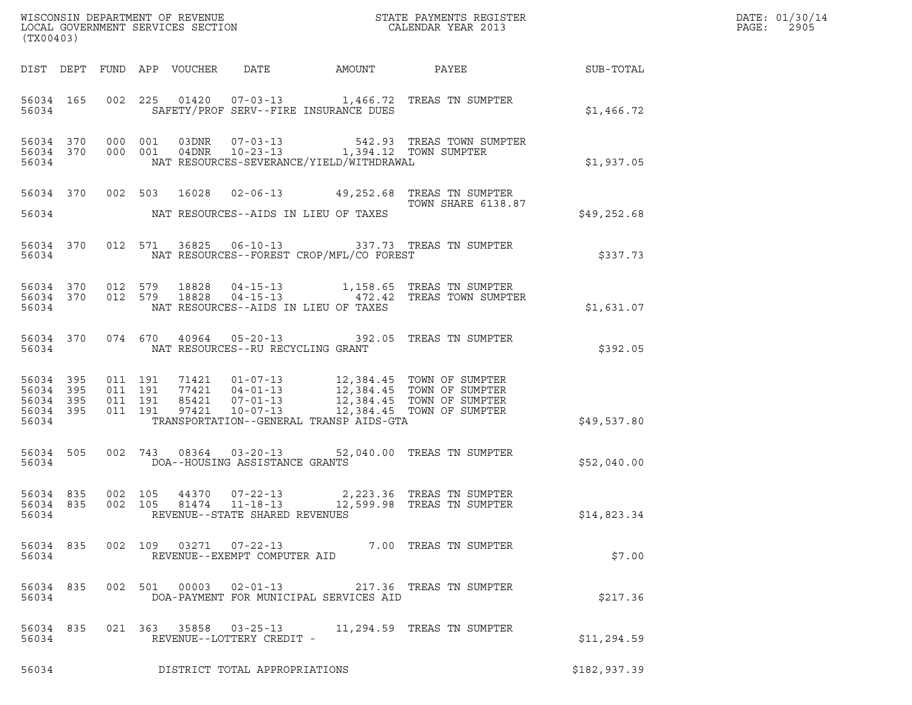WISCONSIN DEPARTMENT OF REVENUE
LOCAL GOVERNMENT SERVICES SECTION
(TX00403)

STATE PAYMENTS REGISTER
CALENDAR YEAR 2013

DATE: 01/30/14
PAGE: 2905

| DIST | DEPT | FUND | APP | VOUCHER | DATE | AMOUNT | PAYEE | SUB-TOTAL |
|---|---|---|---|---|---|---|---|---|
| 56034 | 165 | 002 | 225 | 01420 | 07-03-13 | 1,466.72 | TREAS TN SUMPTER | |
| 56034 | | | | SAFETY/PROF SERV--FIRE INSURANCE DUES | | | | $1,466.72 |
| 56034 | 370 | 000 | 001 | 03DNR | 07-03-13 | 542.93 | TREAS TOWN SUMPTER | |
| 56034 | 370 | 000 | 001 | 04DNR | 10-23-13 | 1,394.12 | TOWN SUMPTER | |
| 56034 | | | | NAT RESOURCES-SEVERANCE/YIELD/WITHDRAWAL | | | | $1,937.05 |
| 56034 | 370 | 002 | 503 | 16028 | 02-06-13 | 49,252.68 | TREAS TN SUMPTER TOWN SHARE 6138.87 | |
| 56034 | | | | NAT RESOURCES--AIDS IN LIEU OF TAXES | | | | $49,252.68 |
| 56034 | 370 | 012 | 571 | 36825 | 06-10-13 | 337.73 | TREAS TN SUMPTER | |
| 56034 | | | | NAT RESOURCES--FOREST CROP/MFL/CO FOREST | | | | $337.73 |
| 56034 | 370 | 012 | 579 | 18828 | 04-15-13 | 1,158.65 | TREAS TN SUMPTER | |
| 56034 | 370 | 012 | 579 | 18828 | 04-15-13 | 472.42 | TREAS TOWN SUMPTER | |
| 56034 | | | | NAT RESOURCES--AIDS IN LIEU OF TAXES | | | | $1,631.07 |
| 56034 | 370 | 074 | 670 | 40964 | 05-20-13 | 392.05 | TREAS TN SUMPTER | |
| 56034 | | | | NAT RESOURCES--RU RECYCLING GRANT | | | | $392.05 |
| 56034 | 395 | 011 | 191 | 71421 | 01-07-13 | 12,384.45 | TOWN OF SUMPTER | |
| 56034 | 395 | 011 | 191 | 77421 | 04-01-13 | 12,384.45 | TOWN OF SUMPTER | |
| 56034 | 395 | 011 | 191 | 85421 | 07-01-13 | 12,384.45 | TOWN OF SUMPTER | |
| 56034 | 395 | 011 | 191 | 97421 | 10-07-13 | 12,384.45 | TOWN OF SUMPTER | |
| 56034 | | | | TRANSPORTATION--GENERAL TRANSP AIDS-GTA | | | | $49,537.80 |
| 56034 | 505 | 002 | 743 | 08364 | 03-20-13 | 52,040.00 | TREAS TN SUMPTER | |
| 56034 | | | | DOA--HOUSING ASSISTANCE GRANTS | | | | $52,040.00 |
| 56034 | 835 | 002 | 105 | 44370 | 07-22-13 | 2,223.36 | TREAS TN SUMPTER | |
| 56034 | 835 | 002 | 105 | 81474 | 11-18-13 | 12,599.98 | TREAS TN SUMPTER | |
| 56034 | | | | REVENUE--STATE SHARED REVENUES | | | | $14,823.34 |
| 56034 | 835 | 002 | 109 | 03271 | 07-22-13 | 7.00 | TREAS TN SUMPTER | |
| 56034 | | | | REVENUE--EXEMPT COMPUTER AID | | | | $7.00 |
| 56034 | 835 | 002 | 501 | 00003 | 02-01-13 | 217.36 | TREAS TN SUMPTER | |
| 56034 | | | | DOA-PAYMENT FOR MUNICIPAL SERVICES AID | | | | $217.36 |
| 56034 | 835 | 021 | 363 | 35858 | 03-25-13 | 11,294.59 | TREAS TN SUMPTER | |
| 56034 | | | | REVENUE--LOTTERY CREDIT - | | | | $11,294.59 |
| 56034 | | | | DISTRICT TOTAL APPROPRIATIONS | | | | $182,937.39 |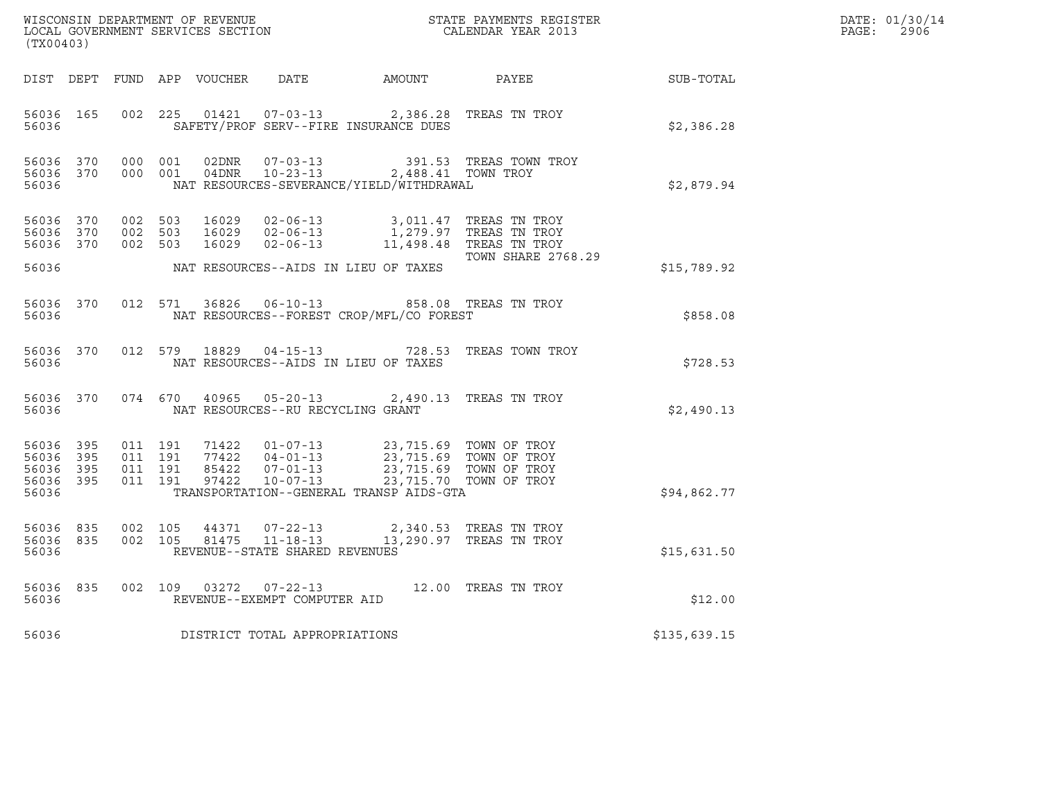WISCONSIN DEPARTMENT OF REVENUE
LOCAL GOVERNMENT SERVICES SECTION
(TX00403)

STATE PAYMENTS REGISTER
CALENDAR YEAR 2013

DATE: 01/30/14
PAGE: 2906

| DIST | DEPT | FUND | APP | VOUCHER | DATE | AMOUNT | PAYEE | SUB-TOTAL |
|---|---|---|---|---|---|---|---|---|
| 56036 | 165 | 002 | 225 | 01421 | 07-03-13 | 2,386.28 | TREAS TN TROY | |
| 56036 | | | | | SAFETY/PROF SERV--FIRE INSURANCE DUES | | | $2,386.28 |
| 56036 | 370 | 000 | 001 | 02DNR | 07-03-13 | 391.53 | TREAS TOWN TROY | |
| 56036 | 370 | 000 | 001 | 04DNR | 10-23-13 | 2,488.41 | TOWN TROY | |
| 56036 | | | | | NAT RESOURCES-SEVERANCE/YIELD/WITHDRAWAL | | | $2,879.94 |
| 56036 | 370 | 002 | 503 | 16029 | 02-06-13 | 3,011.47 | TREAS TN TROY | |
| 56036 | 370 | 002 | 503 | 16029 | 02-06-13 | 1,279.97 | TREAS TN TROY | |
| 56036 | 370 | 002 | 503 | 16029 | 02-06-13 | 11,498.48 | TREAS TN TROY | |
| | | | | | | | TOWN SHARE 2768.29 | |
| 56036 | | | | | NAT RESOURCES--AIDS IN LIEU OF TAXES | | | $15,789.92 |
| 56036 | 370 | 012 | 571 | 36826 | 06-10-13 | 858.08 | TREAS TN TROY | |
| 56036 | | | | | NAT RESOURCES--FOREST CROP/MFL/CO FOREST | | | $858.08 |
| 56036 | 370 | 012 | 579 | 18829 | 04-15-13 | 728.53 | TREAS TOWN TROY | |
| 56036 | | | | | NAT RESOURCES--AIDS IN LIEU OF TAXES | | | $728.53 |
| 56036 | 370 | 074 | 670 | 40965 | 05-20-13 | 2,490.13 | TREAS TN TROY | |
| 56036 | | | | | NAT RESOURCES--RU RECYCLING GRANT | | | $2,490.13 |
| 56036 | 395 | 011 | 191 | 71422 | 01-07-13 | 23,715.69 | TOWN OF TROY | |
| 56036 | 395 | 011 | 191 | 77422 | 04-01-13 | 23,715.69 | TOWN OF TROY | |
| 56036 | 395 | 011 | 191 | 85422 | 07-01-13 | 23,715.69 | TOWN OF TROY | |
| 56036 | 395 | 011 | 191 | 97422 | 10-07-13 | 23,715.70 | TOWN OF TROY | |
| 56036 | | | | | TRANSPORTATION--GENERAL TRANSP AIDS-GTA | | | $94,862.77 |
| 56036 | 835 | 002 | 105 | 44371 | 07-22-13 | 2,340.53 | TREAS TN TROY | |
| 56036 | 835 | 002 | 105 | 81475 | 11-18-13 | 13,290.97 | TREAS TN TROY | |
| 56036 | | | | | REVENUE--STATE SHARED REVENUES | | | $15,631.50 |
| 56036 | 835 | 002 | 109 | 03272 | 07-22-13 | 12.00 | TREAS TN TROY | |
| 56036 | | | | | REVENUE--EXEMPT COMPUTER AID | | | $12.00 |
| 56036 | | | | | DISTRICT TOTAL APPROPRIATIONS | | | $135,639.15 |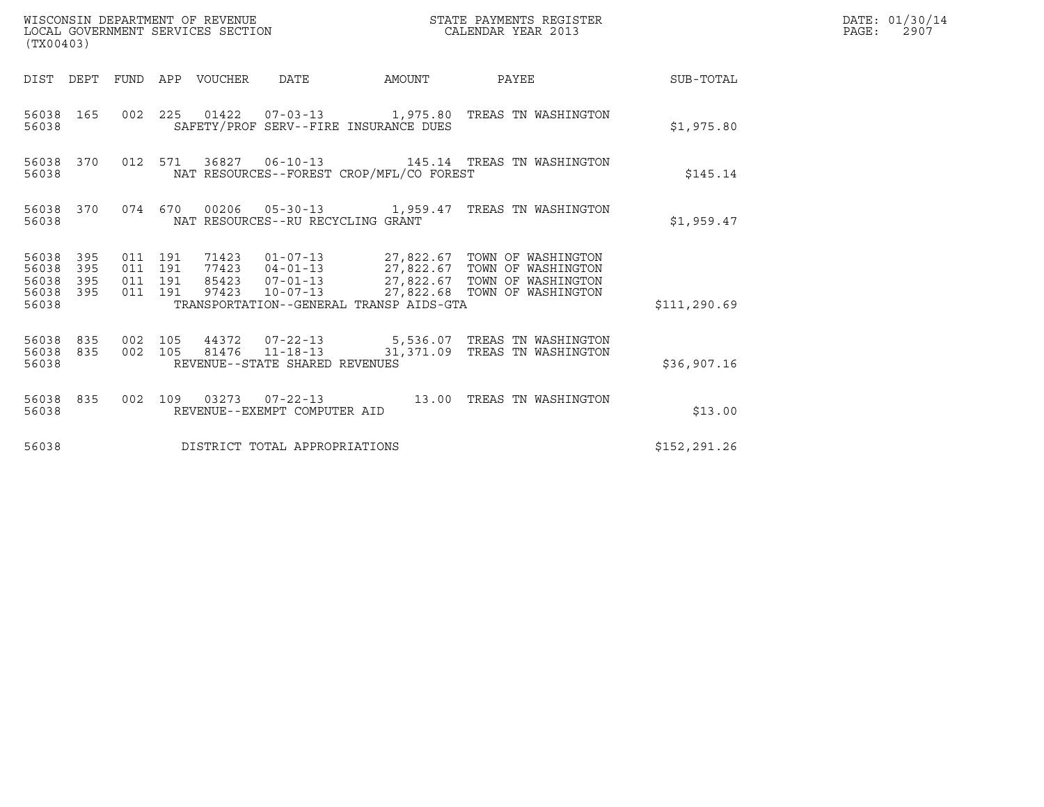WISCONSIN DEPARTMENT OF REVENUE
LOCAL GOVERNMENT SERVICES SECTION
(TX00403)

STATE PAYMENTS REGISTER
CALENDAR YEAR 2013

DATE: 01/30/14
PAGE: 2907

| DIST | DEPT | FUND | APP | VOUCHER | DATE | AMOUNT | PAYEE | SUB-TOTAL |
|---|---|---|---|---|---|---|---|---|
| 56038 | 165 | 002 | 225 | 01422 | 07-03-13 | 1,975.80 | TREAS TN WASHINGTON | |
| 56038 | | | | SAFETY/PROF SERV--FIRE INSURANCE DUES | | | | $1,975.80 |
| 56038 | 370 | 012 | 571 | 36827 | 06-10-13 | 145.14 | TREAS TN WASHINGTON | |
| 56038 | | | | NAT RESOURCES--FOREST CROP/MFL/CO FOREST | | | | $145.14 |
| 56038 | 370 | 074 | 670 | 00206 | 05-30-13 | 1,959.47 | TREAS TN WASHINGTON | |
| 56038 | | | | NAT RESOURCES--RU RECYCLING GRANT | | | | $1,959.47 |
| 56038 | 395 | 011 | 191 | 71423 | 01-07-13 | 27,822.67 | TOWN OF WASHINGTON | |
| 56038 | 395 | 011 | 191 | 77423 | 04-01-13 | 27,822.67 | TOWN OF WASHINGTON | |
| 56038 | 395 | 011 | 191 | 85423 | 07-01-13 | 27,822.67 | TOWN OF WASHINGTON | |
| 56038 | 395 | 011 | 191 | 97423 | 10-07-13 | 27,822.68 | TOWN OF WASHINGTON | |
| 56038 | | | | TRANSPORTATION--GENERAL TRANSP AIDS-GTA | | | | $111,290.69 |
| 56038 | 835 | 002 | 105 | 44372 | 07-22-13 | 5,536.07 | TREAS TN WASHINGTON | |
| 56038 | 835 | 002 | 105 | 81476 | 11-18-13 | 31,371.09 | TREAS TN WASHINGTON | |
| 56038 | | | | REVENUE--STATE SHARED REVENUES | | | | $36,907.16 |
| 56038 | 835 | 002 | 109 | 03273 | 07-22-13 | 13.00 | TREAS TN WASHINGTON | |
| 56038 | | | | REVENUE--EXEMPT COMPUTER AID | | | | $13.00 |
| 56038 | | | | DISTRICT TOTAL APPROPRIATIONS | | | | $152,291.26 |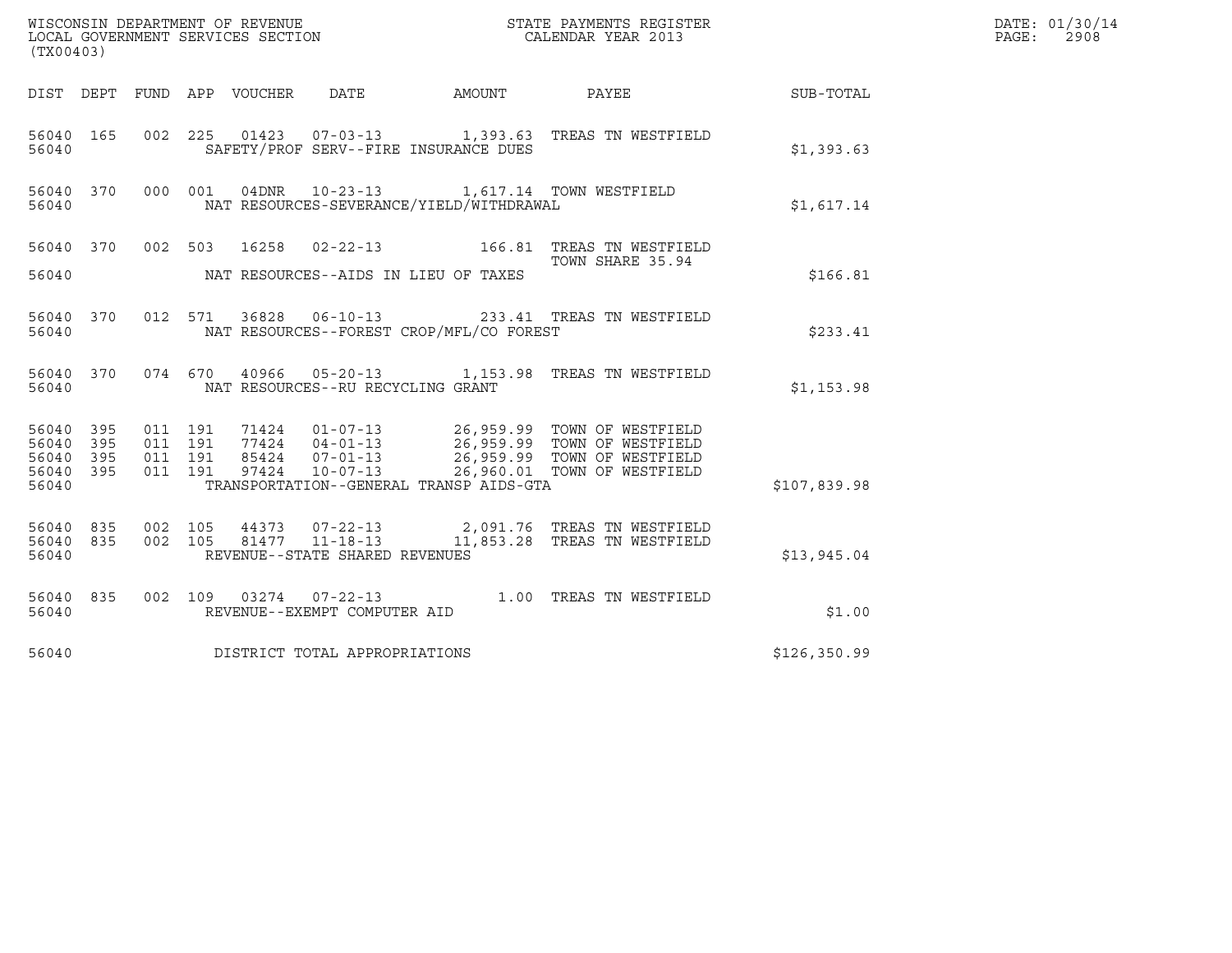WISCONSIN DEPARTMENT OF REVENUE
LOCAL GOVERNMENT SERVICES SECTION
(TX00403)

STATE PAYMENTS REGISTER
CALENDAR YEAR 2013

DATE: 01/30/14

| DIST | DEPT | FUND | APP | VOUCHER | DATE | AMOUNT | PAYEE | SUB-TOTAL |
|---|---|---|---|---|---|---|---|---|
| 56040 | 165 | 002 | 225 | 01423 | 07-03-13 | 1,393.63 | TREAS TN WESTFIELD | |
| 56040 | | | | SAFETY/PROF SERV--FIRE INSURANCE DUES | | | | $1,393.63 |
| 56040 | 370 | 000 | 001 | 04DNR | 10-23-13 | 1,617.14 | TOWN WESTFIELD | |
| 56040 | | | | NAT RESOURCES-SEVERANCE/YIELD/WITHDRAWAL | | | | $1,617.14 |
| 56040 | 370 | 002 | 503 | 16258 | 02-22-13 | 166.81 | TREAS TN WESTFIELD TOWN SHARE 35.94 | |
| 56040 | | | | NAT RESOURCES--AIDS IN LIEU OF TAXES | | | | $166.81 |
| 56040 | 370 | 012 | 571 | 36828 | 06-10-13 | 233.41 | TREAS TN WESTFIELD | |
| 56040 | | | | NAT RESOURCES--FOREST CROP/MFL/CO FOREST | | | | $233.41 |
| 56040 | 370 | 074 | 670 | 40966 | 05-20-13 | 1,153.98 | TREAS TN WESTFIELD | |
| 56040 | | | | NAT RESOURCES--RU RECYCLING GRANT | | | | $1,153.98 |
| 56040 | 395 | 011 | 191 | 71424 | 01-07-13 | 26,959.99 | TOWN OF WESTFIELD | |
| 56040 | 395 | 011 | 191 | 77424 | 04-01-13 | 26,959.99 | TOWN OF WESTFIELD | |
| 56040 | 395 | 011 | 191 | 85424 | 07-01-13 | 26,959.99 | TOWN OF WESTFIELD | |
| 56040 | 395 | 011 | 191 | 97424 | 10-07-13 | 26,960.01 | TOWN OF WESTFIELD | |
| 56040 | | | | TRANSPORTATION--GENERAL TRANSP AIDS-GTA | | | | $107,839.98 |
| 56040 | 835 | 002 | 105 | 44373 | 07-22-13 | 2,091.76 | TREAS TN WESTFIELD | |
| 56040 | 835 | 002 | 105 | 81477 | 11-18-13 | 11,853.28 | TREAS TN WESTFIELD | |
| 56040 | | | | REVENUE--STATE SHARED REVENUES | | | | $13,945.04 |
| 56040 | 835 | 002 | 109 | 03274 | 07-22-13 | 1.00 | TREAS TN WESTFIELD | |
| 56040 | | | | REVENUE--EXEMPT COMPUTER AID | | | | $1.00 |
| 56040 | | | | DISTRICT TOTAL APPROPRIATIONS | | | | $126,350.99 |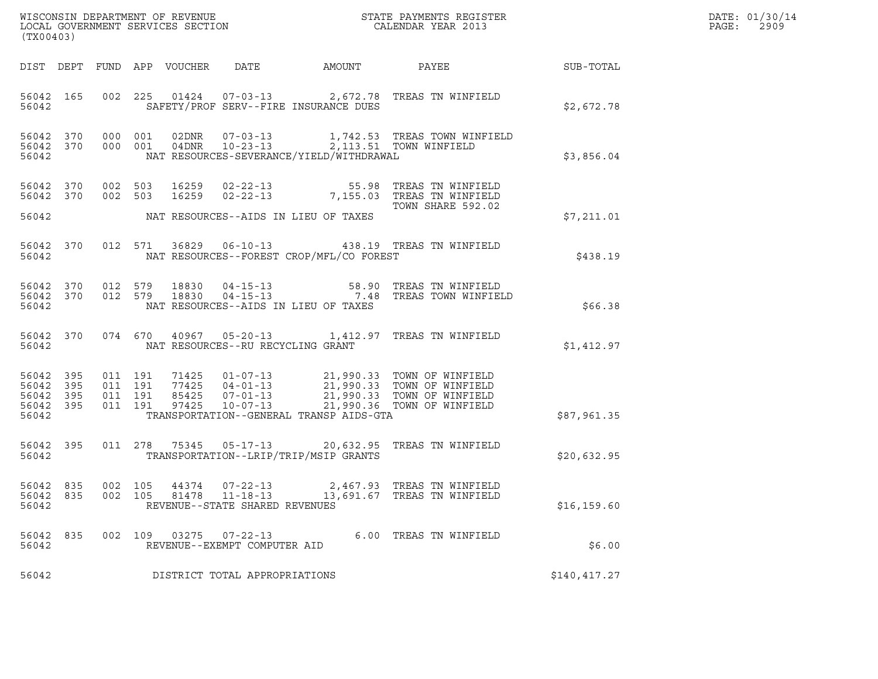WISCONSIN DEPARTMENT OF REVENUE
LOCAL GOVERNMENT SERVICES SECTION
(TX00403)

STATE PAYMENTS REGISTER
CALENDAR YEAR 2013

DATE: 01/30/14
PAGE: 2909

| DIST | DEPT | FUND | APP | VOUCHER | DATE | AMOUNT | PAYEE | SUB-TOTAL |
|---|---|---|---|---|---|---|---|---|
| 56042 | 165 | 002 | 225 | 01424 | 07-03-13 | 2,672.78 | TREAS TN WINFIELD | |
| 56042 | | | | SAFETY/PROF SERV--FIRE INSURANCE DUES | | | | $2,672.78 |
| 56042 | 370 | 000 | 001 | 02DNR | 07-03-13 | 1,742.53 | TREAS TOWN WINFIELD | |
| 56042 | 370 | 000 | 001 | 04DNR | 10-23-13 | 2,113.51 | TOWN WINFIELD | |
| 56042 | | | | NAT RESOURCES-SEVERANCE/YIELD/WITHDRAWAL | | | | $3,856.04 |
| 56042 | 370 | 002 | 503 | 16259 | 02-22-13 | 55.98 | TREAS TN WINFIELD | |
| 56042 | 370 | 002 | 503 | 16259 | 02-22-13 | 7,155.03 | TREAS TN WINFIELD TOWN SHARE 592.02 | |
| 56042 | | | | NAT RESOURCES--AIDS IN LIEU OF TAXES | | | | $7,211.01 |
| 56042 | 370 | 012 | 571 | 36829 | 06-10-13 | 438.19 | TREAS TN WINFIELD | |
| 56042 | | | | NAT RESOURCES--FOREST CROP/MFL/CO FOREST | | | | $438.19 |
| 56042 | 370 | 012 | 579 | 18830 | 04-15-13 | 58.90 | TREAS TN WINFIELD | |
| 56042 | 370 | 012 | 579 | 18830 | 04-15-13 | 7.48 | TREAS TOWN WINFIELD | |
| 56042 | | | | NAT RESOURCES--AIDS IN LIEU OF TAXES | | | | $66.38 |
| 56042 | 370 | 074 | 670 | 40967 | 05-20-13 | 1,412.97 | TREAS TN WINFIELD | |
| 56042 | | | | NAT RESOURCES--RU RECYCLING GRANT | | | | $1,412.97 |
| 56042 | 395 | 011 | 191 | 71425 | 01-07-13 | 21,990.33 | TOWN OF WINFIELD | |
| 56042 | 395 | 011 | 191 | 77425 | 04-01-13 | 21,990.33 | TOWN OF WINFIELD | |
| 56042 | 395 | 011 | 191 | 85425 | 07-01-13 | 21,990.33 | TOWN OF WINFIELD | |
| 56042 | 395 | 011 | 191 | 97425 | 10-07-13 | 21,990.36 | TOWN OF WINFIELD | |
| 56042 | | | | TRANSPORTATION--GENERAL TRANSP AIDS-GTA | | | | $87,961.35 |
| 56042 | 395 | 011 | 278 | 75345 | 05-17-13 | 20,632.95 | TREAS TN WINFIELD | |
| 56042 | | | | TRANSPORTATION--LRIP/TRIP/MSIP GRANTS | | | | $20,632.95 |
| 56042 | 835 | 002 | 105 | 44374 | 07-22-13 | 2,467.93 | TREAS TN WINFIELD | |
| 56042 | 835 | 002 | 105 | 81478 | 11-18-13 | 13,691.67 | TREAS TN WINFIELD | |
| 56042 | | | | REVENUE--STATE SHARED REVENUES | | | | $16,159.60 |
| 56042 | 835 | 002 | 109 | 03275 | 07-22-13 | 6.00 | TREAS TN WINFIELD | |
| 56042 | | | | REVENUE--EXEMPT COMPUTER AID | | | | $6.00 |
| 56042 | | | | DISTRICT TOTAL APPROPRIATIONS | | | | $140,417.27 |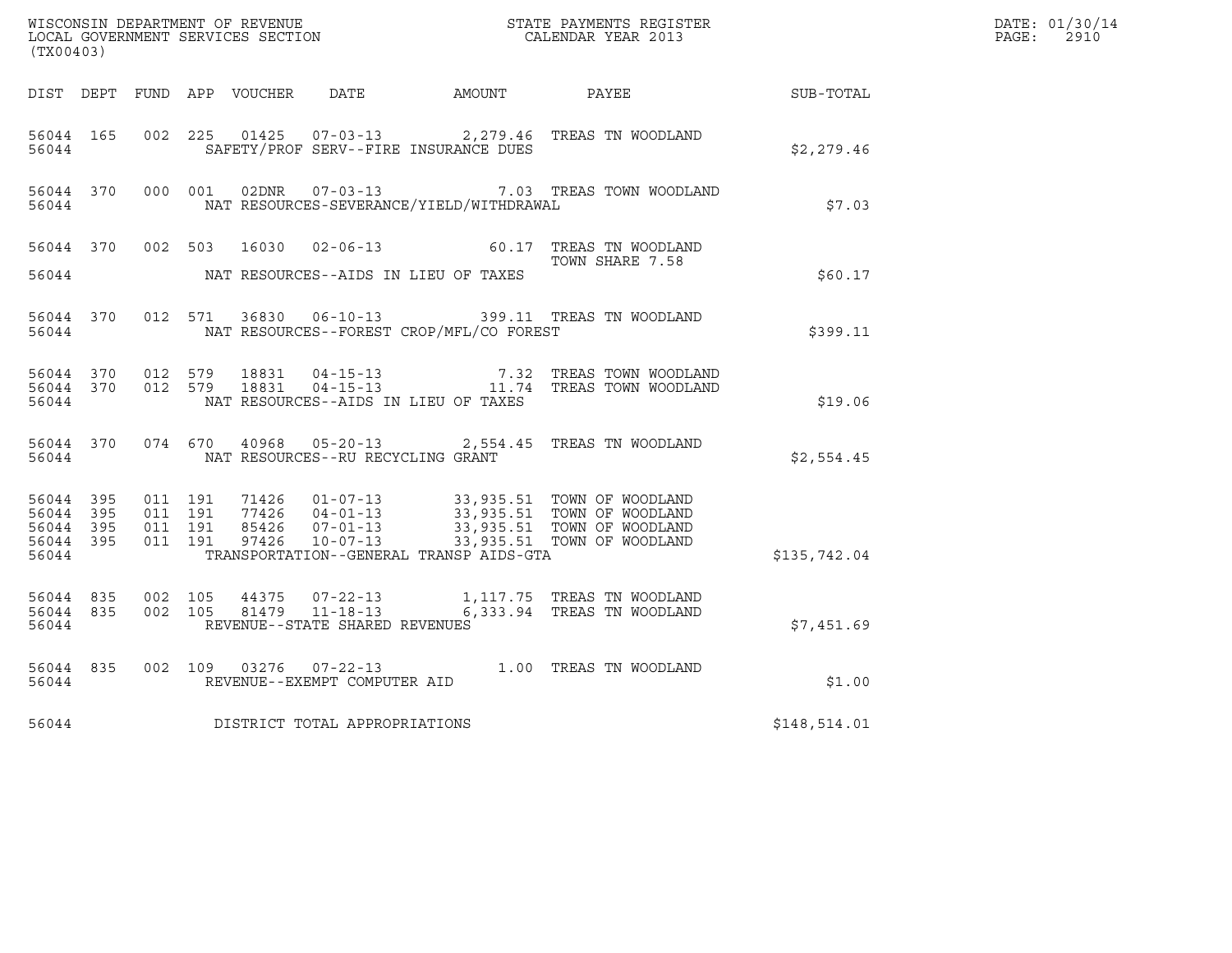WISCONSIN DEPARTMENT OF REVENUE
LOCAL GOVERNMENT SERVICES SECTION
(TX00403)

STATE PAYMENTS REGISTER
CALENDAR YEAR 2013

DATE: 01/30/14
PAGE: 2910

| DIST | DEPT | FUND | APP | VOUCHER | DATE | AMOUNT | PAYEE | SUB-TOTAL |
|---|---|---|---|---|---|---|---|---|
| 56044 | 165 | 002 | 225 | 01425 | 07-03-13 | 2,279.46 | TREAS TN WOODLAND | |
| 56044 | | | | | SAFETY/PROF SERV--FIRE INSURANCE DUES | | | $2,279.46 |
| 56044 | 370 | 000 | 001 | 02DNR | 07-03-13 | 7.03 | TREAS TOWN WOODLAND | |
| 56044 | | | | | NAT RESOURCES-SEVERANCE/YIELD/WITHDRAWAL | | | $7.03 |
| 56044 | 370 | 002 | 503 | 16030 | 02-06-13 | 60.17 | TREAS TN WOODLAND TOWN SHARE 7.58 | |
| 56044 | | | | | NAT RESOURCES--AIDS IN LIEU OF TAXES | | | $60.17 |
| 56044 | 370 | 012 | 571 | 36830 | 06-10-13 | 399.11 | TREAS TN WOODLAND | |
| 56044 | | | | | NAT RESOURCES--FOREST CROP/MFL/CO FOREST | | | $399.11 |
| 56044 | 370 | 012 | 579 | 18831 | 04-15-13 | 7.32 | TREAS TOWN WOODLAND | |
| 56044 | 370 | 012 | 579 | 18831 | 04-15-13 | 11.74 | TREAS TOWN WOODLAND | |
| 56044 | | | | | NAT RESOURCES--AIDS IN LIEU OF TAXES | | | $19.06 |
| 56044 | 370 | 074 | 670 | 40968 | 05-20-13 | 2,554.45 | TREAS TN WOODLAND | |
| 56044 | | | | | NAT RESOURCES--RU RECYCLING GRANT | | | $2,554.45 |
| 56044 | 395 | 011 | 191 | 71426 | 01-07-13 | 33,935.51 | TOWN OF WOODLAND | |
| 56044 | 395 | 011 | 191 | 77426 | 04-01-13 | 33,935.51 | TOWN OF WOODLAND | |
| 56044 | 395 | 011 | 191 | 85426 | 07-01-13 | 33,935.51 | TOWN OF WOODLAND | |
| 56044 | 395 | 011 | 191 | 97426 | 10-07-13 | 33,935.51 | TOWN OF WOODLAND | |
| 56044 | | | | | TRANSPORTATION--GENERAL TRANSP AIDS-GTA | | | $135,742.04 |
| 56044 | 835 | 002 | 105 | 44375 | 07-22-13 | 1,117.75 | TREAS TN WOODLAND | |
| 56044 | 835 | 002 | 105 | 81479 | 11-18-13 | 6,333.94 | TREAS TN WOODLAND | |
| 56044 | | | | | REVENUE--STATE SHARED REVENUES | | | $7,451.69 |
| 56044 | 835 | 002 | 109 | 03276 | 07-22-13 | 1.00 | TREAS TN WOODLAND | |
| 56044 | | | | | REVENUE--EXEMPT COMPUTER AID | | | $1.00 |
| 56044 | | | | | DISTRICT TOTAL APPROPRIATIONS | | | $148,514.01 |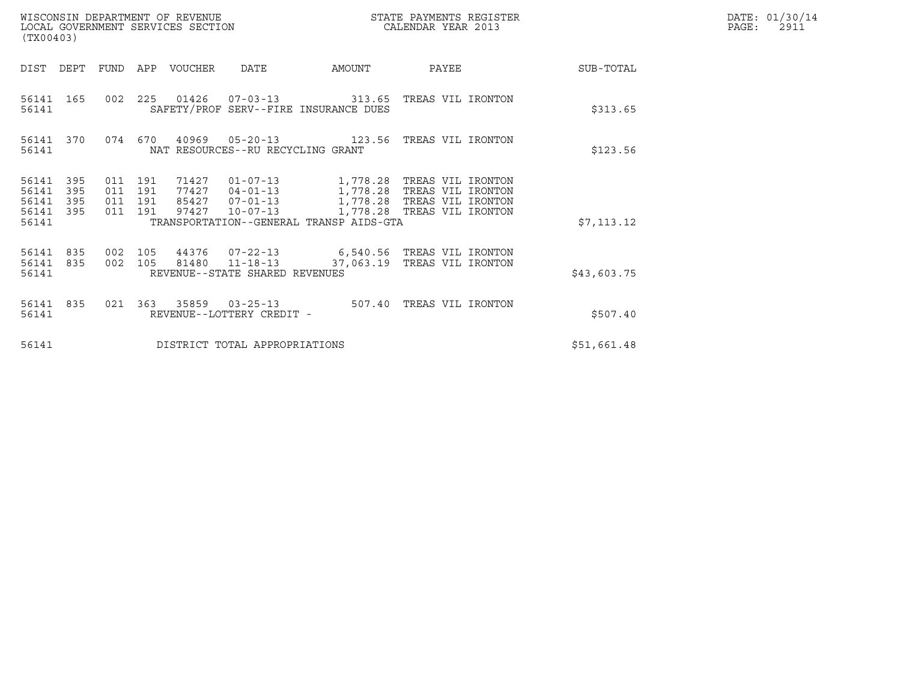WISCONSIN DEPARTMENT OF REVENUE
LOCAL GOVERNMENT SERVICES SECTION
(TX00403)

STATE PAYMENTS REGISTER
CALENDAR YEAR 2013

DATE: 01/30/14

| DIST | DEPT | FUND | APP | VOUCHER | DATE | AMOUNT | PAYEE | SUB-TOTAL |
|---|---|---|---|---|---|---|---|---|
| 56141 | 165 | 002 | 225 | 01426 | 07-03-13 | 313.65 | TREAS VIL IRONTON | |
| 56141 | | | | SAFETY/PROF SERV--FIRE INSURANCE DUES | | | | $313.65 |
| 56141 | 370 | 074 | 670 | 40969 | 05-20-13 | 123.56 | TREAS VIL IRONTON | |
| 56141 | | | | NAT RESOURCES--RU RECYCLING GRANT | | | | $123.56 |
| 56141 | 395 | 011 | 191 | 71427 | 01-07-13 | 1,778.28 | TREAS VIL IRONTON | |
| 56141 | 395 | 011 | 191 | 77427 | 04-01-13 | 1,778.28 | TREAS VIL IRONTON | |
| 56141 | 395 | 011 | 191 | 85427 | 07-01-13 | 1,778.28 | TREAS VIL IRONTON | |
| 56141 | 395 | 011 | 191 | 97427 | 10-07-13 | 1,778.28 | TREAS VIL IRONTON | |
| 56141 | | | | TRANSPORTATION--GENERAL TRANSP AIDS-GTA | | | | $7,113.12 |
| 56141 | 835 | 002 | 105 | 44376 | 07-22-13 | 6,540.56 | TREAS VIL IRONTON | |
| 56141 | 835 | 002 | 105 | 81480 | 11-18-13 | 37,063.19 | TREAS VIL IRONTON | |
| 56141 | | | | REVENUE--STATE SHARED REVENUES | | | | $43,603.75 |
| 56141 | 835 | 021 | 363 | 35859 | 03-25-13 | 507.40 | TREAS VIL IRONTON | |
| 56141 | | | | REVENUE--LOTTERY CREDIT - | | | | $507.40 |
| 56141 | | | | DISTRICT TOTAL APPROPRIATIONS | | | | $51,661.48 |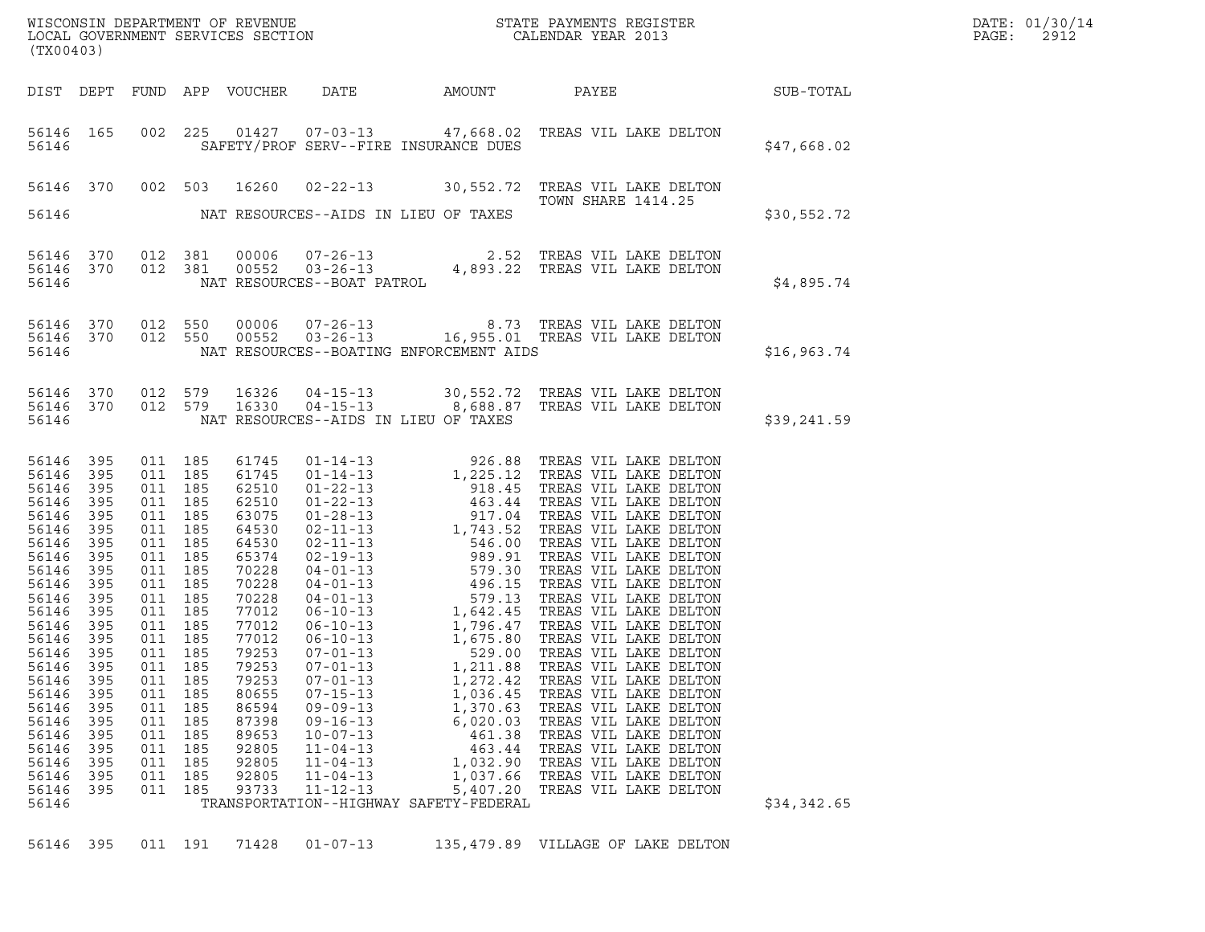WISCONSIN DEPARTMENT OF REVENUE
LOCAL GOVERNMENT SERVICES SECTION
(TX00403)

STATE PAYMENTS REGISTER
CALENDAR YEAR 2013

DATE: 01/30/14

| DIST | DEPT | FUND | APP | VOUCHER | DATE | AMOUNT | PAYEE | SUB-TOTAL |
|---|---|---|---|---|---|---|---|---|
| 56146 | 165 | 002 | 225 | 01427 | 07-03-13 | 47,668.02 | TREAS VIL LAKE DELTON | |
| 56146 | | | | | SAFETY/PROF SERV--FIRE INSURANCE DUES | | | $47,668.02 |
| 56146 | 370 | 002 | 503 | 16260 | 02-22-13 | 30,552.72 | TREAS VIL LAKE DELTON TOWN SHARE 1414.25 | |
| 56146 | | | | | NAT RESOURCES--AIDS IN LIEU OF TAXES | | | $30,552.72 |
| 56146 | 370 | 012 | 381 | 00006 | 07-26-13 | 2.52 | TREAS VIL LAKE DELTON | |
| 56146 | 370 | 012 | 381 | 00552 | 03-26-13 | 4,893.22 | TREAS VIL LAKE DELTON | |
| 56146 | | | | | NAT RESOURCES--BOAT PATROL | | | $4,895.74 |
| 56146 | 370 | 012 | 550 | 00006 | 07-26-13 | 8.73 | TREAS VIL LAKE DELTON | |
| 56146 | 370 | 012 | 550 | 00552 | 03-26-13 | 16,955.01 | TREAS VIL LAKE DELTON | |
| 56146 | | | | | NAT RESOURCES--BOATING ENFORCEMENT AIDS | | | $16,963.74 |
| 56146 | 370 | 012 | 579 | 16326 | 04-15-13 | 30,552.72 | TREAS VIL LAKE DELTON | |
| 56146 | 370 | 012 | 579 | 16330 | 04-15-13 | 8,688.87 | TREAS VIL LAKE DELTON | |
| 56146 | | | | | NAT RESOURCES--AIDS IN LIEU OF TAXES | | | $39,241.59 |
| 56146 | 395 | 011 | 185 | 61745 | 01-14-13 | 926.88 | TREAS VIL LAKE DELTON | |
| 56146 | 395 | 011 | 185 | 61745 | 01-14-13 | 1,225.12 | TREAS VIL LAKE DELTON | |
| 56146 | 395 | 011 | 185 | 62510 | 01-22-13 | 918.45 | TREAS VIL LAKE DELTON | |
| 56146 | 395 | 011 | 185 | 62510 | 01-22-13 | 463.44 | TREAS VIL LAKE DELTON | |
| 56146 | 395 | 011 | 185 | 63075 | 01-28-13 | 917.04 | TREAS VIL LAKE DELTON | |
| 56146 | 395 | 011 | 185 | 64530 | 02-11-13 | 1,743.52 | TREAS VIL LAKE DELTON | |
| 56146 | 395 | 011 | 185 | 64530 | 02-11-13 | 546.00 | TREAS VIL LAKE DELTON | |
| 56146 | 395 | 011 | 185 | 65374 | 02-19-13 | 989.91 | TREAS VIL LAKE DELTON | |
| 56146 | 395 | 011 | 185 | 70228 | 04-01-13 | 579.30 | TREAS VIL LAKE DELTON | |
| 56146 | 395 | 011 | 185 | 70228 | 04-01-13 | 496.15 | TREAS VIL LAKE DELTON | |
| 56146 | 395 | 011 | 185 | 70228 | 04-01-13 | 579.13 | TREAS VIL LAKE DELTON | |
| 56146 | 395 | 011 | 185 | 77012 | 06-10-13 | 1,642.45 | TREAS VIL LAKE DELTON | |
| 56146 | 395 | 011 | 185 | 77012 | 06-10-13 | 1,796.47 | TREAS VIL LAKE DELTON | |
| 56146 | 395 | 011 | 185 | 77012 | 06-10-13 | 1,675.80 | TREAS VIL LAKE DELTON | |
| 56146 | 395 | 011 | 185 | 79253 | 07-01-13 | 529.00 | TREAS VIL LAKE DELTON | |
| 56146 | 395 | 011 | 185 | 79253 | 07-01-13 | 1,211.88 | TREAS VIL LAKE DELTON | |
| 56146 | 395 | 011 | 185 | 79253 | 07-01-13 | 1,272.42 | TREAS VIL LAKE DELTON | |
| 56146 | 395 | 011 | 185 | 80655 | 07-15-13 | 1,036.45 | TREAS VIL LAKE DELTON | |
| 56146 | 395 | 011 | 185 | 86594 | 09-09-13 | 1,370.63 | TREAS VIL LAKE DELTON | |
| 56146 | 395 | 011 | 185 | 87398 | 09-16-13 | 6,020.03 | TREAS VIL LAKE DELTON | |
| 56146 | 395 | 011 | 185 | 89653 | 10-07-13 | 461.38 | TREAS VIL LAKE DELTON | |
| 56146 | 395 | 011 | 185 | 92805 | 11-04-13 | 463.44 | TREAS VIL LAKE DELTON | |
| 56146 | 395 | 011 | 185 | 92805 | 11-04-13 | 1,032.90 | TREAS VIL LAKE DELTON | |
| 56146 | 395 | 011 | 185 | 92805 | 11-04-13 | 1,037.66 | TREAS VIL LAKE DELTON | |
| 56146 | 395 | 011 | 185 | 93733 | 11-12-13 | 5,407.20 | TREAS VIL LAKE DELTON | |
| 56146 | | | | | TRANSPORTATION--HIGHWAY SAFETY-FEDERAL | | | $34,342.65 |
| 56146 | 395 | 011 | 191 | 71428 | 01-07-13 | 135,479.89 | VILLAGE OF LAKE DELTON | |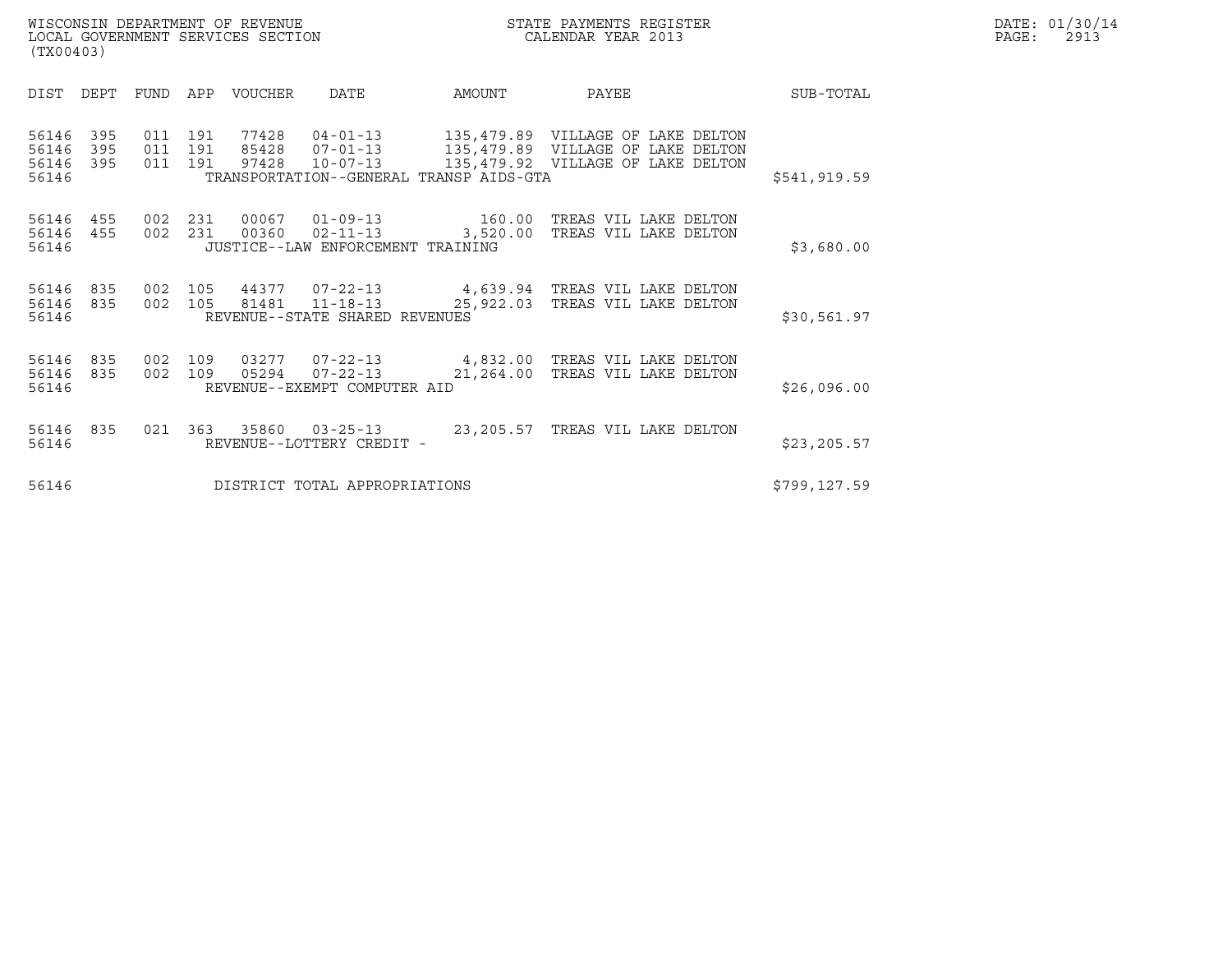WISCONSIN DEPARTMENT OF REVENUE
LOCAL GOVERNMENT SERVICES SECTION
(TX00403)

STATE PAYMENTS REGISTER
CALENDAR YEAR 2013

DATE: 01/30/14
PAGE: 2913

| DIST | DEPT | FUND | APP | VOUCHER | DATE | AMOUNT | PAYEE | SUB-TOTAL |
|---|---|---|---|---|---|---|---|---|
| 56146 | 395 | 011 | 191 | 77428 | 04-01-13 | 135,479.89 | VILLAGE OF LAKE DELTON | |
| 56146 | 395 | 011 | 191 | 85428 | 07-01-13 | 135,479.89 | VILLAGE OF LAKE DELTON | |
| 56146 | 395 | 011 | 191 | 97428 | 10-07-13 | 135,479.92 | VILLAGE OF LAKE DELTON | |
| 56146 | | | | TRANSPORTATION--GENERAL TRANSP AIDS-GTA | | | | $541,919.59 |
| 56146 | 455 | 002 | 231 | 00067 | 01-09-13 | 160.00 | TREAS VIL LAKE DELTON | |
| 56146 | 455 | 002 | 231 | 00360 | 02-11-13 | 3,520.00 | TREAS VIL LAKE DELTON | |
| 56146 | | | | JUSTICE--LAW ENFORCEMENT TRAINING | | | | $3,680.00 |
| 56146 | 835 | 002 | 105 | 44377 | 07-22-13 | 4,639.94 | TREAS VIL LAKE DELTON | |
| 56146 | 835 | 002 | 105 | 81481 | 11-18-13 | 25,922.03 | TREAS VIL LAKE DELTON | |
| 56146 | | | | REVENUE--STATE SHARED REVENUES | | | | $30,561.97 |
| 56146 | 835 | 002 | 109 | 03277 | 07-22-13 | 4,832.00 | TREAS VIL LAKE DELTON | |
| 56146 | 835 | 002 | 109 | 05294 | 07-22-13 | 21,264.00 | TREAS VIL LAKE DELTON | |
| 56146 | | | | REVENUE--EXEMPT COMPUTER AID | | | | $26,096.00 |
| 56146 | 835 | 021 | 363 | 35860 | 03-25-13 | 23,205.57 | TREAS VIL LAKE DELTON | |
| 56146 | | | | REVENUE--LOTTERY CREDIT - | | | | $23,205.57 |
| 56146 | | | | DISTRICT TOTAL APPROPRIATIONS | | | | $799,127.59 |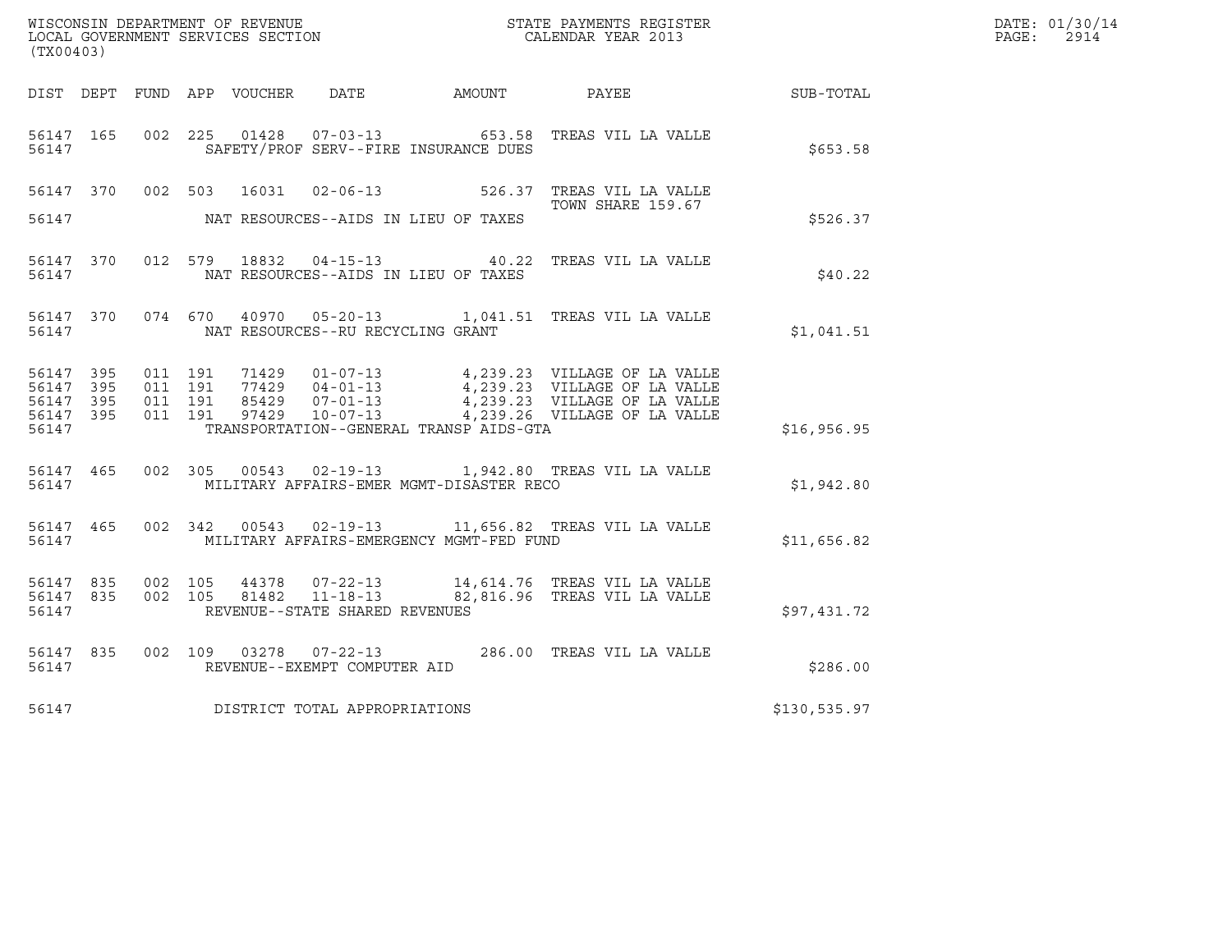WISCONSIN DEPARTMENT OF REVENUE
LOCAL GOVERNMENT SERVICES SECTION
(TX00403)

STATE PAYMENTS REGISTER
CALENDAR YEAR 2013

DATE: 01/30/14

| DIST | DEPT | FUND | APP | VOUCHER | DATE | AMOUNT | PAYEE | SUB-TOTAL |
|---|---|---|---|---|---|---|---|---|
| 56147 | 165 | 002 | 225 | 01428 | 07-03-13 | 653.58 | TREAS VIL LA VALLE | |
| 56147 | | | | SAFETY/PROF SERV--FIRE INSURANCE DUES | | | | $653.58 |
| 56147 | 370 | 002 | 503 | 16031 | 02-06-13 | 526.37 | TREAS VIL LA VALLE TOWN SHARE 159.67 | |
| 56147 | | | | NAT RESOURCES--AIDS IN LIEU OF TAXES | | | | $526.37 |
| 56147 | 370 | 012 | 579 | 18832 | 04-15-13 | 40.22 | TREAS VIL LA VALLE | |
| 56147 | | | | NAT RESOURCES--AIDS IN LIEU OF TAXES | | | | $40.22 |
| 56147 | 370 | 074 | 670 | 40970 | 05-20-13 | 1,041.51 | TREAS VIL LA VALLE | |
| 56147 | | | | NAT RESOURCES--RU RECYCLING GRANT | | | | $1,041.51 |
| 56147 | 395 | 011 | 191 | 71429 | 01-07-13 | 4,239.23 | VILLAGE OF LA VALLE | |
| 56147 | 395 | 011 | 191 | 77429 | 04-01-13 | 4,239.23 | VILLAGE OF LA VALLE | |
| 56147 | 395 | 011 | 191 | 85429 | 07-01-13 | 4,239.23 | VILLAGE OF LA VALLE | |
| 56147 | 395 | 011 | 191 | 97429 | 10-07-13 | 4,239.26 | VILLAGE OF LA VALLE | |
| 56147 | | | | TRANSPORTATION--GENERAL TRANSP AIDS-GTA | | | | $16,956.95 |
| 56147 | 465 | 002 | 305 | 00543 | 02-19-13 | 1,942.80 | TREAS VIL LA VALLE | |
| 56147 | | | | MILITARY AFFAIRS-EMER MGMT-DISASTER RECO | | | | $1,942.80 |
| 56147 | 465 | 002 | 342 | 00543 | 02-19-13 | 11,656.82 | TREAS VIL LA VALLE | |
| 56147 | | | | MILITARY AFFAIRS-EMERGENCY MGMT-FED FUND | | | | $11,656.82 |
| 56147 | 835 | 002 | 105 | 44378 | 07-22-13 | 14,614.76 | TREAS VIL LA VALLE | |
| 56147 | 835 | 002 | 105 | 81482 | 11-18-13 | 82,816.96 | TREAS VIL LA VALLE | |
| 56147 | | | | REVENUE--STATE SHARED REVENUES | | | | $97,431.72 |
| 56147 | 835 | 002 | 109 | 03278 | 07-22-13 | 286.00 | TREAS VIL LA VALLE | |
| 56147 | | | | REVENUE--EXEMPT COMPUTER AID | | | | $286.00 |
| 56147 | | | | DISTRICT TOTAL APPROPRIATIONS | | | | $130,535.97 |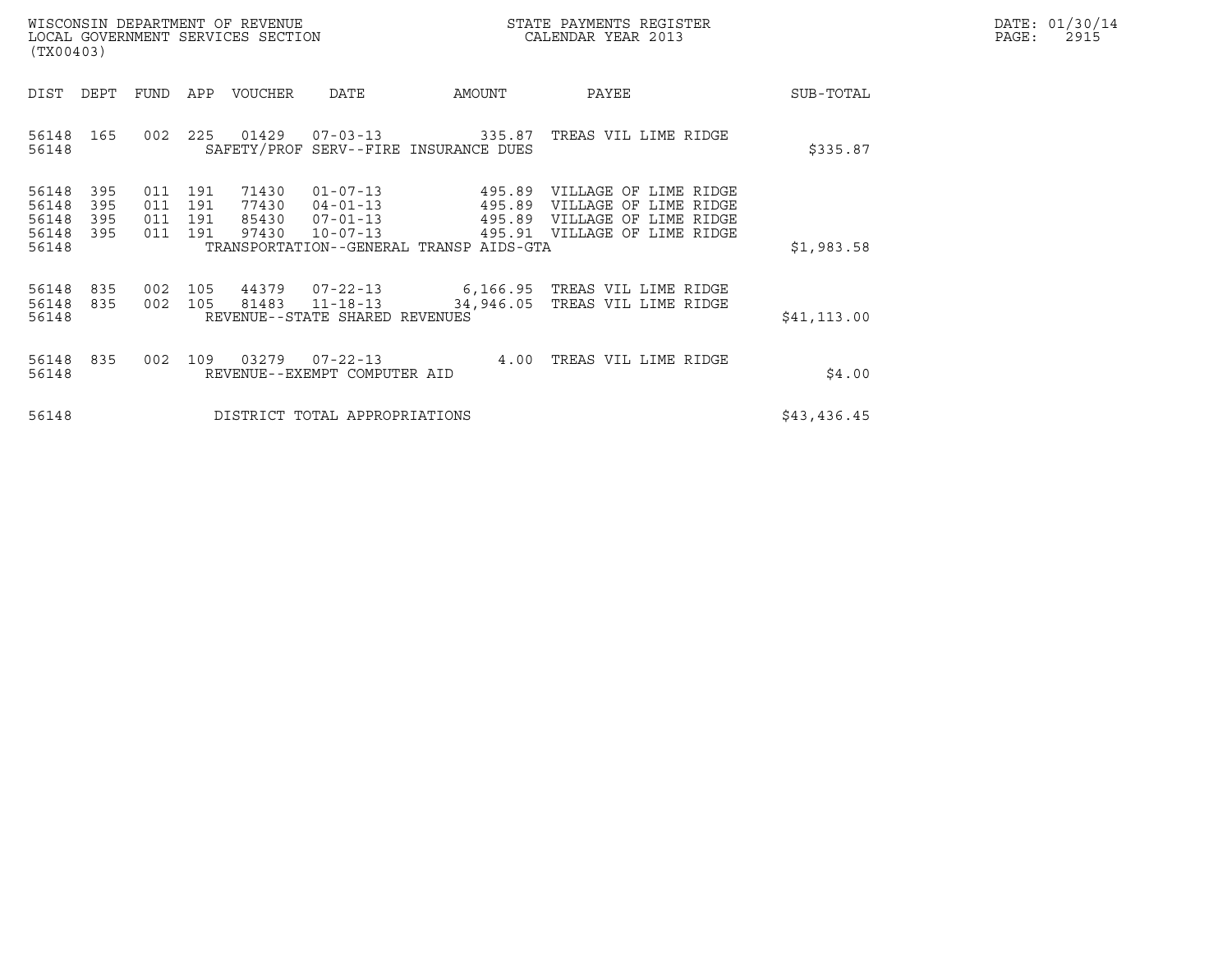WISCONSIN DEPARTMENT OF REVENUE
LOCAL GOVERNMENT SERVICES SECTION
(TX00403)

STATE PAYMENTS REGISTER
CALENDAR YEAR 2013

DATE: 01/30/14
PAGE: 2915

| DIST | DEPT | FUND | APP | VOUCHER | DATE | AMOUNT | PAYEE | SUB-TOTAL |
|---|---|---|---|---|---|---|---|---|
| 56148 | 165 | 002 | 225 | 01429 | 07-03-13 | 335.87 | TREAS VIL LIME RIDGE | |
| 56148 | | | | SAFETY/PROF SERV--FIRE INSURANCE DUES | | | | $335.87 |
| 56148 | 395 | 011 | 191 | 71430 | 01-07-13 | 495.89 | VILLAGE OF LIME RIDGE | |
| 56148 | 395 | 011 | 191 | 77430 | 04-01-13 | 495.89 | VILLAGE OF LIME RIDGE | |
| 56148 | 395 | 011 | 191 | 85430 | 07-01-13 | 495.89 | VILLAGE OF LIME RIDGE | |
| 56148 | 395 | 011 | 191 | 97430 | 10-07-13 | 495.91 | VILLAGE OF LIME RIDGE | |
| 56148 | | | | TRANSPORTATION--GENERAL TRANSP AIDS-GTA | | | | $1,983.58 |
| 56148 | 835 | 002 | 105 | 44379 | 07-22-13 | 6,166.95 | TREAS VIL LIME RIDGE | |
| 56148 | 835 | 002 | 105 | 81483 | 11-18-13 | 34,946.05 | TREAS VIL LIME RIDGE | |
| 56148 | | | | REVENUE--STATE SHARED REVENUES | | | | $41,113.00 |
| 56148 | 835 | 002 | 109 | 03279 | 07-22-13 | 4.00 | TREAS VIL LIME RIDGE | |
| 56148 | | | | REVENUE--EXEMPT COMPUTER AID | | | | $4.00 |
| 56148 | | | | DISTRICT TOTAL APPROPRIATIONS | | | | $43,436.45 |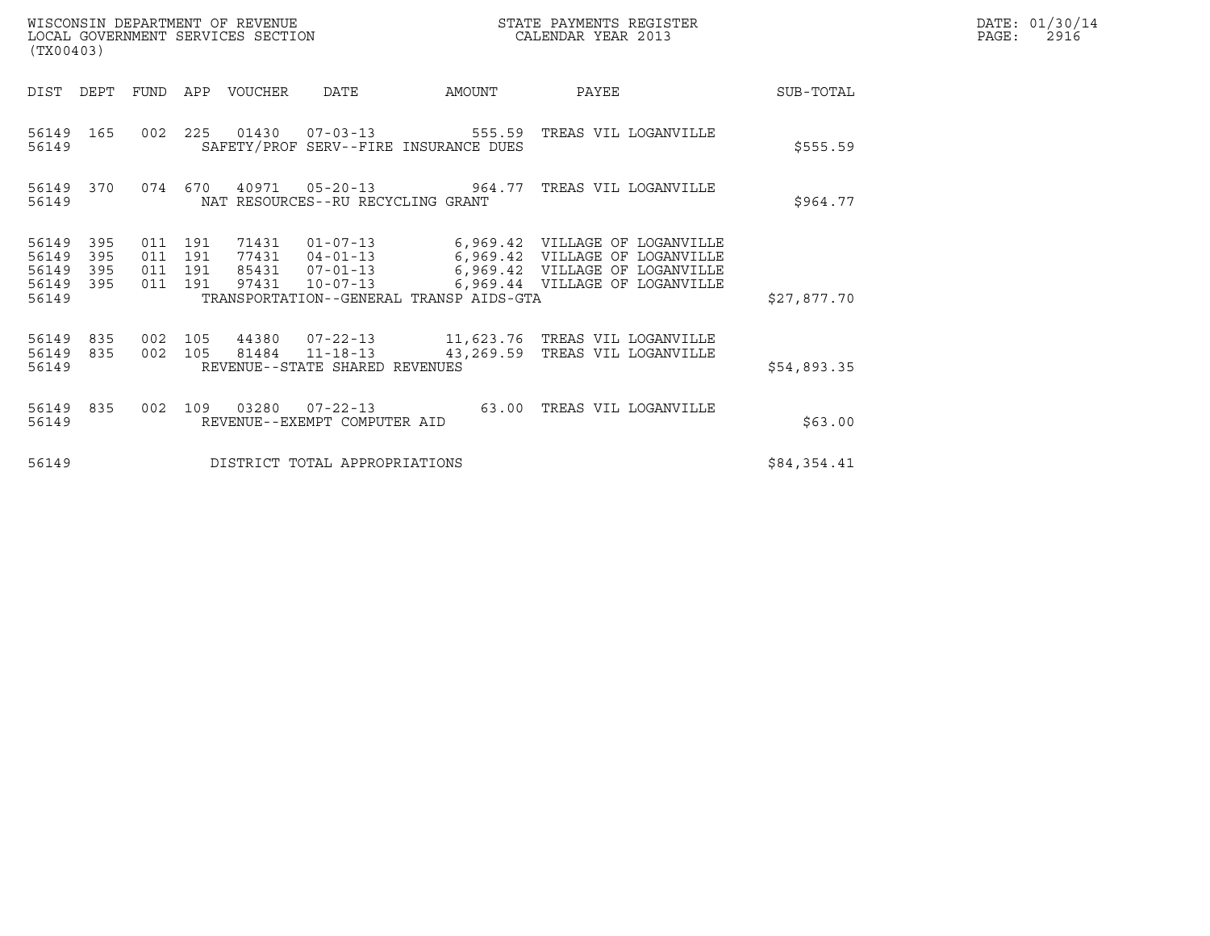WISCONSIN DEPARTMENT OF REVENUE
LOCAL GOVERNMENT SERVICES SECTION
(TX00403)

STATE PAYMENTS REGISTER
CALENDAR YEAR 2013

DATE: 01/30/14
PAGE: 2916

| DIST | DEPT | FUND | APP | VOUCHER | DATE | AMOUNT | PAYEE | SUB-TOTAL |
|---|---|---|---|---|---|---|---|---|
| 56149 | 165 | 002 | 225 | 01430 | 07-03-13 | 555.59 | TREAS VIL LOGANVILLE | |
| 56149 | | | | SAFETY/PROF SERV--FIRE INSURANCE DUES | | | | $555.59 |
| 56149 | 370 | 074 | 670 | 40971 | 05-20-13 | 964.77 | TREAS VIL LOGANVILLE | |
| 56149 | | | | NAT RESOURCES--RU RECYCLING GRANT | | | | $964.77 |
| 56149 | 395 | 011 | 191 | 71431 | 01-07-13 | 6,969.42 | VILLAGE OF LOGANVILLE | |
| 56149 | 395 | 011 | 191 | 77431 | 04-01-13 | 6,969.42 | VILLAGE OF LOGANVILLE | |
| 56149 | 395 | 011 | 191 | 85431 | 07-01-13 | 6,969.42 | VILLAGE OF LOGANVILLE | |
| 56149 | 395 | 011 | 191 | 97431 | 10-07-13 | 6,969.44 | VILLAGE OF LOGANVILLE | |
| 56149 | | | | TRANSPORTATION--GENERAL TRANSP AIDS-GTA | | | | $27,877.70 |
| 56149 | 835 | 002 | 105 | 44380 | 07-22-13 | 11,623.76 | TREAS VIL LOGANVILLE | |
| 56149 | 835 | 002 | 105 | 81484 | 11-18-13 | 43,269.59 | TREAS VIL LOGANVILLE | |
| 56149 | | | | REVENUE--STATE SHARED REVENUES | | | | $54,893.35 |
| 56149 | 835 | 002 | 109 | 03280 | 07-22-13 | 63.00 | TREAS VIL LOGANVILLE | |
| 56149 | | | | REVENUE--EXEMPT COMPUTER AID | | | | $63.00 |
| 56149 | | | | DISTRICT TOTAL APPROPRIATIONS | | | | $84,354.41 |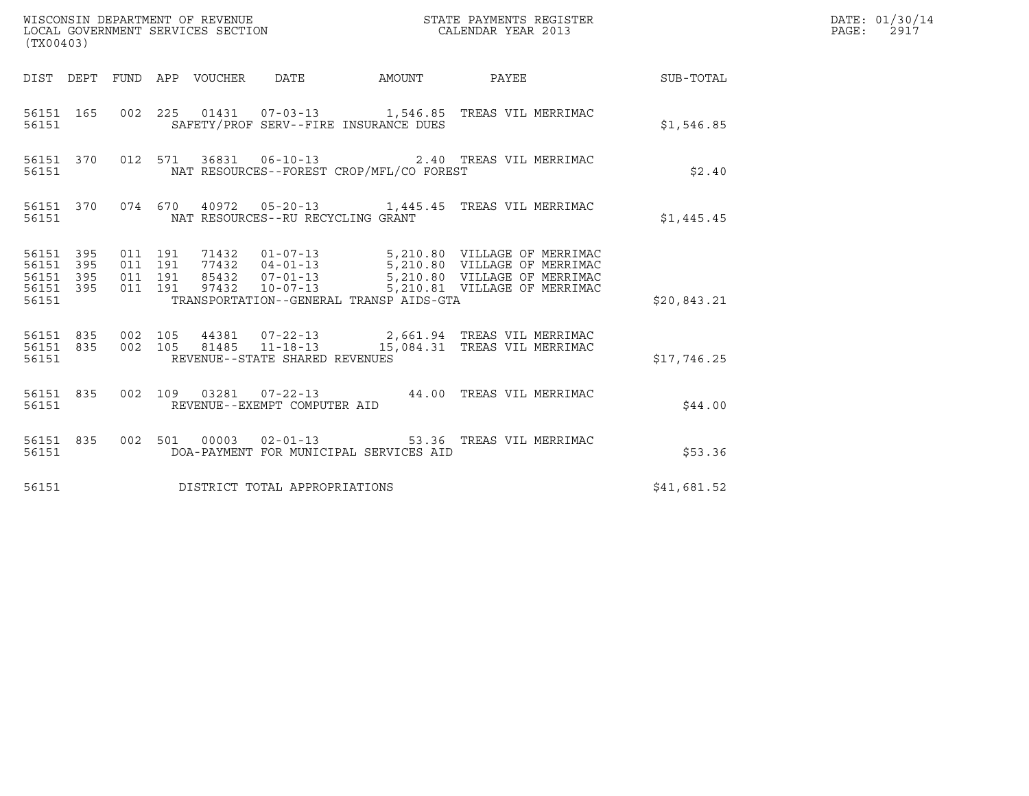WISCONSIN DEPARTMENT OF REVENUE
LOCAL GOVERNMENT SERVICES SECTION
(TX00403)

STATE PAYMENTS REGISTER
CALENDAR YEAR 2013

DATE: 01/30/14
PAGE: 2917

| DIST | DEPT | FUND | APP | VOUCHER | DATE | AMOUNT | PAYEE | SUB-TOTAL |
|---|---|---|---|---|---|---|---|---|
| 56151 | 165 | 002 | 225 | 01431 | 07-03-13 | 1,546.85 | TREAS VIL MERRIMAC | |
| 56151 | | | | SAFETY/PROF SERV--FIRE INSURANCE DUES | | | | $1,546.85 |
| 56151 | 370 | 012 | 571 | 36831 | 06-10-13 | 2.40 | TREAS VIL MERRIMAC | |
| 56151 | | | | NAT RESOURCES--FOREST CROP/MFL/CO FOREST | | | | $2.40 |
| 56151 | 370 | 074 | 670 | 40972 | 05-20-13 | 1,445.45 | TREAS VIL MERRIMAC | |
| 56151 | | | | NAT RESOURCES--RU RECYCLING GRANT | | | | $1,445.45 |
| 56151 | 395 | 011 | 191 | 71432 | 01-07-13 | 5,210.80 | VILLAGE OF MERRIMAC | |
| 56151 | 395 | 011 | 191 | 77432 | 04-01-13 | 5,210.80 | VILLAGE OF MERRIMAC | |
| 56151 | 395 | 011 | 191 | 85432 | 07-01-13 | 5,210.80 | VILLAGE OF MERRIMAC | |
| 56151 | 395 | 011 | 191 | 97432 | 10-07-13 | 5,210.81 | VILLAGE OF MERRIMAC | |
| 56151 | | | | TRANSPORTATION--GENERAL TRANSP AIDS-GTA | | | | $20,843.21 |
| 56151 | 835 | 002 | 105 | 44381 | 07-22-13 | 2,661.94 | TREAS VIL MERRIMAC | |
| 56151 | 835 | 002 | 105 | 81485 | 11-18-13 | 15,084.31 | TREAS VIL MERRIMAC | |
| 56151 | | | | REVENUE--STATE SHARED REVENUES | | | | $17,746.25 |
| 56151 | 835 | 002 | 109 | 03281 | 07-22-13 | 44.00 | TREAS VIL MERRIMAC | |
| 56151 | | | | REVENUE--EXEMPT COMPUTER AID | | | | $44.00 |
| 56151 | 835 | 002 | 501 | 00003 | 02-01-13 | 53.36 | TREAS VIL MERRIMAC | |
| 56151 | | | | DOA-PAYMENT FOR MUNICIPAL SERVICES AID | | | | $53.36 |
| 56151 | | | | DISTRICT TOTAL APPROPRIATIONS | | | | $41,681.52 |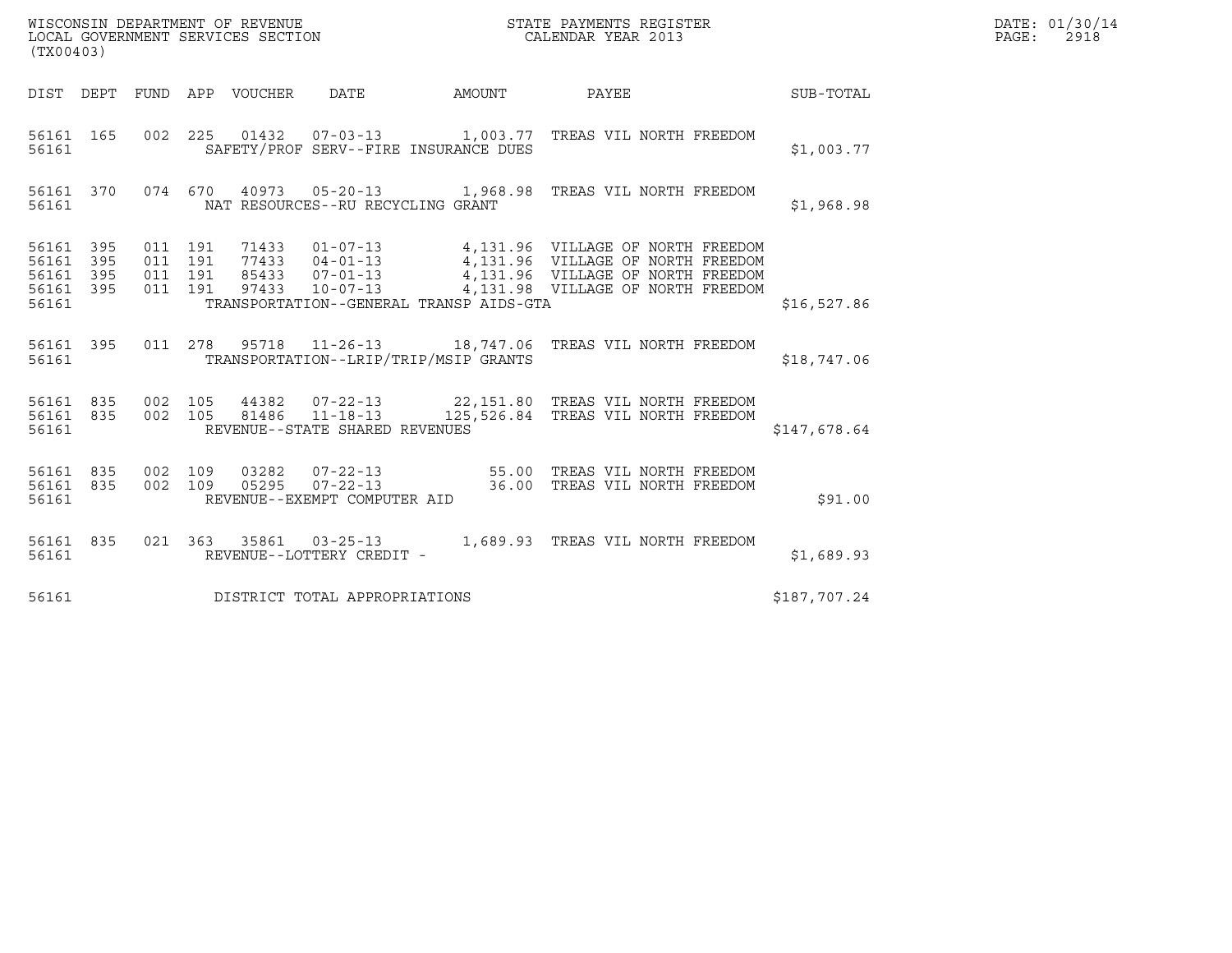WISCONSIN DEPARTMENT OF REVENUE
LOCAL GOVERNMENT SERVICES SECTION
(TX00403)

STATE PAYMENTS REGISTER
CALENDAR YEAR 2013

DATE: 01/30/14
PAGE: 2918

| DIST | DEPT | FUND | APP | VOUCHER | DATE | AMOUNT | PAYEE | SUB-TOTAL |
|---|---|---|---|---|---|---|---|---|
| 56161 | 165 | 002 | 225 | 01432 | 07-03-13 | 1,003.77 | TREAS VIL NORTH FREEDOM | |
| 56161 | | | | SAFETY/PROF SERV--FIRE INSURANCE DUES | | | | $1,003.77 |
| 56161 | 370 | 074 | 670 | 40973 | 05-20-13 | 1,968.98 | TREAS VIL NORTH FREEDOM | |
| 56161 | | | | NAT RESOURCES--RU RECYCLING GRANT | | | | $1,968.98 |
| 56161 | 395 | 011 | 191 | 71433 | 01-07-13 | 4,131.96 | VILLAGE OF NORTH FREEDOM | |
| 56161 | 395 | 011 | 191 | 77433 | 04-01-13 | 4,131.96 | VILLAGE OF NORTH FREEDOM | |
| 56161 | 395 | 011 | 191 | 85433 | 07-01-13 | 4,131.96 | VILLAGE OF NORTH FREEDOM | |
| 56161 | 395 | 011 | 191 | 97433 | 10-07-13 | 4,131.98 | VILLAGE OF NORTH FREEDOM | |
| 56161 | | | | TRANSPORTATION--GENERAL TRANSP AIDS-GTA | | | | $16,527.86 |
| 56161 | 395 | 011 | 278 | 95718 | 11-26-13 | 18,747.06 | TREAS VIL NORTH FREEDOM | |
| 56161 | | | | TRANSPORTATION--LRIP/TRIP/MSIP GRANTS | | | | $18,747.06 |
| 56161 | 835 | 002 | 105 | 44382 | 07-22-13 | 22,151.80 | TREAS VIL NORTH FREEDOM | |
| 56161 | 835 | 002 | 105 | 81486 | 11-18-13 | 125,526.84 | TREAS VIL NORTH FREEDOM | |
| 56161 | | | | REVENUE--STATE SHARED REVENUES | | | | $147,678.64 |
| 56161 | 835 | 002 | 109 | 03282 | 07-22-13 | 55.00 | TREAS VIL NORTH FREEDOM | |
| 56161 | 835 | 002 | 109 | 05295 | 07-22-13 | 36.00 | TREAS VIL NORTH FREEDOM | |
| 56161 | | | | REVENUE--EXEMPT COMPUTER AID | | | | $91.00 |
| 56161 | 835 | 021 | 363 | 35861 | 03-25-13 | 1,689.93 | TREAS VIL NORTH FREEDOM | |
| 56161 | | | | REVENUE--LOTTERY CREDIT - | | | | $1,689.93 |
| 56161 | | | | DISTRICT TOTAL APPROPRIATIONS | | | | $187,707.24 |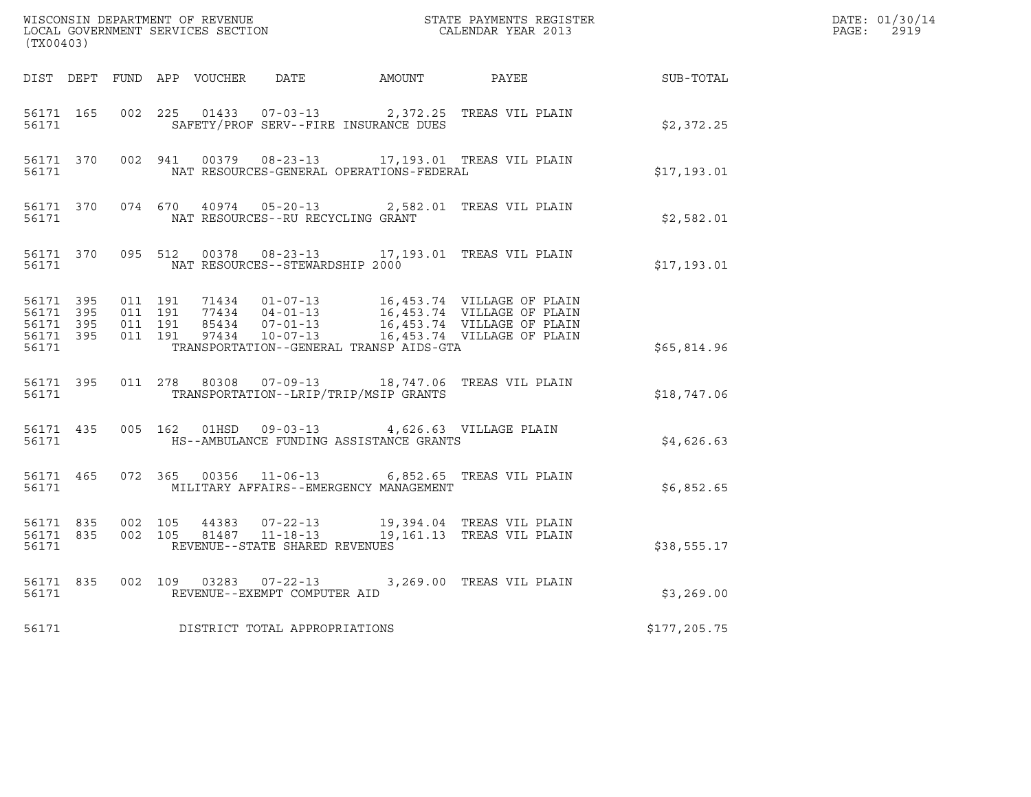WISCONSIN DEPARTMENT OF REVENUE
LOCAL GOVERNMENT SERVICES SECTION
(TX00403)

STATE PAYMENTS REGISTER
CALENDAR YEAR 2013

DATE: 01/30/14

| DIST | DEPT | FUND | APP | VOUCHER | DATE | AMOUNT | PAYEE | SUB-TOTAL |
|---|---|---|---|---|---|---|---|---|
| 56171 | 165 | 002 | 225 | 01433 | 07-03-13 | 2,372.25 | TREAS VIL PLAIN | |
| 56171 | | | | SAFETY/PROF SERV--FIRE INSURANCE DUES | | | | $2,372.25 |
| 56171 | 370 | 002 | 941 | 00379 | 08-23-13 | 17,193.01 | TREAS VIL PLAIN | |
| 56171 | | | | NAT RESOURCES-GENERAL OPERATIONS-FEDERAL | | | | $17,193.01 |
| 56171 | 370 | 074 | 670 | 40974 | 05-20-13 | 2,582.01 | TREAS VIL PLAIN | |
| 56171 | | | | NAT RESOURCES--RU RECYCLING GRANT | | | | $2,582.01 |
| 56171 | 370 | 095 | 512 | 00378 | 08-23-13 | 17,193.01 | TREAS VIL PLAIN | |
| 56171 | | | | NAT RESOURCES--STEWARDSHIP 2000 | | | | $17,193.01 |
| 56171 | 395 | 011 | 191 | 71434 | 01-07-13 | 16,453.74 | VILLAGE OF PLAIN | |
| 56171 | 395 | 011 | 191 | 77434 | 04-01-13 | 16,453.74 | VILLAGE OF PLAIN | |
| 56171 | 395 | 011 | 191 | 85434 | 07-01-13 | 16,453.74 | VILLAGE OF PLAIN | |
| 56171 | 395 | 011 | 191 | 97434 | 10-07-13 | 16,453.74 | VILLAGE OF PLAIN | |
| 56171 | | | | TRANSPORTATION--GENERAL TRANSP AIDS-GTA | | | | $65,814.96 |
| 56171 | 395 | 011 | 278 | 80308 | 07-09-13 | 18,747.06 | TREAS VIL PLAIN | |
| 56171 | | | | TRANSPORTATION--LRIP/TRIP/MSIP GRANTS | | | | $18,747.06 |
| 56171 | 435 | 005 | 162 | 01HSD | 09-03-13 | 4,626.63 | VILLAGE PLAIN | |
| 56171 | | | | HS--AMBULANCE FUNDING ASSISTANCE GRANTS | | | | $4,626.63 |
| 56171 | 465 | 072 | 365 | 00356 | 11-06-13 | 6,852.65 | TREAS VIL PLAIN | |
| 56171 | | | | MILITARY AFFAIRS--EMERGENCY MANAGEMENT | | | | $6,852.65 |
| 56171 | 835 | 002 | 105 | 44383 | 07-22-13 | 19,394.04 | TREAS VIL PLAIN | |
| 56171 | 835 | 002 | 105 | 81487 | 11-18-13 | 19,161.13 | TREAS VIL PLAIN | |
| 56171 | | | | REVENUE--STATE SHARED REVENUES | | | | $38,555.17 |
| 56171 | 835 | 002 | 109 | 03283 | 07-22-13 | 3,269.00 | TREAS VIL PLAIN | |
| 56171 | | | | REVENUE--EXEMPT COMPUTER AID | | | | $3,269.00 |
| 56171 | | | | DISTRICT TOTAL APPROPRIATIONS | | | | $177,205.75 |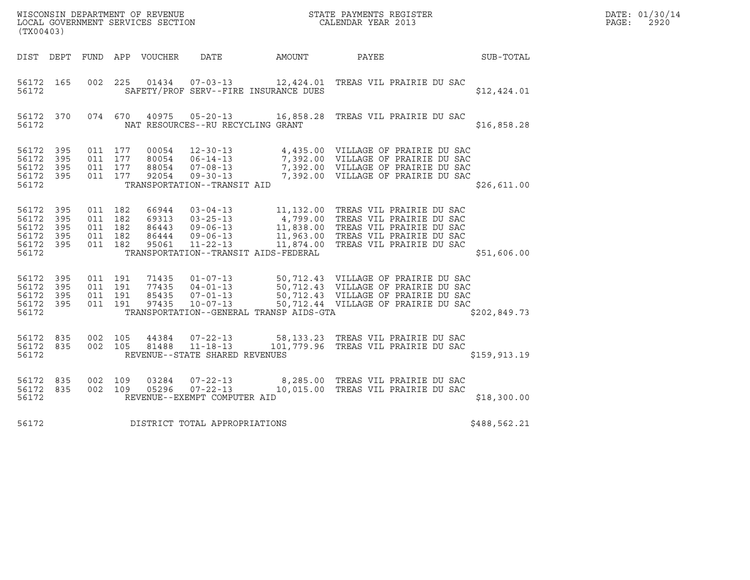WISCONSIN DEPARTMENT OF REVENUE
LOCAL GOVERNMENT SERVICES SECTION
(TX00403)

STATE PAYMENTS REGISTER
CALENDAR YEAR 2013

DATE: 01/30/14

| DIST | DEPT | FUND | APP | VOUCHER | DATE | AMOUNT | PAYEE | SUB-TOTAL |
|---|---|---|---|---|---|---|---|---|
| 56172 | 165 | 002 | 225 | 01434 | 07-03-13 | 12,424.01 | TREAS VIL PRAIRIE DU SAC | |
| 56172 | | | | | SAFETY/PROF SERV--FIRE INSURANCE DUES | | | $12,424.01 |
| 56172 | 370 | 074 | 670 | 40975 | 05-20-13 | 16,858.28 | TREAS VIL PRAIRIE DU SAC | |
| 56172 | | | | | NAT RESOURCES--RU RECYCLING GRANT | | | $16,858.28 |
| 56172 | 395 | 011 | 177 | 00054 | 12-30-13 | 4,435.00 | VILLAGE OF PRAIRIE DU SAC | |
| 56172 | 395 | 011 | 177 | 80054 | 06-14-13 | 7,392.00 | VILLAGE OF PRAIRIE DU SAC | |
| 56172 | 395 | 011 | 177 | 88054 | 07-08-13 | 7,392.00 | VILLAGE OF PRAIRIE DU SAC | |
| 56172 | 395 | 011 | 177 | 92054 | 09-30-13 | 7,392.00 | VILLAGE OF PRAIRIE DU SAC | |
| 56172 | | | | | TRANSPORTATION--TRANSIT AID | | | $26,611.00 |
| 56172 | 395 | 011 | 182 | 66944 | 03-04-13 | 11,132.00 | TREAS VIL PRAIRIE DU SAC | |
| 56172 | 395 | 011 | 182 | 69313 | 03-25-13 | 4,799.00 | TREAS VIL PRAIRIE DU SAC | |
| 56172 | 395 | 011 | 182 | 86443 | 09-06-13 | 11,838.00 | TREAS VIL PRAIRIE DU SAC | |
| 56172 | 395 | 011 | 182 | 86444 | 09-06-13 | 11,963.00 | TREAS VIL PRAIRIE DU SAC | |
| 56172 | 395 | 011 | 182 | 95061 | 11-22-13 | 11,874.00 | TREAS VIL PRAIRIE DU SAC | |
| 56172 | | | | | TRANSPORTATION--TRANSIT AIDS-FEDERAL | | | $51,606.00 |
| 56172 | 395 | 011 | 191 | 71435 | 01-07-13 | 50,712.43 | VILLAGE OF PRAIRIE DU SAC | |
| 56172 | 395 | 011 | 191 | 77435 | 04-01-13 | 50,712.43 | VILLAGE OF PRAIRIE DU SAC | |
| 56172 | 395 | 011 | 191 | 85435 | 07-01-13 | 50,712.43 | VILLAGE OF PRAIRIE DU SAC | |
| 56172 | 395 | 011 | 191 | 97435 | 10-07-13 | 50,712.44 | VILLAGE OF PRAIRIE DU SAC | |
| 56172 | | | | | TRANSPORTATION--GENERAL TRANSP AIDS-GTA | | | $202,849.73 |
| 56172 | 835 | 002 | 105 | 44384 | 07-22-13 | 58,133.23 | TREAS VIL PRAIRIE DU SAC | |
| 56172 | 835 | 002 | 105 | 81488 | 11-18-13 | 101,779.96 | TREAS VIL PRAIRIE DU SAC | |
| 56172 | | | | | REVENUE--STATE SHARED REVENUES | | | $159,913.19 |
| 56172 | 835 | 002 | 109 | 03284 | 07-22-13 | 8,285.00 | TREAS VIL PRAIRIE DU SAC | |
| 56172 | 835 | 002 | 109 | 05296 | 07-22-13 | 10,015.00 | TREAS VIL PRAIRIE DU SAC | |
| 56172 | | | | | REVENUE--EXEMPT COMPUTER AID | | | $18,300.00 |
| 56172 | | | | | DISTRICT TOTAL APPROPRIATIONS | | | $488,562.21 |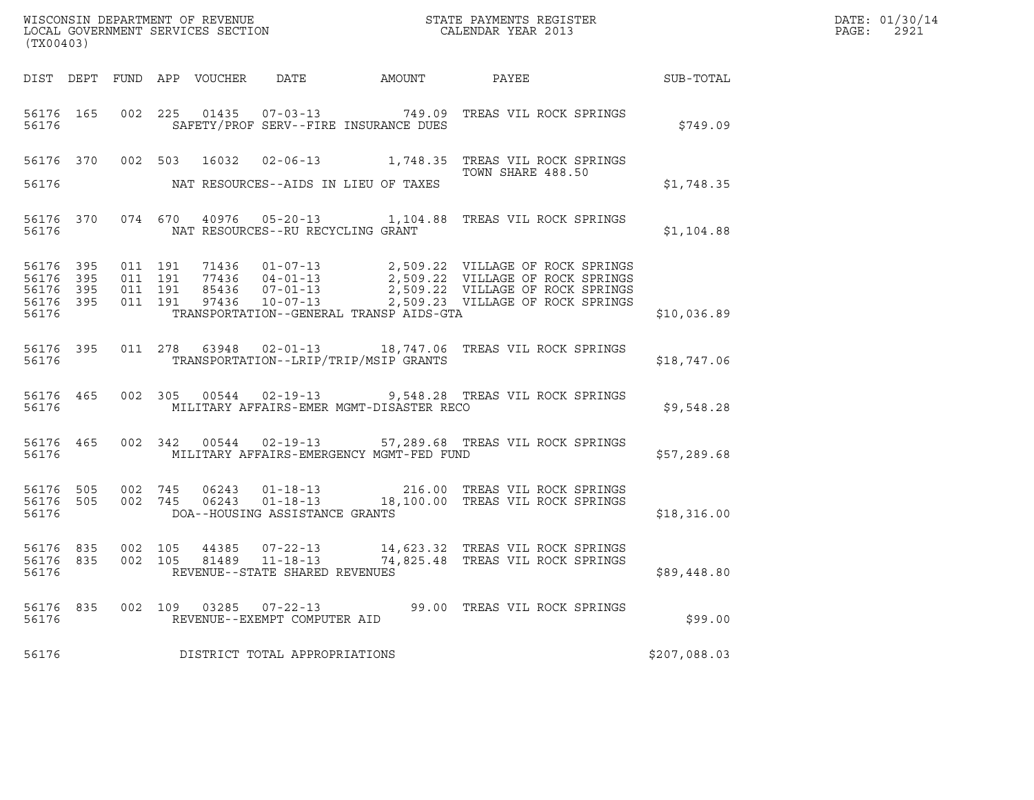WISCONSIN DEPARTMENT OF REVENUE
LOCAL GOVERNMENT SERVICES SECTION
(TX00403)

STATE PAYMENTS REGISTER
CALENDAR YEAR 2013

DATE: 01/30/14
PAGE: 2921

| DIST | DEPT | FUND | APP | VOUCHER | DATE | AMOUNT | PAYEE | SUB-TOTAL |
|---|---|---|---|---|---|---|---|---|
| 56176 | 165 | 002 | 225 | 01435 | 07-03-13 | 749.09 | TREAS VIL ROCK SPRINGS | |
| 56176 | | | | | SAFETY/PROF SERV--FIRE INSURANCE DUES | | | $749.09 |
| 56176 | 370 | 002 | 503 | 16032 | 02-06-13 | 1,748.35 | TREAS VIL ROCK SPRINGS TOWN SHARE 488.50 | |
| 56176 | | | | | NAT RESOURCES--AIDS IN LIEU OF TAXES | | | $1,748.35 |
| 56176 | 370 | 074 | 670 | 40976 | 05-20-13 | 1,104.88 | TREAS VIL ROCK SPRINGS | |
| 56176 | | | | | NAT RESOURCES--RU RECYCLING GRANT | | | $1,104.88 |
| 56176 | 395 | 011 | 191 | 71436 | 01-07-13 | 2,509.22 | VILLAGE OF ROCK SPRINGS | |
| 56176 | 395 | 011 | 191 | 77436 | 04-01-13 | 2,509.22 | VILLAGE OF ROCK SPRINGS | |
| 56176 | 395 | 011 | 191 | 85436 | 07-01-13 | 2,509.22 | VILLAGE OF ROCK SPRINGS | |
| 56176 | 395 | 011 | 191 | 97436 | 10-07-13 | 2,509.23 | VILLAGE OF ROCK SPRINGS | |
| 56176 | | | | | TRANSPORTATION--GENERAL TRANSP AIDS-GTA | | | $10,036.89 |
| 56176 | 395 | 011 | 278 | 63948 | 02-01-13 | 18,747.06 | TREAS VIL ROCK SPRINGS | |
| 56176 | | | | | TRANSPORTATION--LRIP/TRIP/MSIP GRANTS | | | $18,747.06 |
| 56176 | 465 | 002 | 305 | 00544 | 02-19-13 | 9,548.28 | TREAS VIL ROCK SPRINGS | |
| 56176 | | | | | MILITARY AFFAIRS-EMER MGMT-DISASTER RECO | | | $9,548.28 |
| 56176 | 465 | 002 | 342 | 00544 | 02-19-13 | 57,289.68 | TREAS VIL ROCK SPRINGS | |
| 56176 | | | | | MILITARY AFFAIRS-EMERGENCY MGMT-FED FUND | | | $57,289.68 |
| 56176 | 505 | 002 | 745 | 06243 | 01-18-13 | 216.00 | TREAS VIL ROCK SPRINGS | |
| 56176 | 505 | 002 | 745 | 06243 | 01-18-13 | 18,100.00 | TREAS VIL ROCK SPRINGS | |
| 56176 | | | | | DOA--HOUSING ASSISTANCE GRANTS | | | $18,316.00 |
| 56176 | 835 | 002 | 105 | 44385 | 07-22-13 | 14,623.32 | TREAS VIL ROCK SPRINGS | |
| 56176 | 835 | 002 | 105 | 81489 | 11-18-13 | 74,825.48 | TREAS VIL ROCK SPRINGS | |
| 56176 | | | | | REVENUE--STATE SHARED REVENUES | | | $89,448.80 |
| 56176 | 835 | 002 | 109 | 03285 | 07-22-13 | 99.00 | TREAS VIL ROCK SPRINGS | |
| 56176 | | | | | REVENUE--EXEMPT COMPUTER AID | | | $99.00 |
| 56176 | | | | | DISTRICT TOTAL APPROPRIATIONS | | | $207,088.03 |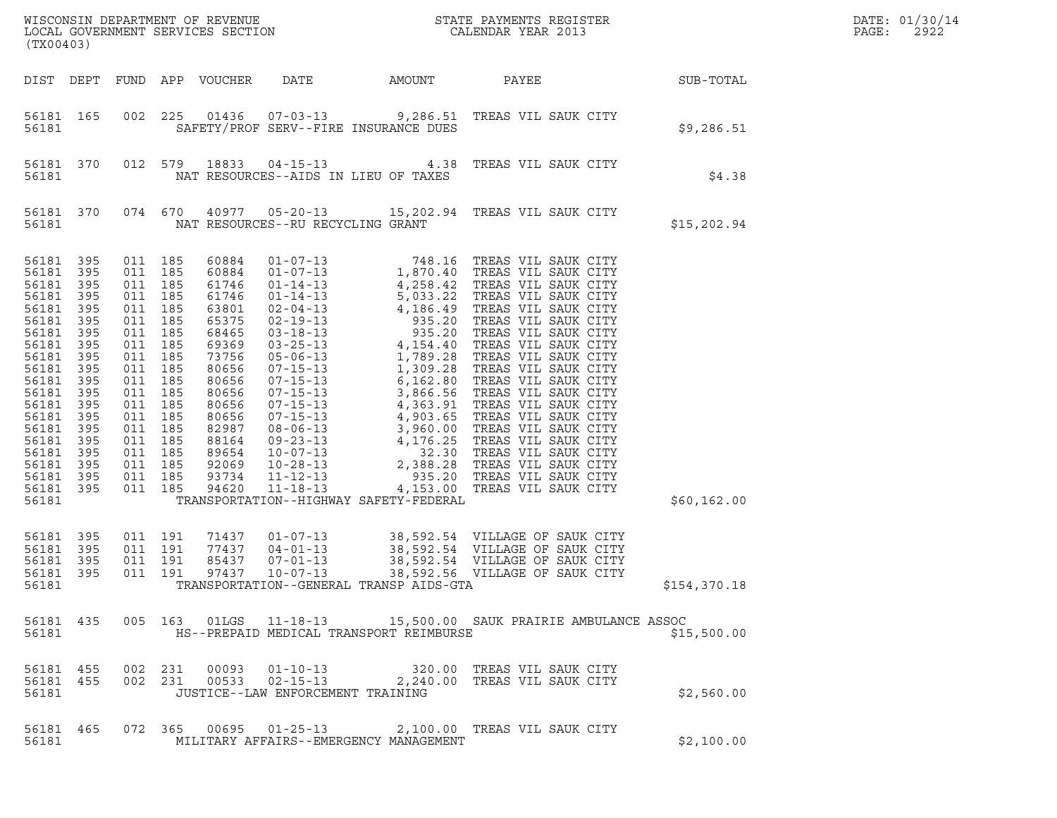WISCONSIN DEPARTMENT OF REVENUE
LOCAL GOVERNMENT SERVICES SECTION
(TX00403)

STATE PAYMENTS REGISTER
CALENDAR YEAR 2013

DATE: 01/30/14
PAGE: 2922

| DIST | DEPT | FUND | APP | VOUCHER | DATE | AMOUNT | PAYEE | SUB-TOTAL |
|---|---|---|---|---|---|---|---|---|
| 56181 | 165 | 002 | 225 | 01436 | 07-03-13 | 9,286.51 | TREAS VIL SAUK CITY | |
| 56181 | | | | | SAFETY/PROF SERV--FIRE INSURANCE DUES | | | $9,286.51 |
| 56181 | 370 | 012 | 579 | 18833 | 04-15-13 | 4.38 | TREAS VIL SAUK CITY | |
| 56181 | | | | | NAT RESOURCES--AIDS IN LIEU OF TAXES | | | $4.38 |
| 56181 | 370 | 074 | 670 | 40977 | 05-20-13 | 15,202.94 | TREAS VIL SAUK CITY | |
| 56181 | | | | | NAT RESOURCES--RU RECYCLING GRANT | | | $15,202.94 |
| 56181 | 395 | 011 | 185 | 60884 | 01-07-13 | 748.16 | TREAS VIL SAUK CITY | |
| 56181 | 395 | 011 | 185 | 60884 | 01-07-13 | 1,870.40 | TREAS VIL SAUK CITY | |
| 56181 | 395 | 011 | 185 | 61746 | 01-14-13 | 4,258.42 | TREAS VIL SAUK CITY | |
| 56181 | 395 | 011 | 185 | 61746 | 01-14-13 | 5,033.22 | TREAS VIL SAUK CITY | |
| 56181 | 395 | 011 | 185 | 63801 | 02-04-13 | 4,186.49 | TREAS VIL SAUK CITY | |
| 56181 | 395 | 011 | 185 | 65375 | 02-19-13 | 935.20 | TREAS VIL SAUK CITY | |
| 56181 | 395 | 011 | 185 | 68465 | 03-18-13 | 935.20 | TREAS VIL SAUK CITY | |
| 56181 | 395 | 011 | 185 | 69369 | 03-25-13 | 4,154.40 | TREAS VIL SAUK CITY | |
| 56181 | 395 | 011 | 185 | 73756 | 05-06-13 | 1,789.28 | TREAS VIL SAUK CITY | |
| 56181 | 395 | 011 | 185 | 80656 | 07-15-13 | 1,309.28 | TREAS VIL SAUK CITY | |
| 56181 | 395 | 011 | 185 | 80656 | 07-15-13 | 6,162.80 | TREAS VIL SAUK CITY | |
| 56181 | 395 | 011 | 185 | 80656 | 07-15-13 | 3,866.56 | TREAS VIL SAUK CITY | |
| 56181 | 395 | 011 | 185 | 80656 | 07-15-13 | 4,363.91 | TREAS VIL SAUK CITY | |
| 56181 | 395 | 011 | 185 | 80656 | 07-15-13 | 4,903.65 | TREAS VIL SAUK CITY | |
| 56181 | 395 | 011 | 185 | 82987 | 08-06-13 | 3,960.00 | TREAS VIL SAUK CITY | |
| 56181 | 395 | 011 | 185 | 88164 | 09-23-13 | 4,176.25 | TREAS VIL SAUK CITY | |
| 56181 | 395 | 011 | 185 | 89654 | 10-07-13 | 32.30 | TREAS VIL SAUK CITY | |
| 56181 | 395 | 011 | 185 | 92069 | 10-28-13 | 2,388.28 | TREAS VIL SAUK CITY | |
| 56181 | 395 | 011 | 185 | 93734 | 11-12-13 | 935.20 | TREAS VIL SAUK CITY | |
| 56181 | 395 | 011 | 185 | 94620 | 11-18-13 | 4,153.00 | TREAS VIL SAUK CITY | |
| 56181 | | | | | TRANSPORTATION--HIGHWAY SAFETY-FEDERAL | | | $60,162.00 |
| 56181 | 395 | 011 | 191 | 71437 | 01-07-13 | 38,592.54 | VILLAGE OF SAUK CITY | |
| 56181 | 395 | 011 | 191 | 77437 | 04-01-13 | 38,592.54 | VILLAGE OF SAUK CITY | |
| 56181 | 395 | 011 | 191 | 85437 | 07-01-13 | 38,592.54 | VILLAGE OF SAUK CITY | |
| 56181 | 395 | 011 | 191 | 97437 | 10-07-13 | 38,592.56 | VILLAGE OF SAUK CITY | |
| 56181 | | | | | TRANSPORTATION--GENERAL TRANSP AIDS-GTA | | | $154,370.18 |
| 56181 | 435 | 005 | 163 | 01LGS | 11-18-13 | 15,500.00 | SAUK PRAIRIE AMBULANCE ASSOC | |
| 56181 | | | | | HS--PREPAID MEDICAL TRANSPORT REIMBURSE | | | $15,500.00 |
| 56181 | 455 | 002 | 231 | 00093 | 01-10-13 | 320.00 | TREAS VIL SAUK CITY | |
| 56181 | 455 | 002 | 231 | 00533 | 02-15-13 | 2,240.00 | TREAS VIL SAUK CITY | |
| 56181 | | | | | JUSTICE--LAW ENFORCEMENT TRAINING | | | $2,560.00 |
| 56181 | 465 | 072 | 365 | 00695 | 01-25-13 | 2,100.00 | TREAS VIL SAUK CITY | |
| 56181 | | | | | MILITARY AFFAIRS--EMERGENCY MANAGEMENT | | | $2,100.00 |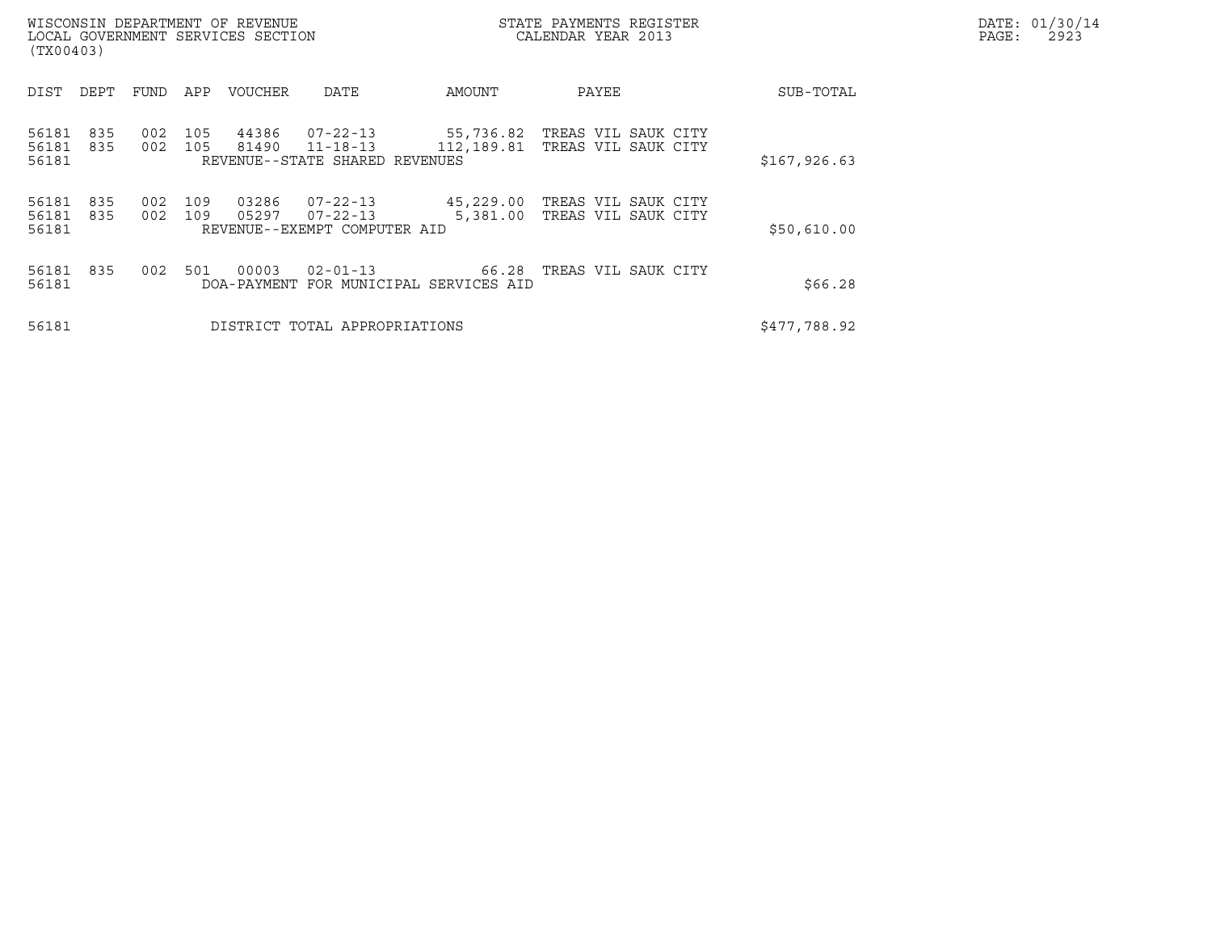WISCONSIN DEPARTMENT OF REVENUE
LOCAL GOVERNMENT SERVICES SECTION
(TX00403)

STATE PAYMENTS REGISTER
CALENDAR YEAR 2013

DATE: 01/30/14

| DIST | DEPT | FUND | APP | VOUCHER | DATE | AMOUNT | PAYEE | SUB-TOTAL |
|---|---|---|---|---|---|---|---|---|
| 56181 | 835 | 002 | 105 | 44386 | 07-22-13 | 55,736.82 | TREAS VIL SAUK CITY | |
| 56181 | 835 | 002 | 105 | 81490 | 11-18-13 | 112,189.81 | TREAS VIL SAUK CITY | |
| 56181 | | | | REVENUE--STATE SHARED REVENUES | | | | $167,926.63 |
| 56181 | 835 | 002 | 109 | 03286 | 07-22-13 | 45,229.00 | TREAS VIL SAUK CITY | |
| 56181 | 835 | 002 | 109 | 05297 | 07-22-13 | 5,381.00 | TREAS VIL SAUK CITY | |
| 56181 | | | | REVENUE--EXEMPT COMPUTER AID | | | | $50,610.00 |
| 56181 | 835 | 002 | 501 | 00003 | 02-01-13 | 66.28 | TREAS VIL SAUK CITY | |
| 56181 | | | | DOA-PAYMENT FOR MUNICIPAL SERVICES AID | | | | $66.28 |
| 56181 | | | | DISTRICT TOTAL APPROPRIATIONS | | | | $477,788.92 |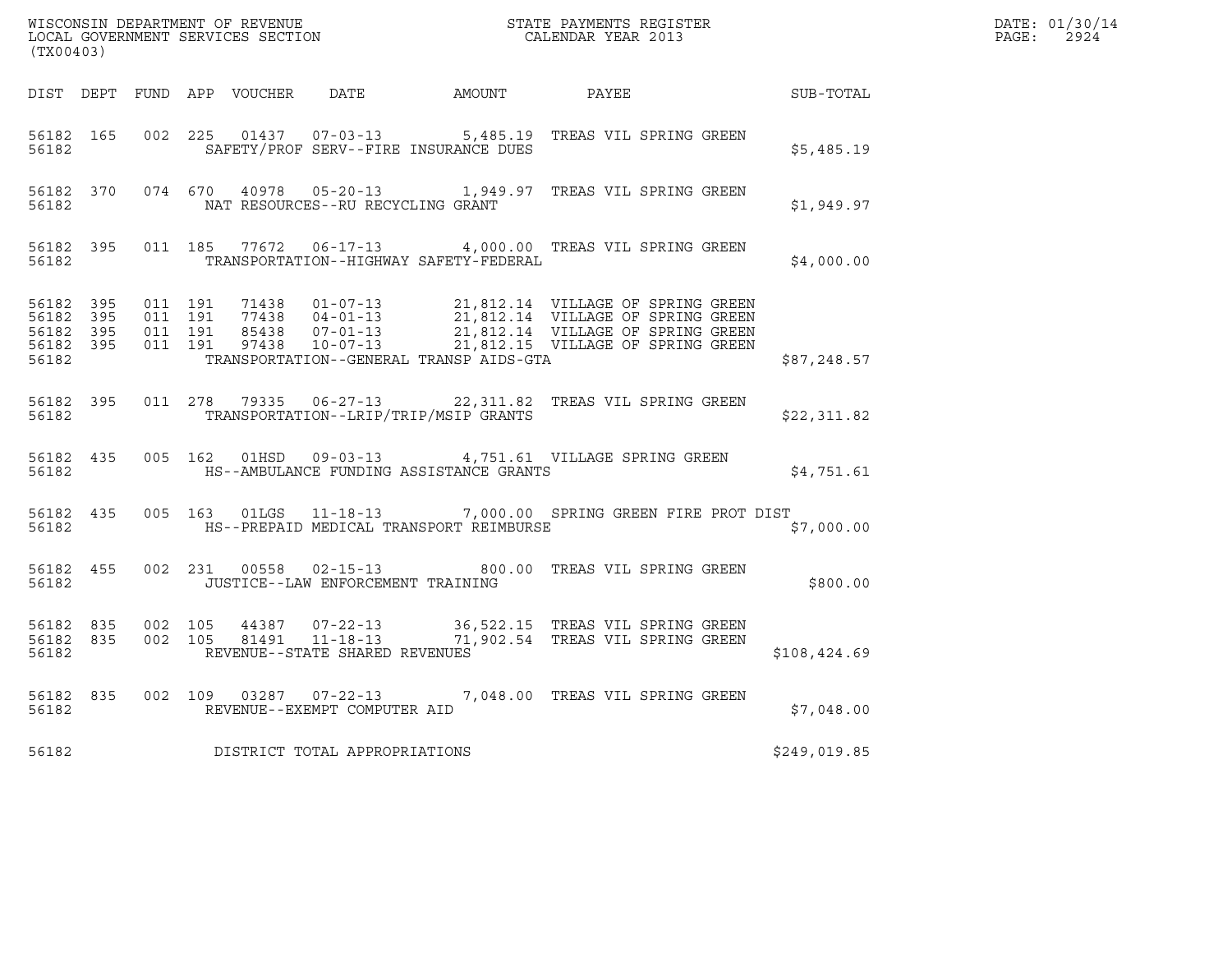WISCONSIN DEPARTMENT OF REVENUE
LOCAL GOVERNMENT SERVICES SECTION
(TX00403)

STATE PAYMENTS REGISTER
CALENDAR YEAR 2013

DATE: 01/30/14
PAGE: 2924

| DIST | DEPT | FUND | APP | VOUCHER | DATE | AMOUNT | PAYEE | SUB-TOTAL |
|---|---|---|---|---|---|---|---|---|
| 56182 | 165 | 002 | 225 | 01437 | 07-03-13 | 5,485.19 | TREAS VIL SPRING GREEN | |
| 56182 | | | | SAFETY/PROF SERV--FIRE INSURANCE DUES | | | | $5,485.19 |
| 56182 | 370 | 074 | 670 | 40978 | 05-20-13 | 1,949.97 | TREAS VIL SPRING GREEN | |
| 56182 | | | | NAT RESOURCES--RU RECYCLING GRANT | | | | $1,949.97 |
| 56182 | 395 | 011 | 185 | 77672 | 06-17-13 | 4,000.00 | TREAS VIL SPRING GREEN | |
| 56182 | | | | TRANSPORTATION--HIGHWAY SAFETY-FEDERAL | | | | $4,000.00 |
| 56182 | 395 | 011 | 191 | 71438 | 01-07-13 | 21,812.14 | VILLAGE OF SPRING GREEN | |
| 56182 | 395 | 011 | 191 | 77438 | 04-01-13 | 21,812.14 | VILLAGE OF SPRING GREEN | |
| 56182 | 395 | 011 | 191 | 85438 | 07-01-13 | 21,812.14 | VILLAGE OF SPRING GREEN | |
| 56182 | 395 | 011 | 191 | 97438 | 10-07-13 | 21,812.15 | VILLAGE OF SPRING GREEN | |
| 56182 | | | | TRANSPORTATION--GENERAL TRANSP AIDS-GTA | | | | $87,248.57 |
| 56182 | 395 | 011 | 278 | 79335 | 06-27-13 | 22,311.82 | TREAS VIL SPRING GREEN | |
| 56182 | | | | TRANSPORTATION--LRIP/TRIP/MSIP GRANTS | | | | $22,311.82 |
| 56182 | 435 | 005 | 162 | 01HSD | 09-03-13 | 4,751.61 | VILLAGE SPRING GREEN | |
| 56182 | | | | HS--AMBULANCE FUNDING ASSISTANCE GRANTS | | | | $4,751.61 |
| 56182 | 435 | 005 | 163 | 01LGS | 11-18-13 | 7,000.00 | SPRING GREEN FIRE PROT DIST | |
| 56182 | | | | HS--PREPAID MEDICAL TRANSPORT REIMBURSE | | | | $7,000.00 |
| 56182 | 455 | 002 | 231 | 00558 | 02-15-13 | 800.00 | TREAS VIL SPRING GREEN | |
| 56182 | | | | JUSTICE--LAW ENFORCEMENT TRAINING | | | | $800.00 |
| 56182 | 835 | 002 | 105 | 44387 | 07-22-13 | 36,522.15 | TREAS VIL SPRING GREEN | |
| 56182 | 835 | 002 | 105 | 81491 | 11-18-13 | 71,902.54 | TREAS VIL SPRING GREEN | |
| 56182 | | | | REVENUE--STATE SHARED REVENUES | | | | $108,424.69 |
| 56182 | 835 | 002 | 109 | 03287 | 07-22-13 | 7,048.00 | TREAS VIL SPRING GREEN | |
| 56182 | | | | REVENUE--EXEMPT COMPUTER AID | | | | $7,048.00 |
| 56182 | | | | DISTRICT TOTAL APPROPRIATIONS | | | | $249,019.85 |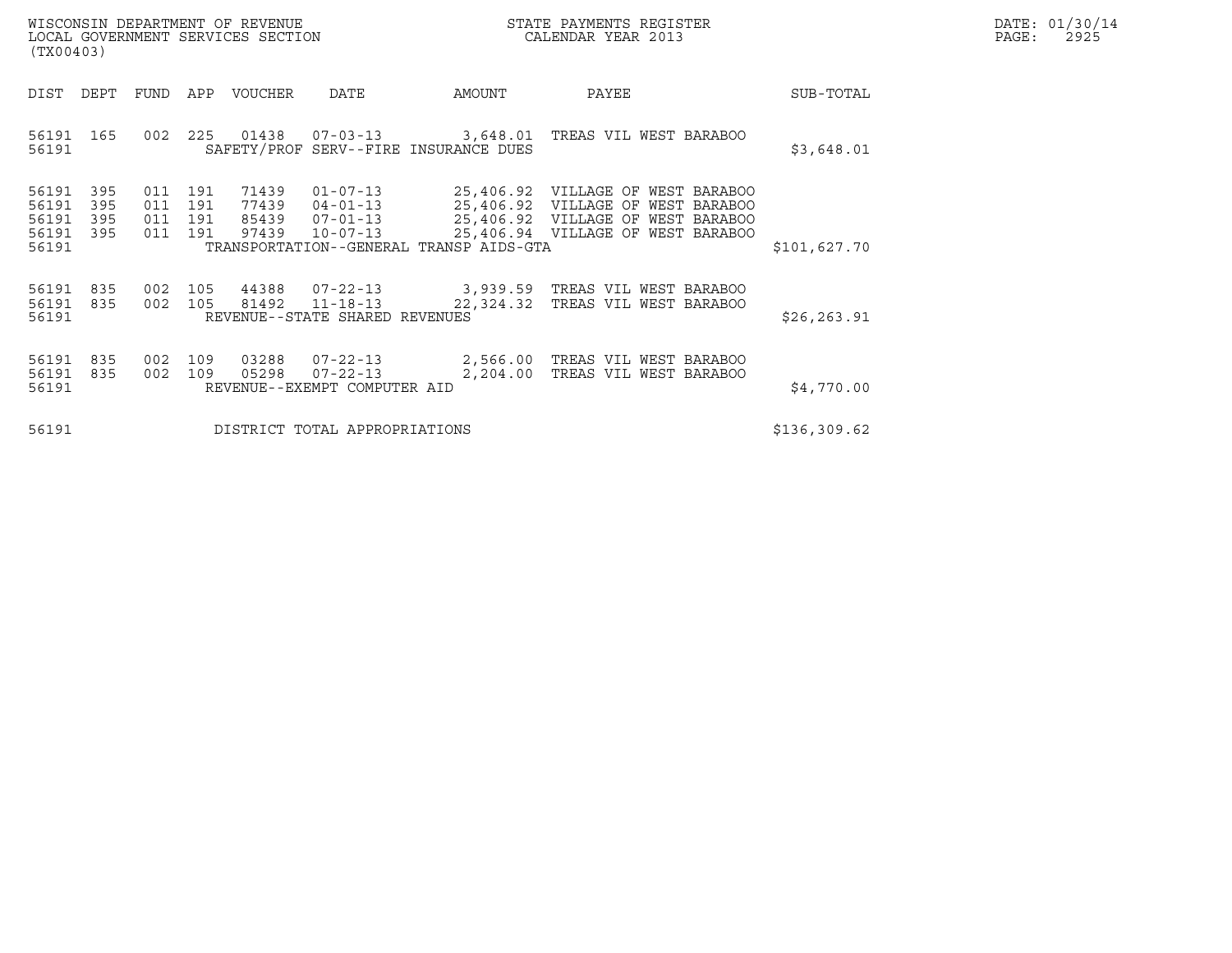| DIST | DEPT | FUND | APP | VOUCHER | DATE | AMOUNT | PAYEE | SUB-TOTAL |
|---|---|---|---|---|---|---|---|---|
| 56191 | 165 | 002 | 225 | 01438 | 07-03-13 | 3,648.01 | TREAS VIL WEST BARABOO | |
| 56191 | | | | SAFETY/PROF SERV--FIRE INSURANCE DUES | | | | $3,648.01 |
| 56191 | 395 | 011 | 191 | 71439 | 01-07-13 | 25,406.92 | VILLAGE OF WEST BARABOO | |
| 56191 | 395 | 011 | 191 | 77439 | 04-01-13 | 25,406.92 | VILLAGE OF WEST BARABOO | |
| 56191 | 395 | 011 | 191 | 85439 | 07-01-13 | 25,406.92 | VILLAGE OF WEST BARABOO | |
| 56191 | 395 | 011 | 191 | 97439 | 10-07-13 | 25,406.94 | VILLAGE OF WEST BARABOO | |
| 56191 | | | | TRANSPORTATION--GENERAL TRANSP AIDS-GTA | | | | $101,627.70 |
| 56191 | 835 | 002 | 105 | 44388 | 07-22-13 | 3,939.59 | TREAS VIL WEST BARABOO | |
| 56191 | 835 | 002 | 105 | 81492 | 11-18-13 | 22,324.32 | TREAS VIL WEST BARABOO | |
| 56191 | | | | REVENUE--STATE SHARED REVENUES | | | | $26,263.91 |
| 56191 | 835 | 002 | 109 | 03288 | 07-22-13 | 2,566.00 | TREAS VIL WEST BARABOO | |
| 56191 | 835 | 002 | 109 | 05298 | 07-22-13 | 2,204.00 | TREAS VIL WEST BARABOO | |
| 56191 | | | | REVENUE--EXEMPT COMPUTER AID | | | | $4,770.00 |
| 56191 | | | | DISTRICT TOTAL APPROPRIATIONS | | | | $136,309.62 |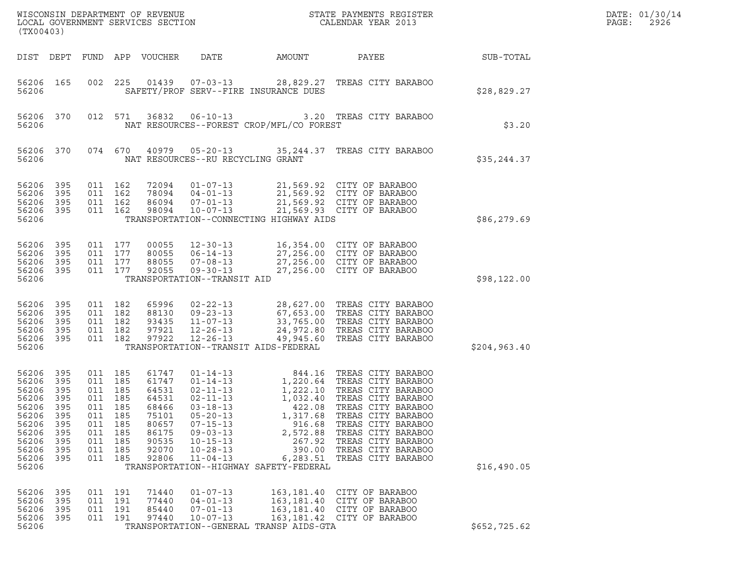WISCONSIN DEPARTMENT OF REVENUE
LOCAL GOVERNMENT SERVICES SECTION
(TX00403)

STATE PAYMENTS REGISTER
CALENDAR YEAR 2013

DATE: 01/30/14
PAGE: 2926

| DIST | DEPT | FUND | APP | VOUCHER | DATE | AMOUNT | PAYEE | SUB-TOTAL |
|---|---|---|---|---|---|---|---|---|
| 56206 | 165 | 002 | 225 | 01439 | 07-03-13 | 28,829.27 | TREAS CITY BARABOO | |
| 56206 | | | | | SAFETY/PROF SERV--FIRE INSURANCE DUES | | | $28,829.27 |
| 56206 | 370 | 012 | 571 | 36832 | 06-10-13 | 3.20 | TREAS CITY BARABOO | |
| 56206 | | | | | NAT RESOURCES--FOREST CROP/MFL/CO FOREST | | | $3.20 |
| 56206 | 370 | 074 | 670 | 40979 | 05-20-13 | 35,244.37 | TREAS CITY BARABOO | |
| 56206 | | | | | NAT RESOURCES--RU RECYCLING GRANT | | | $35,244.37 |
| 56206 | 395 | 011 | 162 | 72094 | 01-07-13 | 21,569.92 | CITY OF BARABOO | |
| 56206 | 395 | 011 | 162 | 78094 | 04-01-13 | 21,569.92 | CITY OF BARABOO | |
| 56206 | 395 | 011 | 162 | 86094 | 07-01-13 | 21,569.92 | CITY OF BARABOO | |
| 56206 | 395 | 011 | 162 | 98094 | 10-07-13 | 21,569.93 | CITY OF BARABOO | |
| 56206 | | | | | TRANSPORTATION--CONNECTING HIGHWAY AIDS | | | $86,279.69 |
| 56206 | 395 | 011 | 177 | 00055 | 12-30-13 | 16,354.00 | CITY OF BARABOO | |
| 56206 | 395 | 011 | 177 | 80055 | 06-14-13 | 27,256.00 | CITY OF BARABOO | |
| 56206 | 395 | 011 | 177 | 88055 | 07-08-13 | 27,256.00 | CITY OF BARABOO | |
| 56206 | 395 | 011 | 177 | 92055 | 09-30-13 | 27,256.00 | CITY OF BARABOO | |
| 56206 | | | | | TRANSPORTATION--TRANSIT AID | | | $98,122.00 |
| 56206 | 395 | 011 | 182 | 65996 | 02-22-13 | 28,627.00 | TREAS CITY BARABOO | |
| 56206 | 395 | 011 | 182 | 88130 | 09-23-13 | 67,653.00 | TREAS CITY BARABOO | |
| 56206 | 395 | 011 | 182 | 93435 | 11-07-13 | 33,765.00 | TREAS CITY BARABOO | |
| 56206 | 395 | 011 | 182 | 97921 | 12-26-13 | 24,972.80 | TREAS CITY BARABOO | |
| 56206 | 395 | 011 | 182 | 97922 | 12-26-13 | 49,945.60 | TREAS CITY BARABOO | |
| 56206 | | | | | TRANSPORTATION--TRANSIT AIDS-FEDERAL | | | $204,963.40 |
| 56206 | 395 | 011 | 185 | 61747 | 01-14-13 | 844.16 | TREAS CITY BARABOO | |
| 56206 | 395 | 011 | 185 | 61747 | 01-14-13 | 1,220.64 | TREAS CITY BARABOO | |
| 56206 | 395 | 011 | 185 | 64531 | 02-11-13 | 1,222.10 | TREAS CITY BARABOO | |
| 56206 | 395 | 011 | 185 | 64531 | 02-11-13 | 1,032.40 | TREAS CITY BARABOO | |
| 56206 | 395 | 011 | 185 | 68466 | 03-18-13 | 422.08 | TREAS CITY BARABOO | |
| 56206 | 395 | 011 | 185 | 75101 | 05-20-13 | 1,317.68 | TREAS CITY BARABOO | |
| 56206 | 395 | 011 | 185 | 80657 | 07-15-13 | 916.68 | TREAS CITY BARABOO | |
| 56206 | 395 | 011 | 185 | 86175 | 09-03-13 | 2,572.88 | TREAS CITY BARABOO | |
| 56206 | 395 | 011 | 185 | 90535 | 10-15-13 | 267.92 | TREAS CITY BARABOO | |
| 56206 | 395 | 011 | 185 | 92070 | 10-28-13 | 390.00 | TREAS CITY BARABOO | |
| 56206 | 395 | 011 | 185 | 92806 | 11-04-13 | 6,283.51 | TREAS CITY BARABOO | |
| 56206 | | | | | TRANSPORTATION--HIGHWAY SAFETY-FEDERAL | | | $16,490.05 |
| 56206 | 395 | 011 | 191 | 71440 | 01-07-13 | 163,181.40 | CITY OF BARABOO | |
| 56206 | 395 | 011 | 191 | 77440 | 04-01-13 | 163,181.40 | CITY OF BARABOO | |
| 56206 | 395 | 011 | 191 | 85440 | 07-01-13 | 163,181.40 | CITY OF BARABOO | |
| 56206 | 395 | 011 | 191 | 97440 | 10-07-13 | 163,181.42 | CITY OF BARABOO | |
| 56206 | | | | | TRANSPORTATION--GENERAL TRANSP AIDS-GTA | | | $652,725.62 |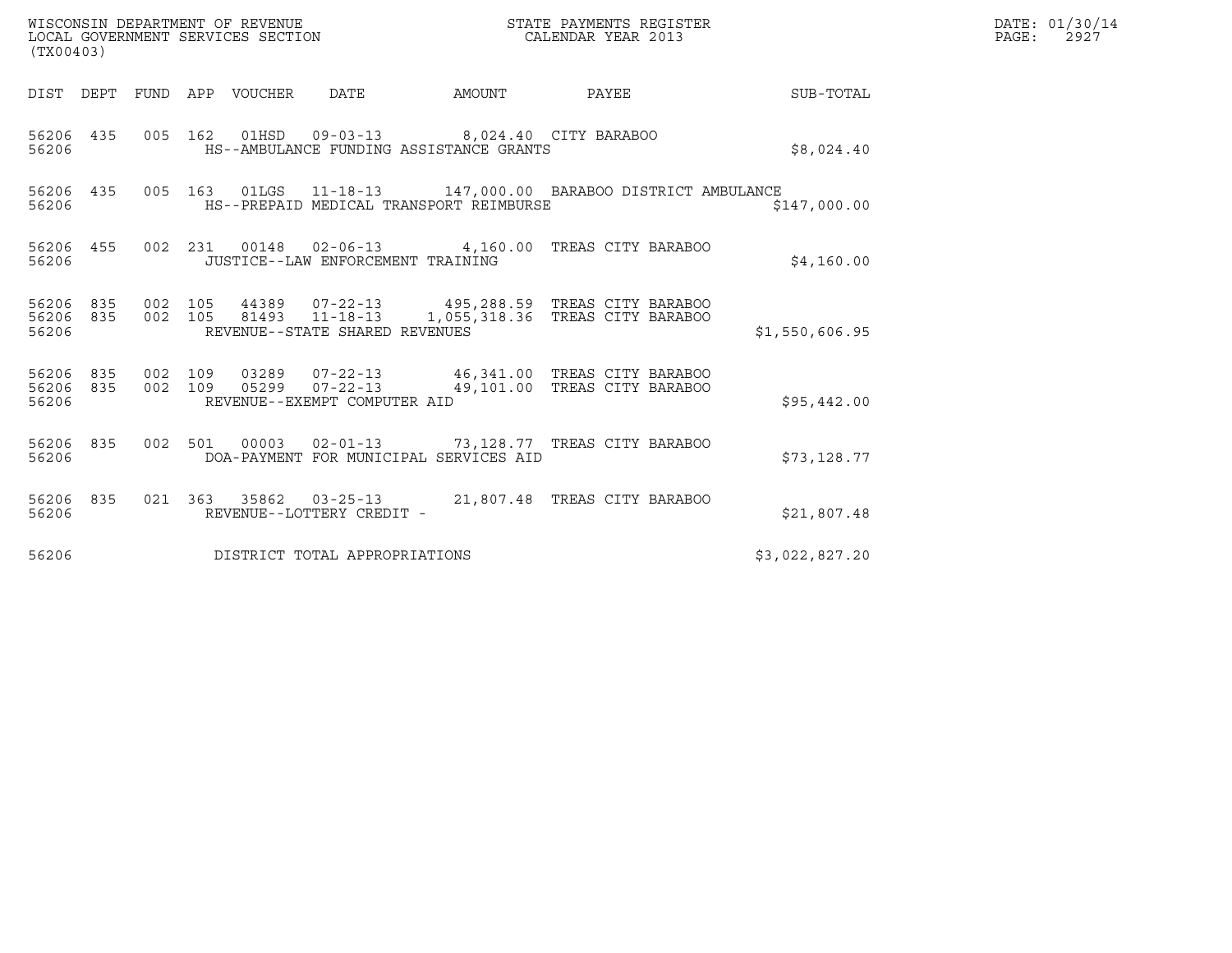WISCONSIN DEPARTMENT OF REVENUE
LOCAL GOVERNMENT SERVICES SECTION
(TX00403)

STATE PAYMENTS REGISTER
CALENDAR YEAR 2013

DATE: 01/30/14
PAGE: 2927

| DIST | DEPT | FUND | APP | VOUCHER | DATE | AMOUNT | PAYEE | SUB-TOTAL |
|---|---|---|---|---|---|---|---|---|
| 56206 | 435 | 005 | 162 | 01HSD | 09-03-13 | 8,024.40 | CITY BARABOO | |
| 56206 | | | | HS--AMBULANCE FUNDING ASSISTANCE GRANTS | | | | $8,024.40 |
| 56206 | 435 | 005 | 163 | 01LGS | 11-18-13 | 147,000.00 | BARABOO DISTRICT AMBULANCE | |
| 56206 | | | | HS--PREPAID MEDICAL TRANSPORT REIMBURSE | | | | $147,000.00 |
| 56206 | 455 | 002 | 231 | 00148 | 02-06-13 | 4,160.00 | TREAS CITY BARABOO | |
| 56206 | | | | JUSTICE--LAW ENFORCEMENT TRAINING | | | | $4,160.00 |
| 56206 | 835 | 002 | 105 | 44389 | 07-22-13 | 495,288.59 | TREAS CITY BARABOO | |
| 56206 | 835 | 002 | 105 | 81493 | 11-18-13 | 1,055,318.36 | TREAS CITY BARABOO | |
| 56206 | | | | REVENUE--STATE SHARED REVENUES | | | | $1,550,606.95 |
| 56206 | 835 | 002 | 109 | 03289 | 07-22-13 | 46,341.00 | TREAS CITY BARABOO | |
| 56206 | 835 | 002 | 109 | 05299 | 07-22-13 | 49,101.00 | TREAS CITY BARABOO | |
| 56206 | | | | REVENUE--EXEMPT COMPUTER AID | | | | $95,442.00 |
| 56206 | 835 | 002 | 501 | 00003 | 02-01-13 | 73,128.77 | TREAS CITY BARABOO | |
| 56206 | | | | DOA-PAYMENT FOR MUNICIPAL SERVICES AID | | | | $73,128.77 |
| 56206 | 835 | 021 | 363 | 35862 | 03-25-13 | 21,807.48 | TREAS CITY BARABOO | |
| 56206 | | | | REVENUE--LOTTERY CREDIT - | | | | $21,807.48 |
| 56206 | | | | DISTRICT TOTAL APPROPRIATIONS | | | | $3,022,827.20 |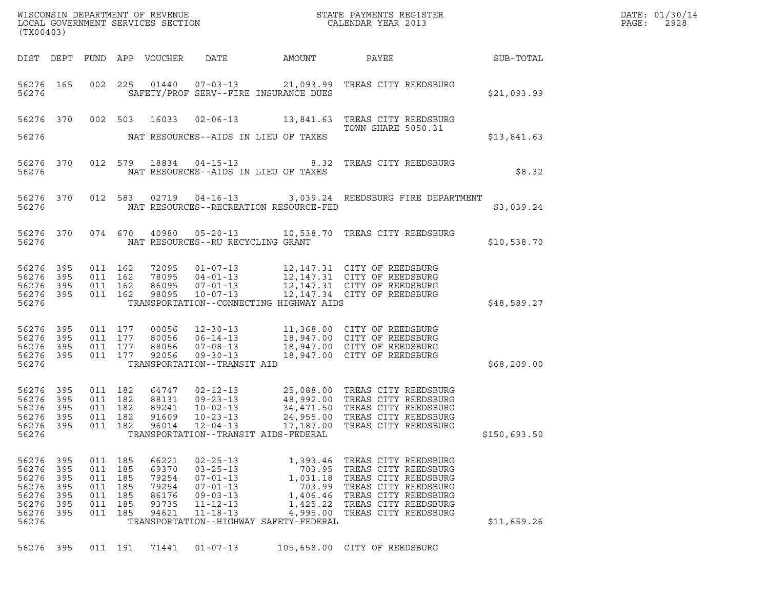WISCONSIN DEPARTMENT OF REVENUE
LOCAL GOVERNMENT SERVICES SECTION
(TX00403)

STATE PAYMENTS REGISTER
CALENDAR YEAR 2013

DATE: 01/30/14
PAGE: 2928

| DIST | DEPT | FUND | APP | VOUCHER | DATE | AMOUNT | PAYEE | SUB-TOTAL |
|---|---|---|---|---|---|---|---|---|
| 56276 | 165 | 002 | 225 | 01440 | 07-03-13 | 21,093.99 | TREAS CITY REEDSBURG | |
| 56276 | | | | SAFETY/PROF SERV--FIRE INSURANCE DUES | | | | $21,093.99 |
| 56276 | 370 | 002 | 503 | 16033 | 02-06-13 | 13,841.63 | TREAS CITY REEDSBURG TOWN SHARE 5050.31 | |
| 56276 | | | | NAT RESOURCES--AIDS IN LIEU OF TAXES | | | | $13,841.63 |
| 56276 | 370 | 012 | 579 | 18834 | 04-15-13 | 8.32 | TREAS CITY REEDSBURG | |
| 56276 | | | | NAT RESOURCES--AIDS IN LIEU OF TAXES | | | | $8.32 |
| 56276 | 370 | 012 | 583 | 02719 | 04-16-13 | 3,039.24 | REEDSBURG FIRE DEPARTMENT | |
| 56276 | | | | NAT RESOURCES--RECREATION RESOURCE-FED | | | | $3,039.24 |
| 56276 | 370 | 074 | 670 | 40980 | 05-20-13 | 10,538.70 | TREAS CITY REEDSBURG | |
| 56276 | | | | NAT RESOURCES--RU RECYCLING GRANT | | | | $10,538.70 |
| 56276 | 395 | 011 | 162 | 72095 | 01-07-13 | 12,147.31 | CITY OF REEDSBURG | |
| 56276 | 395 | 011 | 162 | 78095 | 04-01-13 | 12,147.31 | CITY OF REEDSBURG | |
| 56276 | 395 | 011 | 162 | 86095 | 07-01-13 | 12,147.31 | CITY OF REEDSBURG | |
| 56276 | 395 | 011 | 162 | 98095 | 10-07-13 | 12,147.34 | CITY OF REEDSBURG | |
| 56276 | | | | TRANSPORTATION--CONNECTING HIGHWAY AIDS | | | | $48,589.27 |
| 56276 | 395 | 011 | 177 | 00056 | 12-30-13 | 11,368.00 | CITY OF REEDSBURG | |
| 56276 | 395 | 011 | 177 | 80056 | 06-14-13 | 18,947.00 | CITY OF REEDSBURG | |
| 56276 | 395 | 011 | 177 | 88056 | 07-08-13 | 18,947.00 | CITY OF REEDSBURG | |
| 56276 | 395 | 011 | 177 | 92056 | 09-30-13 | 18,947.00 | CITY OF REEDSBURG | |
| 56276 | | | | TRANSPORTATION--TRANSIT AID | | | | $68,209.00 |
| 56276 | 395 | 011 | 182 | 64747 | 02-12-13 | 25,088.00 | TREAS CITY REEDSBURG | |
| 56276 | 395 | 011 | 182 | 88131 | 09-23-13 | 48,992.00 | TREAS CITY REEDSBURG | |
| 56276 | 395 | 011 | 182 | 89241 | 10-02-13 | 34,471.50 | TREAS CITY REEDSBURG | |
| 56276 | 395 | 011 | 182 | 91609 | 10-23-13 | 24,955.00 | TREAS CITY REEDSBURG | |
| 56276 | 395 | 011 | 182 | 96014 | 12-04-13 | 17,187.00 | TREAS CITY REEDSBURG | |
| 56276 | | | | TRANSPORTATION--TRANSIT AIDS-FEDERAL | | | | $150,693.50 |
| 56276 | 395 | 011 | 185 | 66221 | 02-25-13 | 1,393.46 | TREAS CITY REEDSBURG | |
| 56276 | 395 | 011 | 185 | 69370 | 03-25-13 | 703.95 | TREAS CITY REEDSBURG | |
| 56276 | 395 | 011 | 185 | 79254 | 07-01-13 | 1,031.18 | TREAS CITY REEDSBURG | |
| 56276 | 395 | 011 | 185 | 79254 | 07-01-13 | 703.99 | TREAS CITY REEDSBURG | |
| 56276 | 395 | 011 | 185 | 86176 | 09-03-13 | 1,406.46 | TREAS CITY REEDSBURG | |
| 56276 | 395 | 011 | 185 | 93735 | 11-12-13 | 1,425.22 | TREAS CITY REEDSBURG | |
| 56276 | 395 | 011 | 185 | 94621 | 11-18-13 | 4,995.00 | TREAS CITY REEDSBURG | |
| 56276 | | | | TRANSPORTATION--HIGHWAY SAFETY-FEDERAL | | | | $11,659.26 |
| 56276 | 395 | 011 | 191 | 71441 | 01-07-13 | 105,658.00 | CITY OF REEDSBURG | |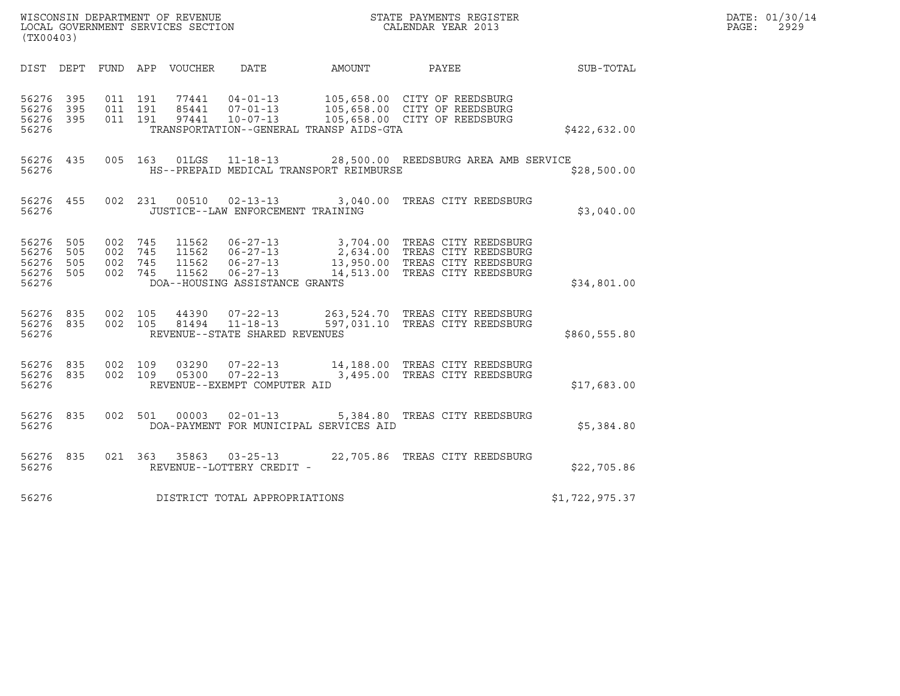WISCONSIN DEPARTMENT OF REVENUE
LOCAL GOVERNMENT SERVICES SECTION
(TX00403)

STATE PAYMENTS REGISTER
CALENDAR YEAR 2013

DATE: 01/30/14
PAGE: 2929

| DIST | DEPT | FUND | APP | VOUCHER | DATE | AMOUNT | PAYEE | SUB-TOTAL |
|---|---|---|---|---|---|---|---|---|
| 56276 | 395 | 011 | 191 | 77441 | 04-01-13 | 105,658.00 | CITY OF REEDSBURG | |
| 56276 | 395 | 011 | 191 | 85441 | 07-01-13 | 105,658.00 | CITY OF REEDSBURG | |
| 56276 | 395 | 011 | 191 | 97441 | 10-07-13 | 105,658.00 | CITY OF REEDSBURG | |
| 56276 | | | | TRANSPORTATION--GENERAL TRANSP AIDS-GTA | | | | $422,632.00 |
| 56276 | 435 | 005 | 163 | 01LGS | 11-18-13 | 28,500.00 | REEDSBURG AREA AMB SERVICE | |
| 56276 | | | | HS--PREPAID MEDICAL TRANSPORT REIMBURSE | | | | $28,500.00 |
| 56276 | 455 | 002 | 231 | 00510 | 02-13-13 | 3,040.00 | TREAS CITY REEDSBURG | |
| 56276 | | | | JUSTICE--LAW ENFORCEMENT TRAINING | | | | $3,040.00 |
| 56276 | 505 | 002 | 745 | 11562 | 06-27-13 | 3,704.00 | TREAS CITY REEDSBURG | |
| 56276 | 505 | 002 | 745 | 11562 | 06-27-13 | 2,634.00 | TREAS CITY REEDSBURG | |
| 56276 | 505 | 002 | 745 | 11562 | 06-27-13 | 13,950.00 | TREAS CITY REEDSBURG | |
| 56276 | 505 | 002 | 745 | 11562 | 06-27-13 | 14,513.00 | TREAS CITY REEDSBURG | |
| 56276 | | | | DOA--HOUSING ASSISTANCE GRANTS | | | | $34,801.00 |
| 56276 | 835 | 002 | 105 | 44390 | 07-22-13 | 263,524.70 | TREAS CITY REEDSBURG | |
| 56276 | 835 | 002 | 105 | 81494 | 11-18-13 | 597,031.10 | TREAS CITY REEDSBURG | |
| 56276 | | | | REVENUE--STATE SHARED REVENUES | | | | $860,555.80 |
| 56276 | 835 | 002 | 109 | 03290 | 07-22-13 | 14,188.00 | TREAS CITY REEDSBURG | |
| 56276 | 835 | 002 | 109 | 05300 | 07-22-13 | 3,495.00 | TREAS CITY REEDSBURG | |
| 56276 | | | | REVENUE--EXEMPT COMPUTER AID | | | | $17,683.00 |
| 56276 | 835 | 002 | 501 | 00003 | 02-01-13 | 5,384.80 | TREAS CITY REEDSBURG | |
| 56276 | | | | DOA-PAYMENT FOR MUNICIPAL SERVICES AID | | | | $5,384.80 |
| 56276 | 835 | 021 | 363 | 35863 | 03-25-13 | 22,705.86 | TREAS CITY REEDSBURG | |
| 56276 | | | | REVENUE--LOTTERY CREDIT - | | | | $22,705.86 |
| 56276 | | | | DISTRICT TOTAL APPROPRIATIONS | | | | $1,722,975.37 |